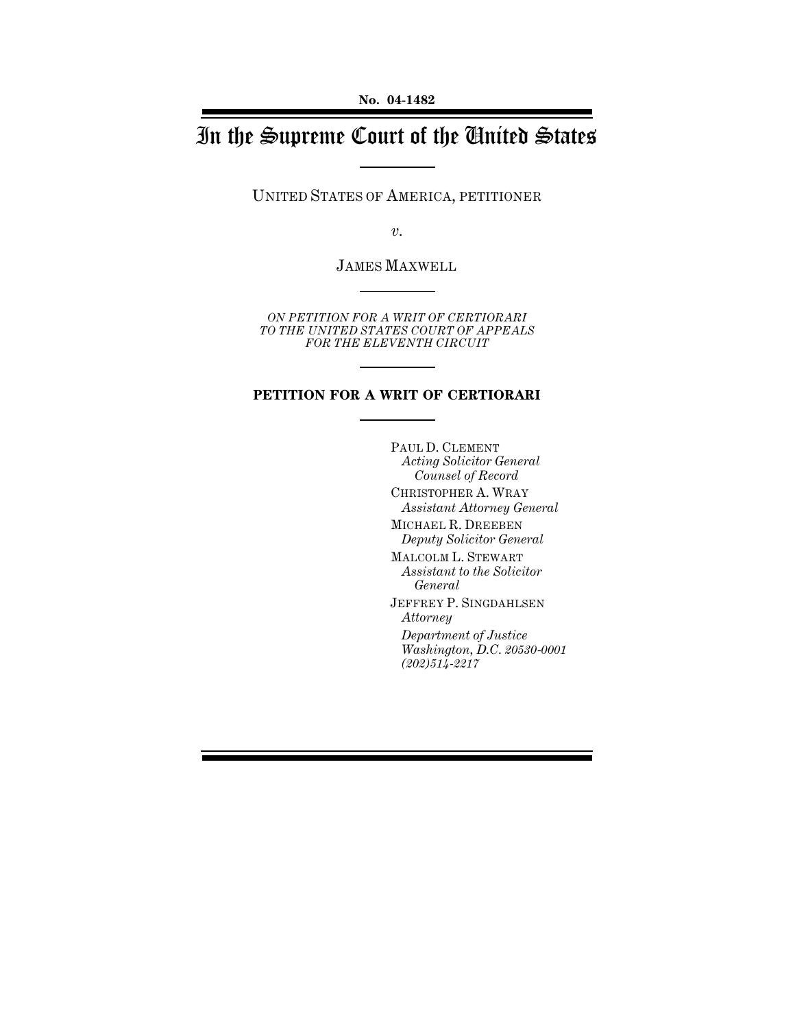No. 04-1482

# In the Supreme Court of the United States

UNITED STATES OF AMERICA, PETITIONER

*v.*

JAMES MAXWELL

*ON PETITION FOR A WRIT OF CERTIORARI TO THE UNITED STATES COURT OF APPEALS FOR THE ELEVENTH CIRCUIT*

## PETITION FOR A WRIT OF CERTIORARI

PAUL D. CLEMENT
*Acting Solicitor General*
*Counsel of Record*

CHRISTOPHER A. WRAY
*Assistant Attorney General*

MICHAEL R. DREEBEN
*Deputy Solicitor General*

MALCOLM L. STEWART
*Assistant to the Solicitor General*

JEFFREY P. SINGDAHLSEN
*Attorney*

*Department of Justice*
*Washington, D.C. 20530-0001*
*(202)514-2217*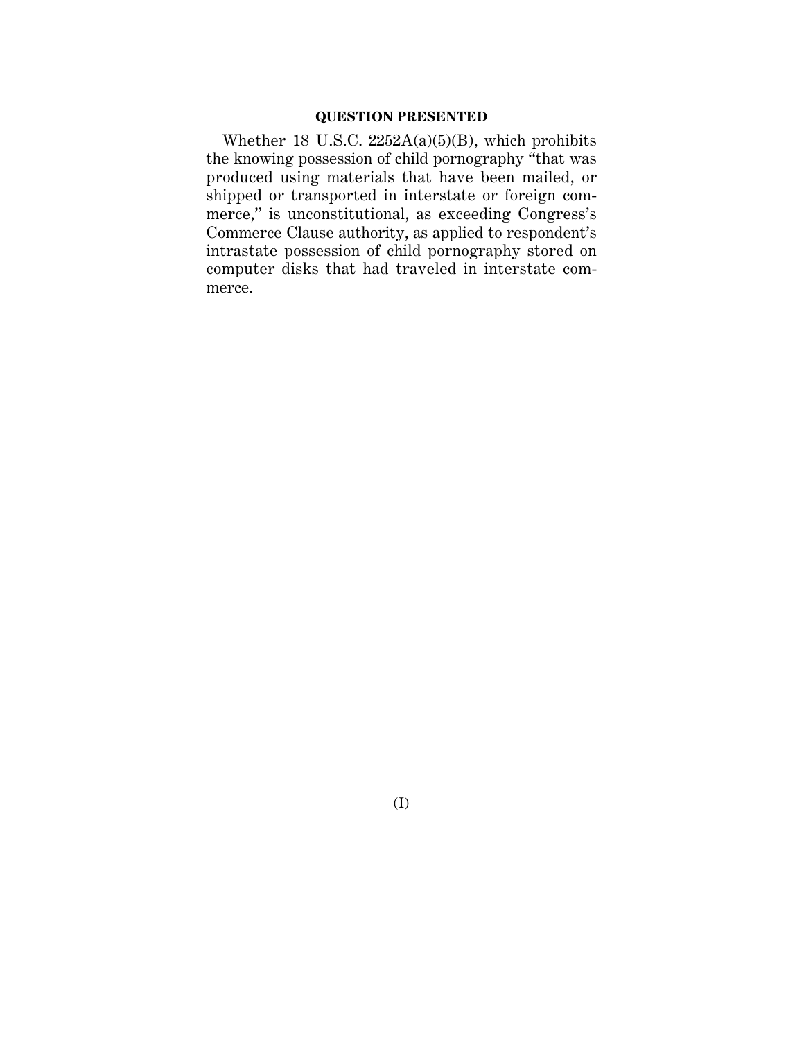## QUESTION PRESENTED

Whether 18 U.S.C. 2252A(a)(5)(B), which prohibits the knowing possession of child pornography "that was produced using materials that have been mailed, or shipped or transported in interstate or foreign commerce," is unconstitutional, as exceeding Congress's Commerce Clause authority, as applied to respondent's intrastate possession of child pornography stored on computer disks that had traveled in interstate commerce.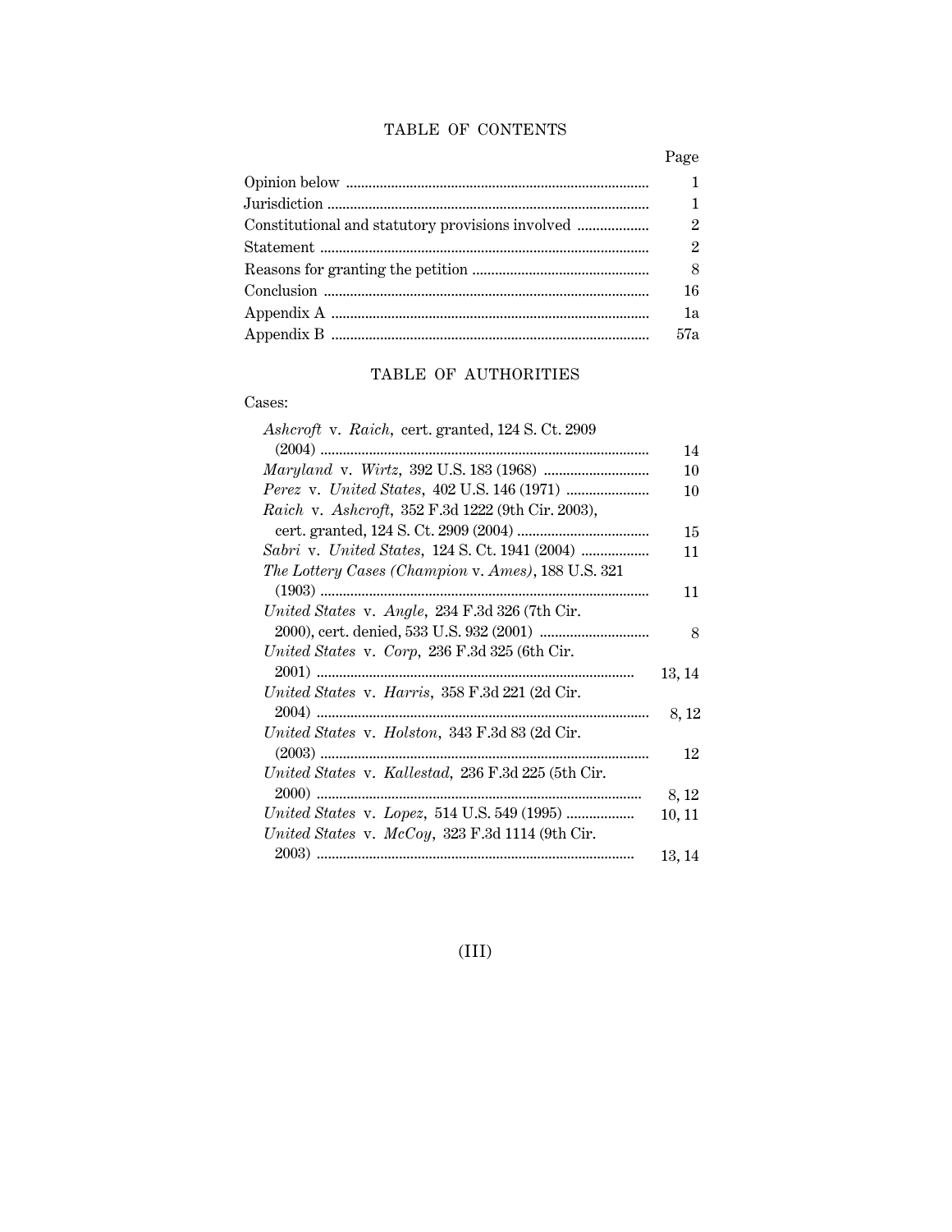## TABLE OF CONTENTS

| | Page |
|---|---|
| Opinion below | 1 |
| Jurisdiction | 1 |
| Constitutional and statutory provisions involved | 2 |
| Statement | 2 |
| Reasons for granting the petition | 8 |
| Conclusion | 16 |
| Appendix A | 1a |
| Appendix B | 57a |

## TABLE OF AUTHORITIES

Cases:

| | |
|---|---|
| *Ashcroft* v. *Raich*, cert. granted, 124 S. Ct. 2909 (2004) | 14 |
| *Maryland* v. *Wirtz*, 392 U.S. 183 (1968) | 10 |
| *Perez* v. *United States*, 402 U.S. 146 (1971) | 10 |
| *Raich* v. *Ashcroft*, 352 F.3d 1222 (9th Cir. 2003), cert. granted, 124 S. Ct. 2909 (2004) | 15 |
| *Sabri* v. *United States*, 124 S. Ct. 1941 (2004) | 11 |
| *The Lottery Cases (Champion* v. *Ames)*, 188 U.S. 321 (1903) | 11 |
| *United States* v. *Angle*, 234 F.3d 326 (7th Cir. 2000), cert. denied, 533 U.S. 932 (2001) | 8 |
| *United States* v. *Corp*, 236 F.3d 325 (6th Cir. 2001) | 13, 14 |
| *United States* v. *Harris*, 358 F.3d 221 (2d Cir. 2004) | 8, 12 |
| *United States* v. *Holston*, 343 F.3d 83 (2d Cir. (2003) | 12 |
| *United States* v. *Kallestad*, 236 F.3d 225 (5th Cir. 2000) | 8, 12 |
| *United States* v. *Lopez*, 514 U.S. 549 (1995) | 10, 11 |
| *United States* v. *McCoy*, 323 F.3d 1114 (9th Cir. 2003) | 13, 14 |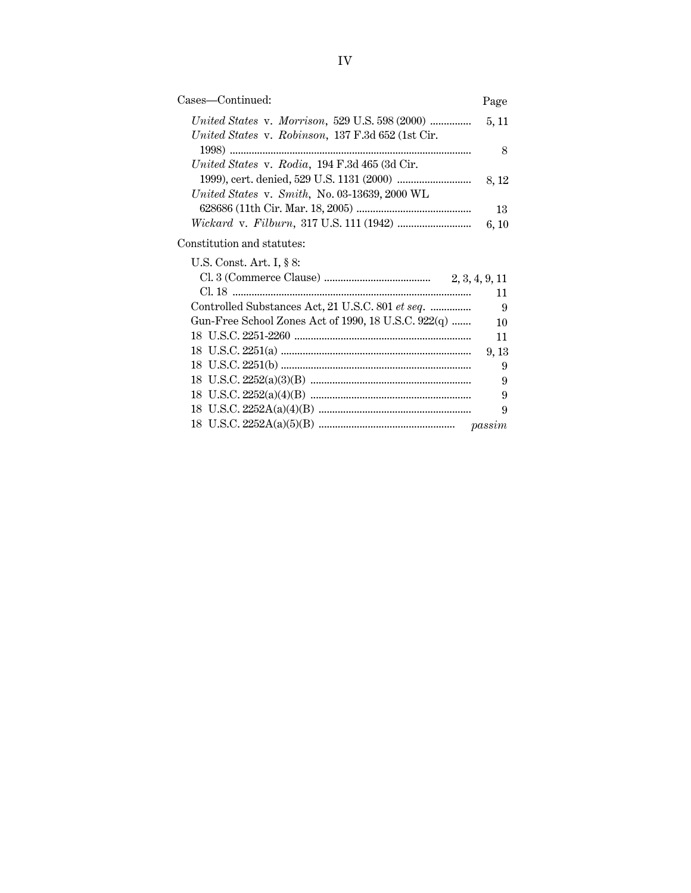Cases—Continued: Page

*United States* v. *Morrison*, 529 U.S. 598 (2000) ............... 5, 11
*United States* v. *Robinson*, 137 F.3d 652 (1st Cir. 1998) ........................................................................................ 8
*United States* v. *Rodia*, 194 F.3d 465 (3d Cir. 1999), cert. denied, 529 U.S. 1131 (2000) ........................... 8, 12
*United States* v. *Smith*, No. 03-13639, 2000 WL 628686 (11th Cir. Mar. 18, 2005) .......................................... 13
*Wickard* v. *Filburn*, 317 U.S. 111 (1942) ........................... 6, 10

Constitution and statutes:

U.S. Const. Art. I, § 8:
Cl. 3 (Commerce Clause) ....................................... 2, 3, 4, 9, 11
Cl. 18 ....................................................................................... 11
Controlled Substances Act, 21 U.S.C. 801 *et seq.* ............... 9
Gun-Free School Zones Act of 1990, 18 U.S.C. 922(q) ....... 10
18 U.S.C. 2251-2260 ................................................................. 11
18 U.S.C. 2251(a) ...................................................................... 9, 13
18 U.S.C. 2251(b) ...................................................................... 9
18 U.S.C. 2252(a)(3)(B) ........................................................... 9
18 U.S.C. 2252(a)(4)(B) ........................................................... 9
18 U.S.C. 2252A(a)(4)(B) ........................................................ 9
18 U.S.C. 2252A(a)(5)(B) .................................................. *passim*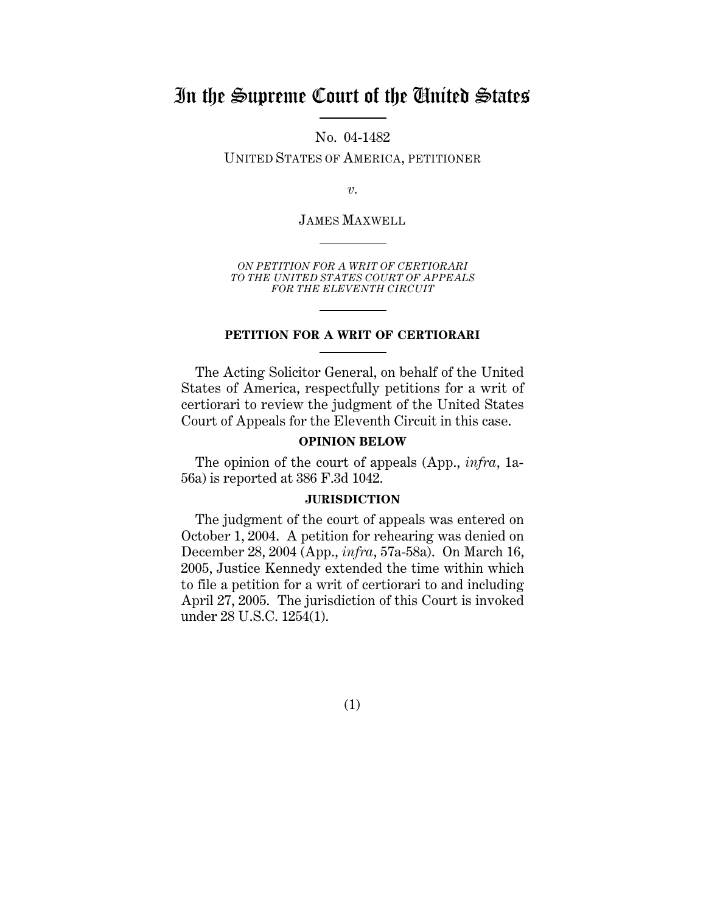# In the Supreme Court of the United States

No. 04-1482

UNITED STATES OF AMERICA, PETITIONER

*v.*

JAMES MAXWELL

*ON PETITION FOR A WRIT OF CERTIORARI TO THE UNITED STATES COURT OF APPEALS FOR THE ELEVENTH CIRCUIT*

## PETITION FOR A WRIT OF CERTIORARI

The Acting Solicitor General, on behalf of the United States of America, respectfully petitions for a writ of certiorari to review the judgment of the United States Court of Appeals for the Eleventh Circuit in this case.

### OPINION BELOW

The opinion of the court of appeals (App., *infra*, 1a-56a) is reported at 386 F.3d 1042.

### JURISDICTION

The judgment of the court of appeals was entered on October 1, 2004. A petition for rehearing was denied on December 28, 2004 (App., *infra*, 57a-58a). On March 16, 2005, Justice Kennedy extended the time within which to file a petition for a writ of certiorari to and including April 27, 2005. The jurisdiction of this Court is invoked under 28 U.S.C. 1254(1).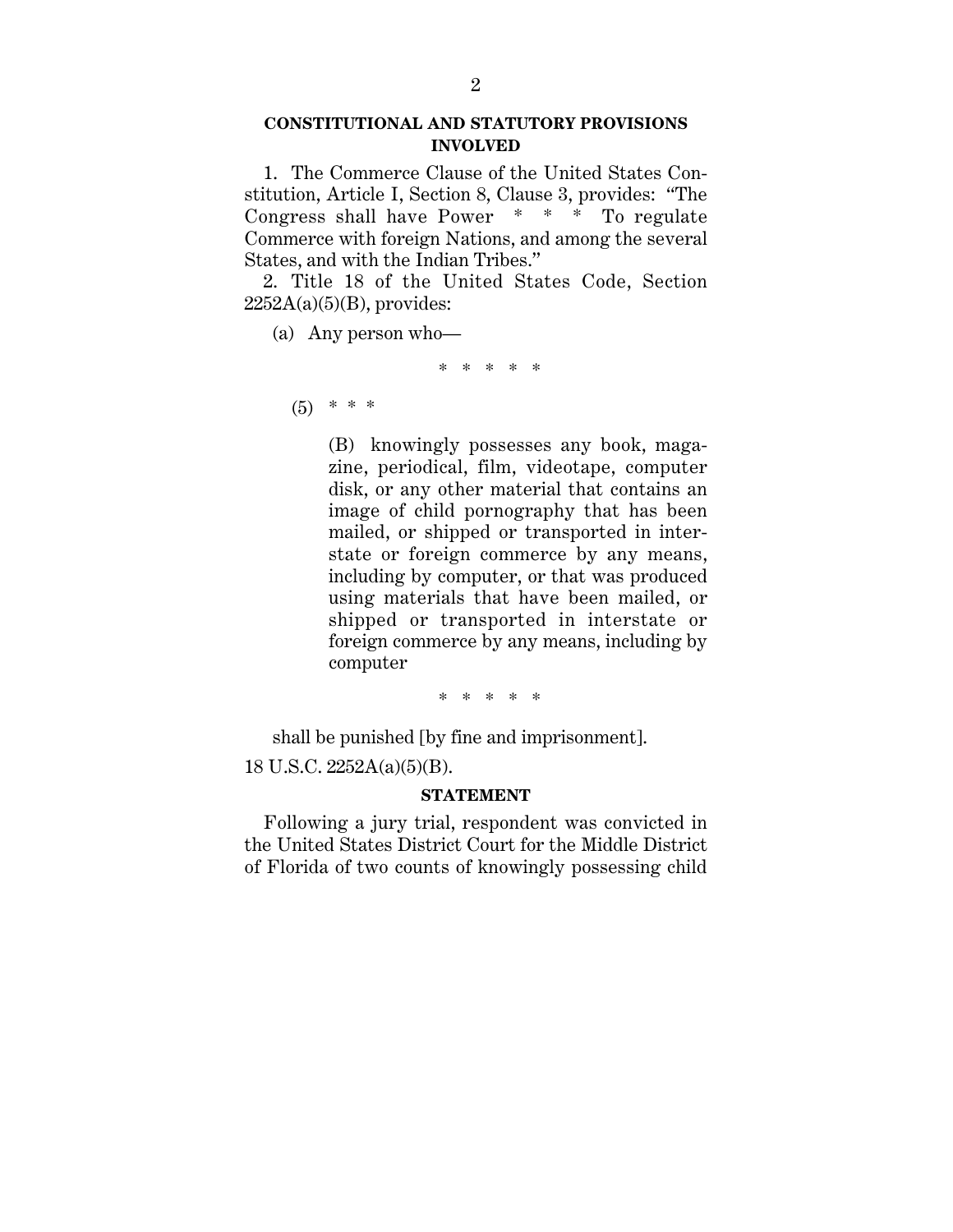## CONSTITUTIONAL AND STATUTORY PROVISIONS INVOLVED

1. The Commerce Clause of the United States Constitution, Article I, Section 8, Clause 3, provides: "The Congress shall have Power * * * To regulate Commerce with foreign Nations, and among the several States, and with the Indian Tribes."

2. Title 18 of the United States Code, Section 2252A(a)(5)(B), provides:

> (a) Any person who—
>
> \* \* \* \* \*
>
> (5) * * *
>
> (B) knowingly possesses any book, magazine, periodical, film, videotape, computer disk, or any other material that contains an image of child pornography that has been mailed, or shipped or transported in interstate or foreign commerce by any means, including by computer, or that was produced using materials that have been mailed, or shipped or transported in interstate or foreign commerce by any means, including by computer
>
> \* \* \* \* \*
>
> shall be punished [by fine and imprisonment].

18 U.S.C. 2252A(a)(5)(B).

## STATEMENT

Following a jury trial, respondent was convicted in the United States District Court for the Middle District of Florida of two counts of knowingly possessing child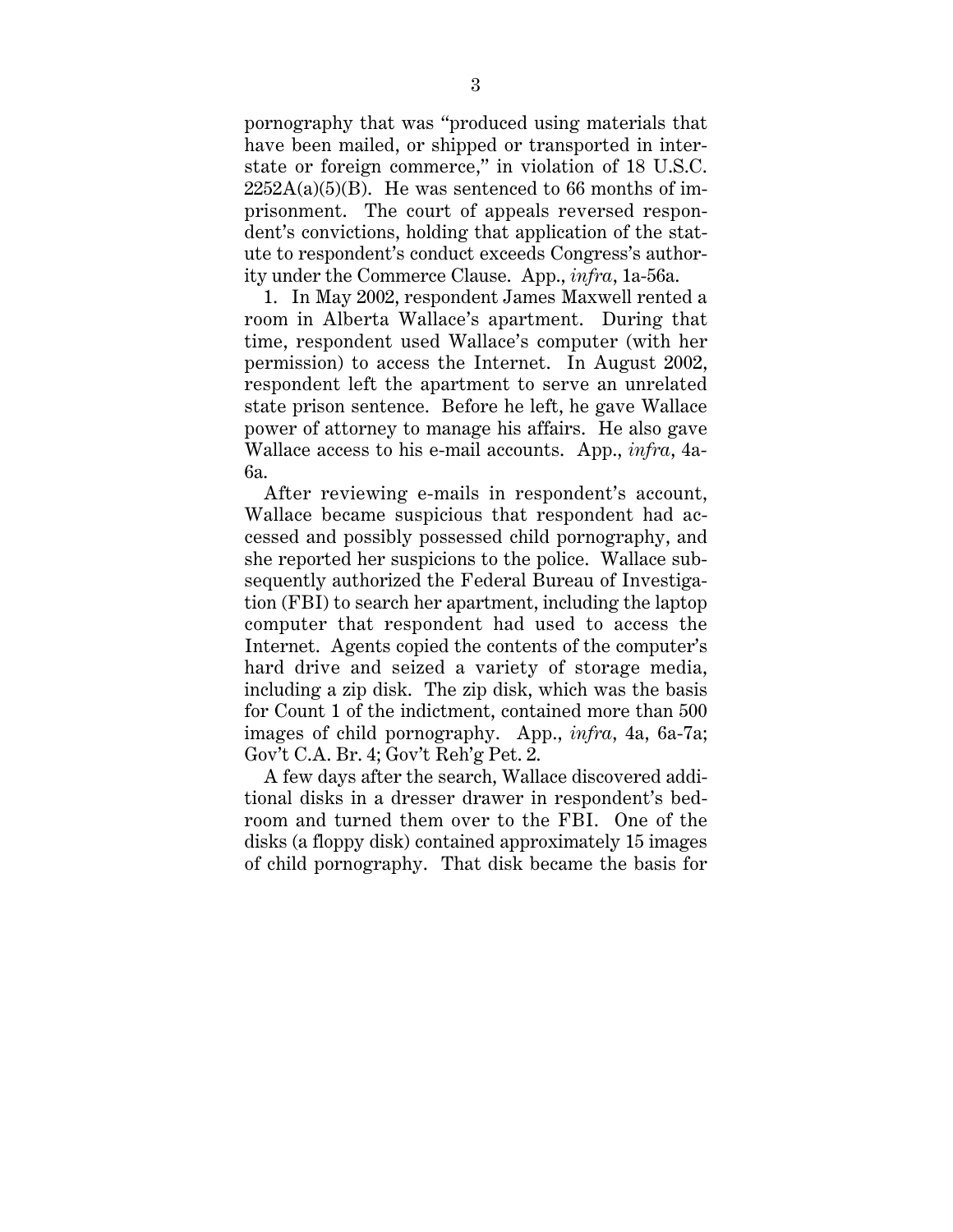pornography that was "produced using materials that have been mailed, or shipped or transported in interstate or foreign commerce," in violation of 18 U.S.C. 2252A(a)(5)(B). He was sentenced to 66 months of imprisonment. The court of appeals reversed respondent's convictions, holding that application of the statute to respondent's conduct exceeds Congress's authority under the Commerce Clause. App., *infra*, 1a-56a.

1. In May 2002, respondent James Maxwell rented a room in Alberta Wallace's apartment. During that time, respondent used Wallace's computer (with her permission) to access the Internet. In August 2002, respondent left the apartment to serve an unrelated state prison sentence. Before he left, he gave Wallace power of attorney to manage his affairs. He also gave Wallace access to his e-mail accounts. App., *infra*, 4a-6a.

After reviewing e-mails in respondent's account, Wallace became suspicious that respondent had accessed and possibly possessed child pornography, and she reported her suspicions to the police. Wallace subsequently authorized the Federal Bureau of Investigation (FBI) to search her apartment, including the laptop computer that respondent had used to access the Internet. Agents copied the contents of the computer's hard drive and seized a variety of storage media, including a zip disk. The zip disk, which was the basis for Count 1 of the indictment, contained more than 500 images of child pornography. App., *infra*, 4a, 6a-7a; Gov't C.A. Br. 4; Gov't Reh'g Pet. 2.

A few days after the search, Wallace discovered additional disks in a dresser drawer in respondent's bedroom and turned them over to the FBI. One of the disks (a floppy disk) contained approximately 15 images of child pornography. That disk became the basis for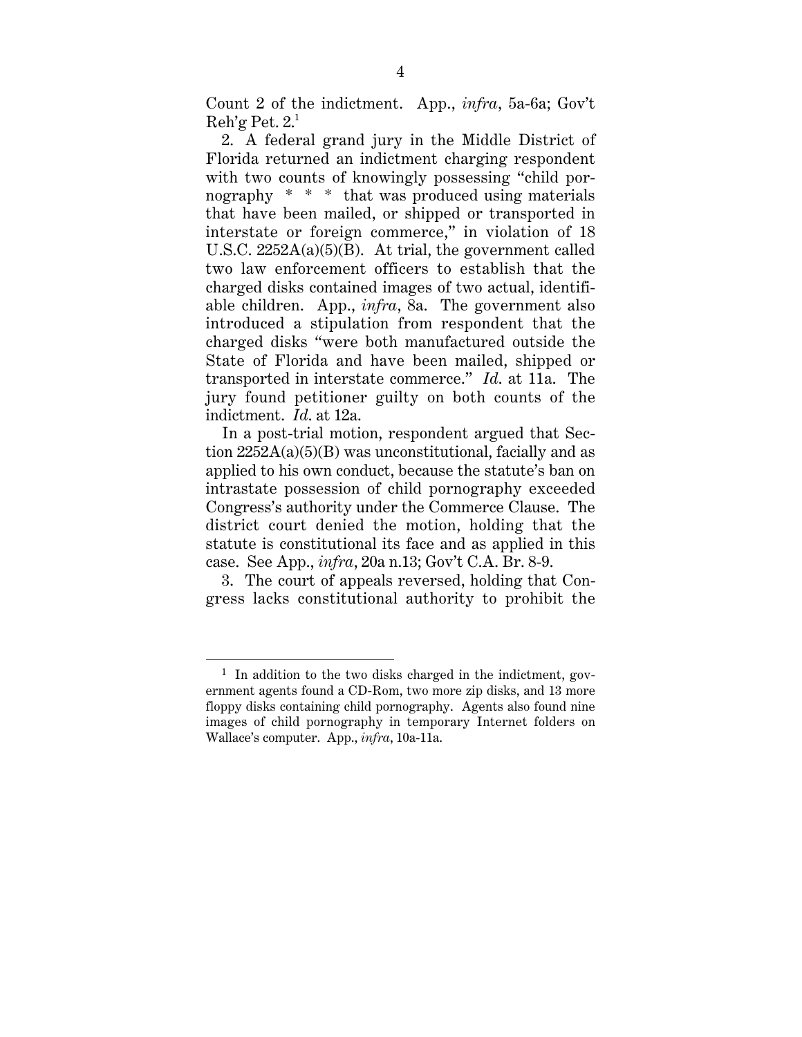Count 2 of the indictment. App., *infra*, 5a-6a; Gov't Reh'g Pet. 2.[1]

2. A federal grand jury in the Middle District of Florida returned an indictment charging respondent with two counts of knowingly possessing "child pornography * * * that was produced using materials that have been mailed, or shipped or transported in interstate or foreign commerce," in violation of 18 U.S.C. 2252A(a)(5)(B). At trial, the government called two law enforcement officers to establish that the charged disks contained images of two actual, identifiable children. App., *infra*, 8a. The government also introduced a stipulation from respondent that the charged disks "were both manufactured outside the State of Florida and have been mailed, shipped or transported in interstate commerce." *Id.* at 11a. The jury found petitioner guilty on both counts of the indictment. *Id.* at 12a.

In a post-trial motion, respondent argued that Section 2252A(a)(5)(B) was unconstitutional, facially and as applied to his own conduct, because the statute's ban on intrastate possession of child pornography exceeded Congress's authority under the Commerce Clause. The district court denied the motion, holding that the statute is constitutional its face and as applied in this case. See App., *infra*, 20a n.13; Gov't C.A. Br. 8-9.

3. The court of appeals reversed, holding that Congress lacks constitutional authority to prohibit the

---

[1] In addition to the two disks charged in the indictment, government agents found a CD-Rom, two more zip disks, and 13 more floppy disks containing child pornography. Agents also found nine images of child pornography in temporary Internet folders on Wallace's computer. App., *infra*, 10a-11a.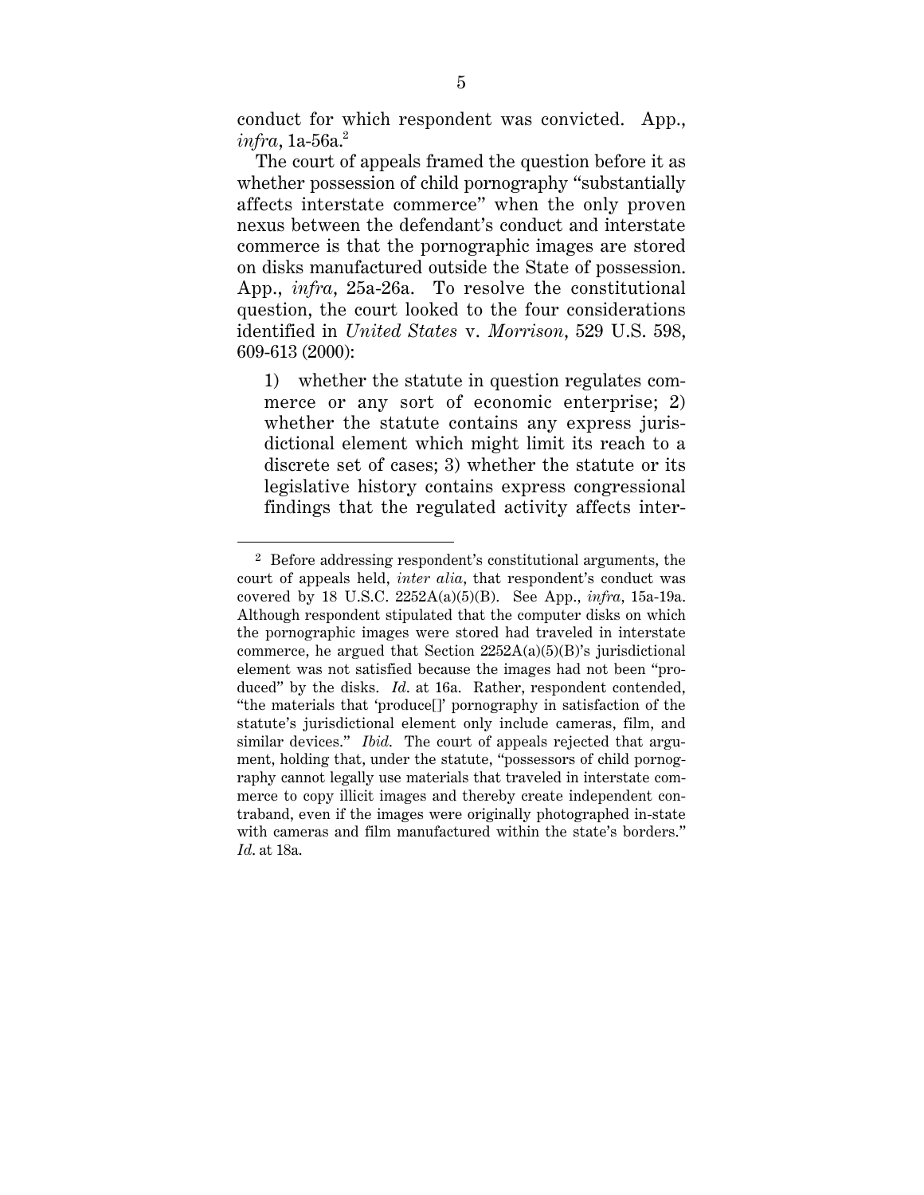conduct for which respondent was convicted. App., *infra*, 1a-56a.[2]

The court of appeals framed the question before it as whether possession of child pornography "substantially affects interstate commerce" when the only proven nexus between the defendant's conduct and interstate commerce is that the pornographic images are stored on disks manufactured outside the State of possession. App., *infra*, 25a-26a. To resolve the constitutional question, the court looked to the four considerations identified in *United States* v. *Morrison*, 529 U.S. 598, 609-613 (2000):

> 1) whether the statute in question regulates commerce or any sort of economic enterprise; 2) whether the statute contains any express jurisdictional element which might limit its reach to a discrete set of cases; 3) whether the statute or its legislative history contains express congressional findings that the regulated activity affects inter-

---

[2] Before addressing respondent's constitutional arguments, the court of appeals held, *inter alia*, that respondent's conduct was covered by 18 U.S.C. 2252A(a)(5)(B). See App., *infra*, 15a-19a. Although respondent stipulated that the computer disks on which the pornographic images were stored had traveled in interstate commerce, he argued that Section 2252A(a)(5)(B)'s jurisdictional element was not satisfied because the images had not been "produced" by the disks. *Id*. at 16a. Rather, respondent contended, "the materials that 'produce[]' pornography in satisfaction of the statute's jurisdictional element only include cameras, film, and similar devices." *Ibid*. The court of appeals rejected that argument, holding that, under the statute, "possessors of child pornography cannot legally use materials that traveled in interstate commerce to copy illicit images and thereby create independent contraband, even if the images were originally photographed in-state with cameras and film manufactured within the state's borders." *Id*. at 18a.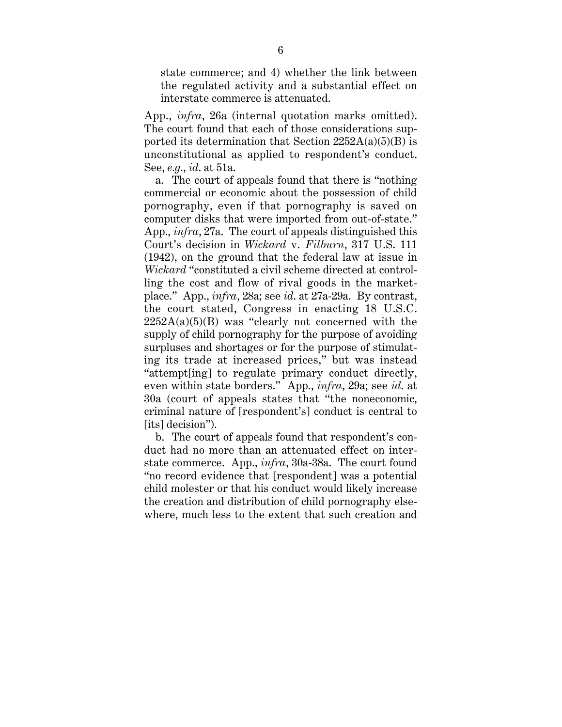state commerce; and 4) whether the link between the regulated activity and a substantial effect on interstate commerce is attenuated.

App., *infra*, 26a (internal quotation marks omitted). The court found that each of those considerations supported its determination that Section 2252A(a)(5)(B) is unconstitutional as applied to respondent's conduct. See, *e.g.*, *id.* at 51a.

a. The court of appeals found that there is "nothing commercial or economic about the possession of child pornography, even if that pornography is saved on computer disks that were imported from out-of-state." App., *infra*, 27a. The court of appeals distinguished this Court's decision in *Wickard* v. *Filburn*, 317 U.S. 111 (1942), on the ground that the federal law at issue in *Wickard* "constituted a civil scheme directed at controlling the cost and flow of rival goods in the marketplace." App., *infra*, 28a; see *id.* at 27a-29a. By contrast, the court stated, Congress in enacting 18 U.S.C. 2252A(a)(5)(B) was "clearly not concerned with the supply of child pornography for the purpose of avoiding surpluses and shortages or for the purpose of stimulating its trade at increased prices," but was instead "attempt[ing] to regulate primary conduct directly, even within state borders." App., *infra*, 29a; see *id.* at 30a (court of appeals states that "the noneconomic, criminal nature of [respondent's] conduct is central to [its] decision").

b. The court of appeals found that respondent's conduct had no more than an attenuated effect on interstate commerce. App., *infra*, 30a-38a. The court found "no record evidence that [respondent] was a potential child molester or that his conduct would likely increase the creation and distribution of child pornography elsewhere, much less to the extent that such creation and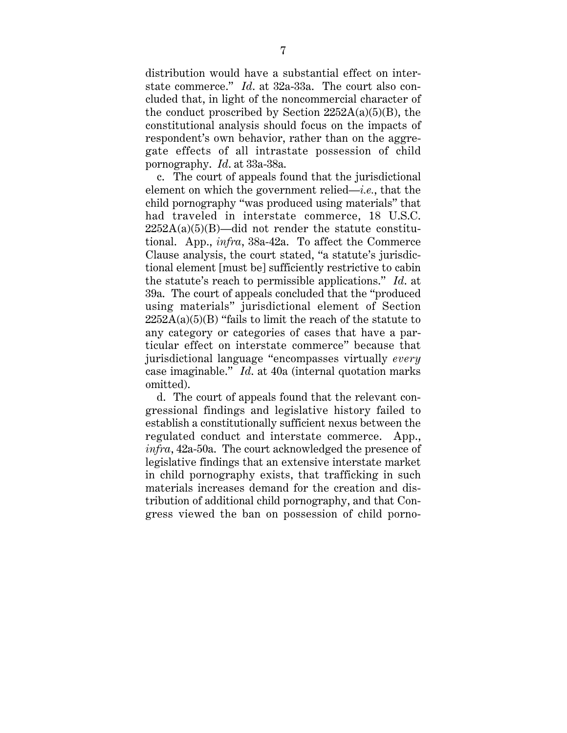distribution would have a substantial effect on interstate commerce." *Id.* at 32a-33a. The court also concluded that, in light of the noncommercial character of the conduct proscribed by Section 2252A(a)(5)(B), the constitutional analysis should focus on the impacts of respondent's own behavior, rather than on the aggregate effects of all intrastate possession of child pornography. *Id.* at 33a-38a.

c. The court of appeals found that the jurisdictional element on which the government relied—*i.e.*, that the child pornography "was produced using materials" that had traveled in interstate commerce, 18 U.S.C. 2252A(a)(5)(B)—did not render the statute constitutional. App., *infra*, 38a-42a. To affect the Commerce Clause analysis, the court stated, "a statute's jurisdictional element [must be] sufficiently restrictive to cabin the statute's reach to permissible applications." *Id.* at 39a. The court of appeals concluded that the "produced using materials" jurisdictional element of Section 2252A(a)(5)(B) "fails to limit the reach of the statute to any category or categories of cases that have a particular effect on interstate commerce" because that jurisdictional language "encompasses virtually *every* case imaginable." *Id.* at 40a (internal quotation marks omitted).

d. The court of appeals found that the relevant congressional findings and legislative history failed to establish a constitutionally sufficient nexus between the regulated conduct and interstate commerce. App., *infra*, 42a-50a. The court acknowledged the presence of legislative findings that an extensive interstate market in child pornography exists, that trafficking in such materials increases demand for the creation and distribution of additional child pornography, and that Congress viewed the ban on possession of child porno-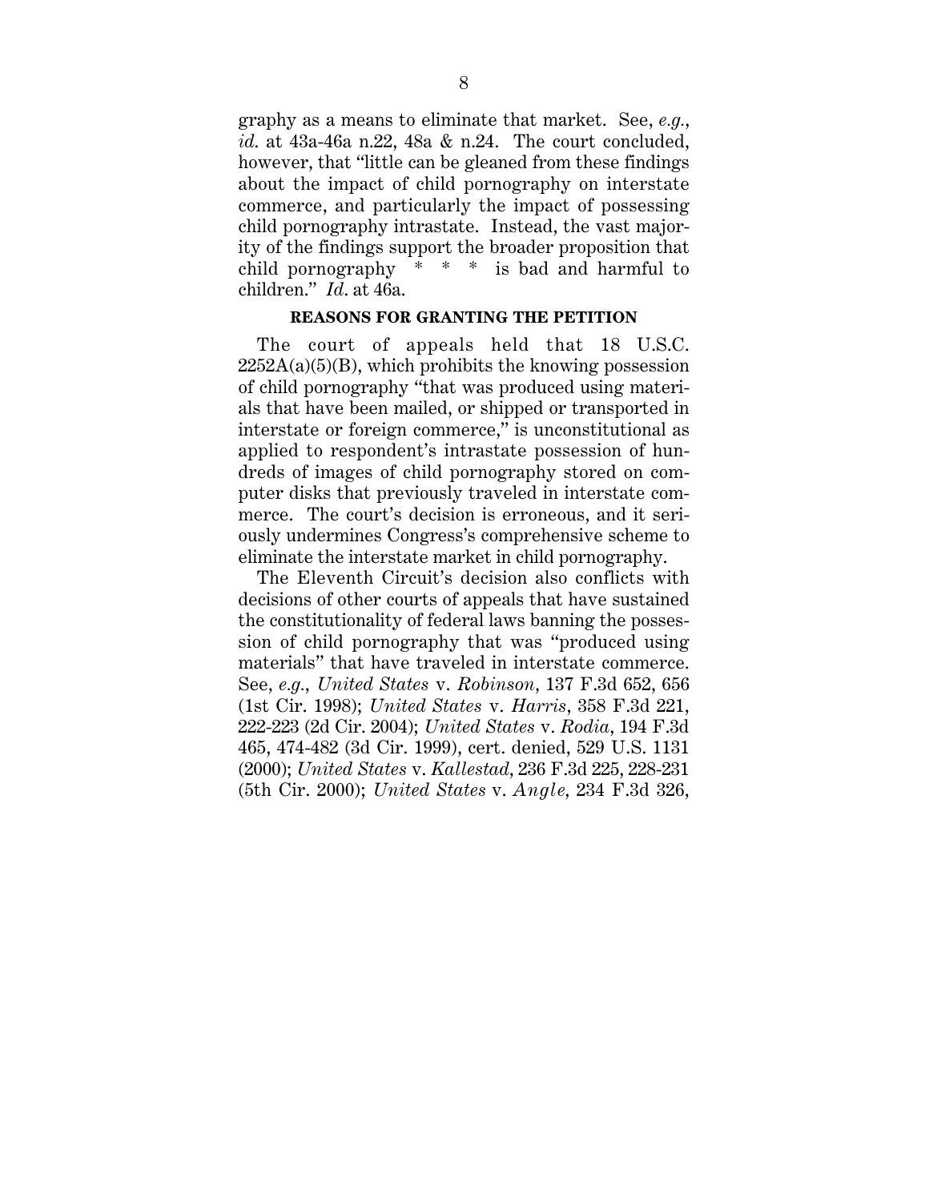graphy as a means to eliminate that market. See, *e.g.*, *id.* at 43a-46a n.22, 48a & n.24. The court concluded, however, that "little can be gleaned from these findings about the impact of child pornography on interstate commerce, and particularly the impact of possessing child pornography intrastate. Instead, the vast majority of the findings support the broader proposition that child pornography \* \* \* is bad and harmful to children." *Id*. at 46a.

## REASONS FOR GRANTING THE PETITION

The court of appeals held that 18 U.S.C. 2252A(a)(5)(B), which prohibits the knowing possession of child pornography "that was produced using materials that have been mailed, or shipped or transported in interstate or foreign commerce," is unconstitutional as applied to respondent's intrastate possession of hundreds of images of child pornography stored on computer disks that previously traveled in interstate commerce. The court's decision is erroneous, and it seriously undermines Congress's comprehensive scheme to eliminate the interstate market in child pornography.

The Eleventh Circuit's decision also conflicts with decisions of other courts of appeals that have sustained the constitutionality of federal laws banning the possession of child pornography that was "produced using materials" that have traveled in interstate commerce. See, *e.g.*, *United States* v. *Robinson*, 137 F.3d 652, 656 (1st Cir. 1998); *United States* v. *Harris*, 358 F.3d 221, 222-223 (2d Cir. 2004); *United States* v. *Rodia*, 194 F.3d 465, 474-482 (3d Cir. 1999), cert. denied, 529 U.S. 1131 (2000); *United States* v. *Kallestad*, 236 F.3d 225, 228-231 (5th Cir. 2000); *United States* v. *Angle*, 234 F.3d 326,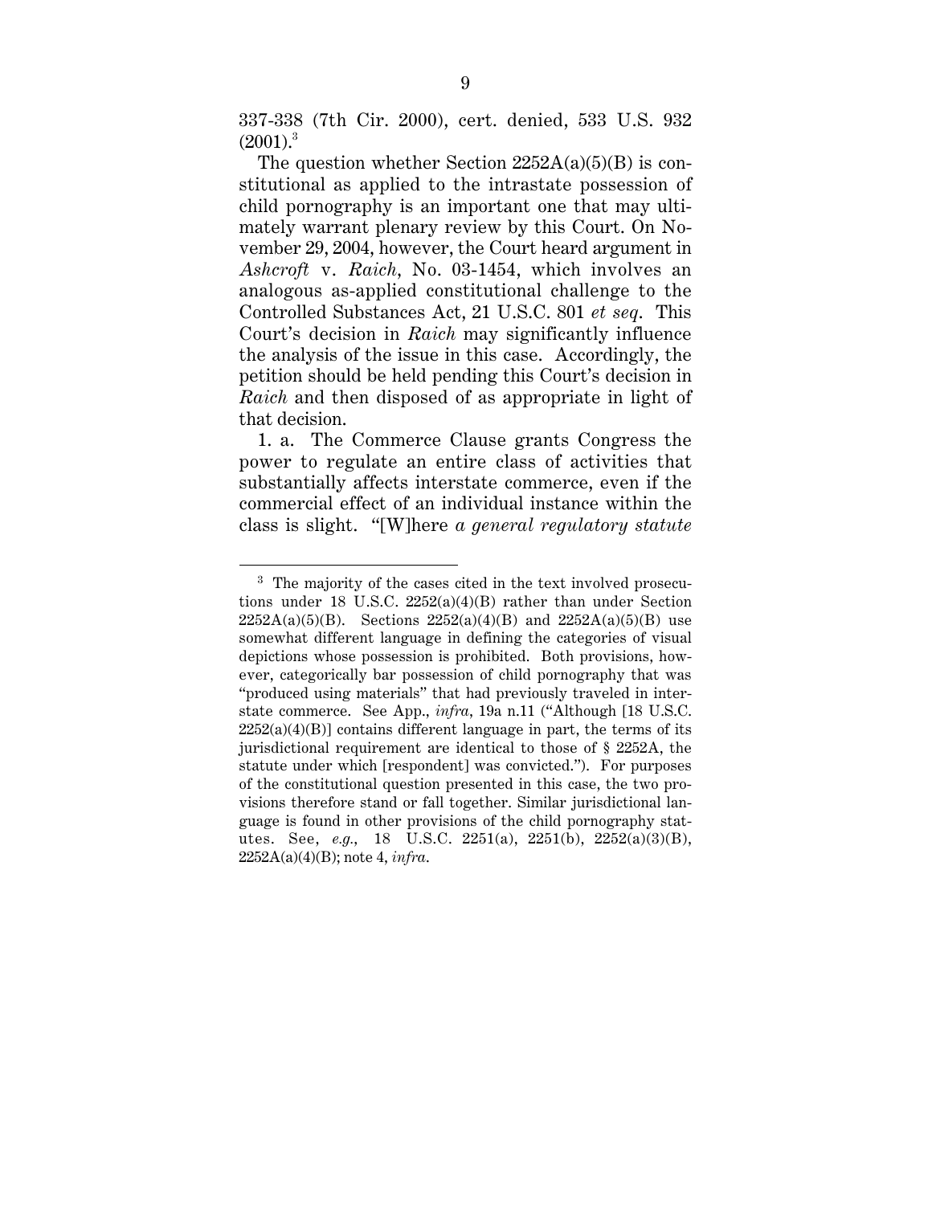337-338 (7th Cir. 2000), cert. denied, 533 U.S. 932 (2001).[3]

The question whether Section 2252A(a)(5)(B) is constitutional as applied to the intrastate possession of child pornography is an important one that may ultimately warrant plenary review by this Court. On November 29, 2004, however, the Court heard argument in *Ashcroft* v. *Raich*, No. 03-1454, which involves an analogous as-applied constitutional challenge to the Controlled Substances Act, 21 U.S.C. 801 *et seq*. This Court's decision in *Raich* may significantly influence the analysis of the issue in this case. Accordingly, the petition should be held pending this Court's decision in *Raich* and then disposed of as appropriate in light of that decision.

1. a. The Commerce Clause grants Congress the power to regulate an entire class of activities that substantially affects interstate commerce, even if the commercial effect of an individual instance within the class is slight. "[W]here *a general regulatory statute*

[3] The majority of the cases cited in the text involved prosecutions under 18 U.S.C. 2252(a)(4)(B) rather than under Section 2252A(a)(5)(B). Sections 2252(a)(4)(B) and 2252A(a)(5)(B) use somewhat different language in defining the categories of visual depictions whose possession is prohibited. Both provisions, however, categorically bar possession of child pornography that was "produced using materials" that had previously traveled in interstate commerce. See App., *infra*, 19a n.11 ("Although [18 U.S.C. 2252(a)(4)(B)] contains different language in part, the terms of its jurisdictional requirement are identical to those of § 2252A, the statute under which [respondent] was convicted."). For purposes of the constitutional question presented in this case, the two provisions therefore stand or fall together. Similar jurisdictional language is found in other provisions of the child pornography statutes. See, *e.g.*, 18 U.S.C. 2251(a), 2251(b), 2252(a)(3)(B), 2252A(a)(4)(B); note 4, *infra*.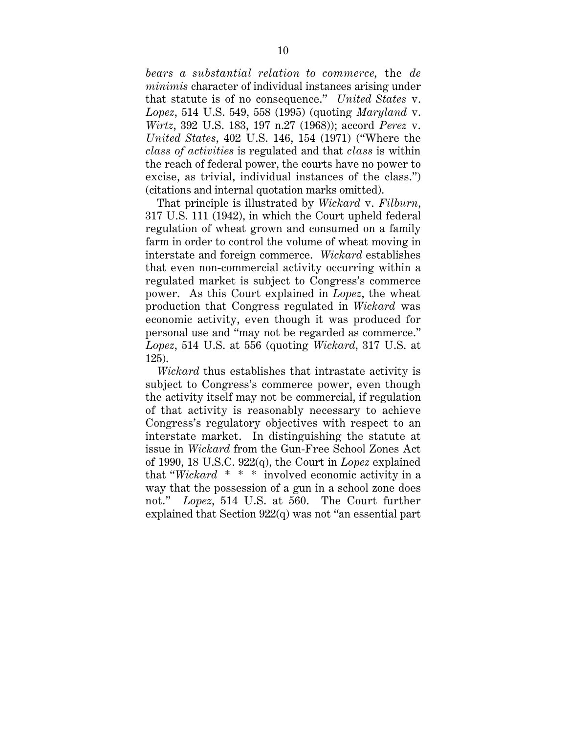*bears a substantial relation to commerce*, the *de minimis* character of individual instances arising under that statute is of no consequence." *United States* v. *Lopez*, 514 U.S. 549, 558 (1995) (quoting *Maryland* v. *Wirtz*, 392 U.S. 183, 197 n.27 (1968)); accord *Perez* v. *United States*, 402 U.S. 146, 154 (1971) ("Where the *class of activities* is regulated and that *class* is within the reach of federal power, the courts have no power to excise, as trivial, individual instances of the class.") (citations and internal quotation marks omitted).

That principle is illustrated by *Wickard* v. *Filburn*, 317 U.S. 111 (1942), in which the Court upheld federal regulation of wheat grown and consumed on a family farm in order to control the volume of wheat moving in interstate and foreign commerce. *Wickard* establishes that even non-commercial activity occurring within a regulated market is subject to Congress's commerce power. As this Court explained in *Lopez*, the wheat production that Congress regulated in *Wickard* was economic activity, even though it was produced for personal use and "may not be regarded as commerce." *Lopez*, 514 U.S. at 556 (quoting *Wickard*, 317 U.S. at 125).

*Wickard* thus establishes that intrastate activity is subject to Congress's commerce power, even though the activity itself may not be commercial, if regulation of that activity is reasonably necessary to achieve Congress's regulatory objectives with respect to an interstate market. In distinguishing the statute at issue in *Wickard* from the Gun-Free School Zones Act of 1990, 18 U.S.C. 922(q), the Court in *Lopez* explained that "*Wickard* * * * involved economic activity in a way that the possession of a gun in a school zone does not." *Lopez*, 514 U.S. at 560. The Court further explained that Section 922(q) was not "an essential part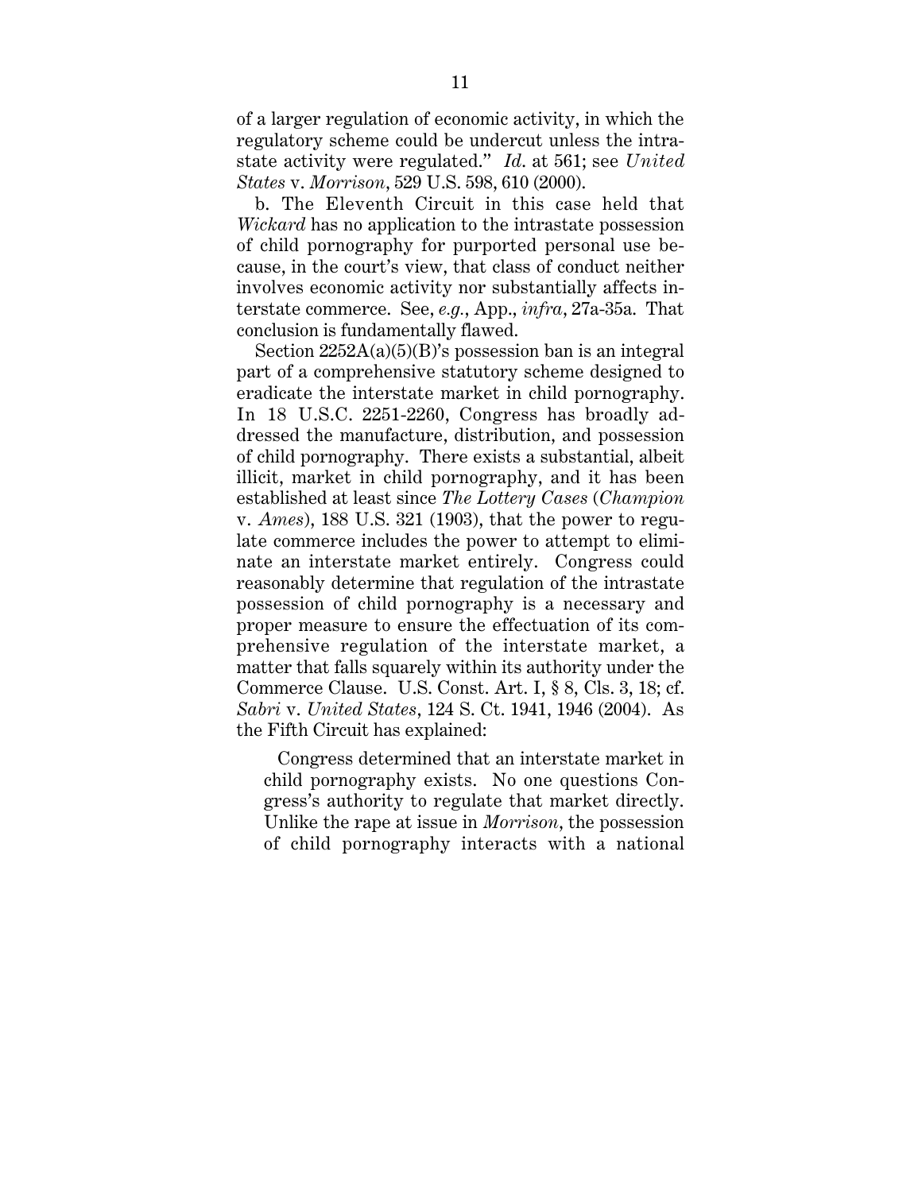of a larger regulation of economic activity, in which the regulatory scheme could be undercut unless the intrastate activity were regulated." *Id.* at 561; see *United States* v. *Morrison*, 529 U.S. 598, 610 (2000).

b. The Eleventh Circuit in this case held that *Wickard* has no application to the intrastate possession of child pornography for purported personal use because, in the court's view, that class of conduct neither involves economic activity nor substantially affects interstate commerce. See, *e.g.*, App., *infra*, 27a-35a. That conclusion is fundamentally flawed.

Section 2252A(a)(5)(B)'s possession ban is an integral part of a comprehensive statutory scheme designed to eradicate the interstate market in child pornography. In 18 U.S.C. 2251-2260, Congress has broadly addressed the manufacture, distribution, and possession of child pornography. There exists a substantial, albeit illicit, market in child pornography, and it has been established at least since *The Lottery Cases* (*Champion* v. *Ames*), 188 U.S. 321 (1903), that the power to regulate commerce includes the power to attempt to eliminate an interstate market entirely. Congress could reasonably determine that regulation of the intrastate possession of child pornography is a necessary and proper measure to ensure the effectuation of its comprehensive regulation of the interstate market, a matter that falls squarely within its authority under the Commerce Clause. U.S. Const. Art. I, § 8, Cls. 3, 18; cf. *Sabri* v. *United States*, 124 S. Ct. 1941, 1946 (2004). As the Fifth Circuit has explained:

> Congress determined that an interstate market in child pornography exists. No one questions Congress's authority to regulate that market directly. Unlike the rape at issue in *Morrison*, the possession of child pornography interacts with a national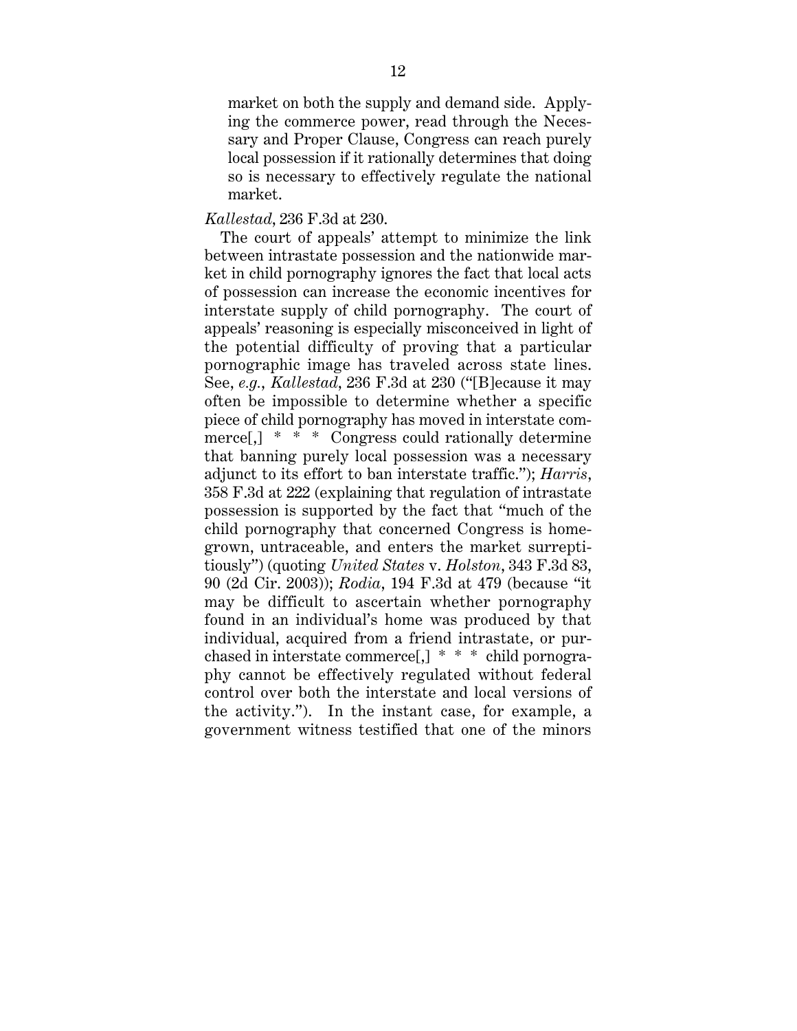> market on both the supply and demand side. Applying the commerce power, read through the Necessary and Proper Clause, Congress can reach purely local possession if it rationally determines that doing so is necessary to effectively regulate the national market.

*Kallestad*, 236 F.3d at 230.

The court of appeals' attempt to minimize the link between intrastate possession and the nationwide market in child pornography ignores the fact that local acts of possession can increase the economic incentives for interstate supply of child pornography. The court of appeals' reasoning is especially misconceived in light of the potential difficulty of proving that a particular pornographic image has traveled across state lines. See, *e.g.*, *Kallestad*, 236 F.3d at 230 ("[B]ecause it may often be impossible to determine whether a specific piece of child pornography has moved in interstate commerce[,] * * * Congress could rationally determine that banning purely local possession was a necessary adjunct to its effort to ban interstate traffic."); *Harris*, 358 F.3d at 222 (explaining that regulation of intrastate possession is supported by the fact that "much of the child pornography that concerned Congress is homegrown, untraceable, and enters the market surreptitiously") (quoting *United States* v. *Holston*, 343 F.3d 83, 90 (2d Cir. 2003)); *Rodia*, 194 F.3d at 479 (because "it may be difficult to ascertain whether pornography found in an individual's home was produced by that individual, acquired from a friend intrastate, or purchased in interstate commerce[,] * * * child pornography cannot be effectively regulated without federal control over both the interstate and local versions of the activity."). In the instant case, for example, a government witness testified that one of the minors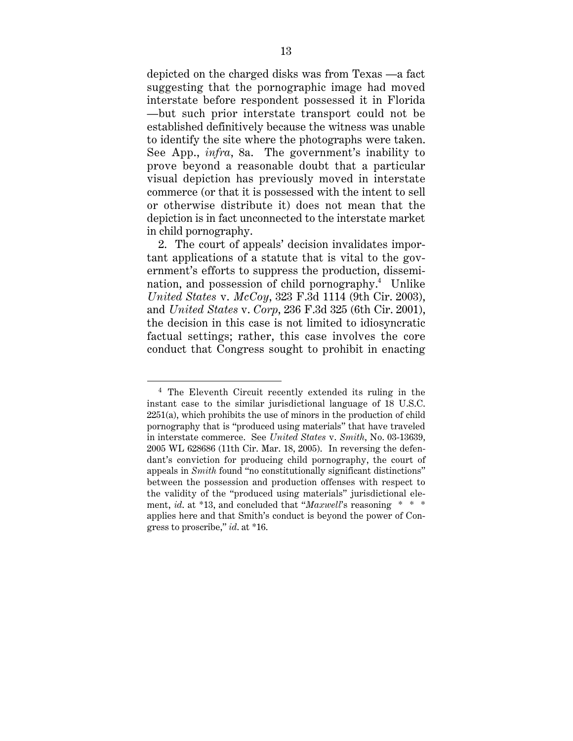depicted on the charged disks was from Texas —a fact suggesting that the pornographic image had moved interstate before respondent possessed it in Florida —but such prior interstate transport could not be established definitively because the witness was unable to identify the site where the photographs were taken. See App., *infra*, 8a. The government's inability to prove beyond a reasonable doubt that a particular visual depiction has previously moved in interstate commerce (or that it is possessed with the intent to sell or otherwise distribute it) does not mean that the depiction is in fact unconnected to the interstate market in child pornography.

2. The court of appeals' decision invalidates important applications of a statute that is vital to the government's efforts to suppress the production, dissemination, and possession of child pornography.[4] Unlike *United States* v. *McCoy*, 323 F.3d 1114 (9th Cir. 2003), and *United States* v. *Corp*, 236 F.3d 325 (6th Cir. 2001), the decision in this case is not limited to idiosyncratic factual settings; rather, this case involves the core conduct that Congress sought to prohibit in enacting

---

[4] The Eleventh Circuit recently extended its ruling in the instant case to the similar jurisdictional language of 18 U.S.C. 2251(a), which prohibits the use of minors in the production of child pornography that is "produced using materials" that have traveled in interstate commerce. See *United States* v. *Smith*, No. 03-13639, 2005 WL 628686 (11th Cir. Mar. 18, 2005). In reversing the defendant's conviction for producing child pornography, the court of appeals in *Smith* found "no constitutionally significant distinctions" between the possession and production offenses with respect to the validity of the "produced using materials" jurisdictional element, *id.* at *13, and concluded that "*Maxwell*'s reasoning * * * applies here and that Smith's conduct is beyond the power of Congress to proscribe," *id.* at *16.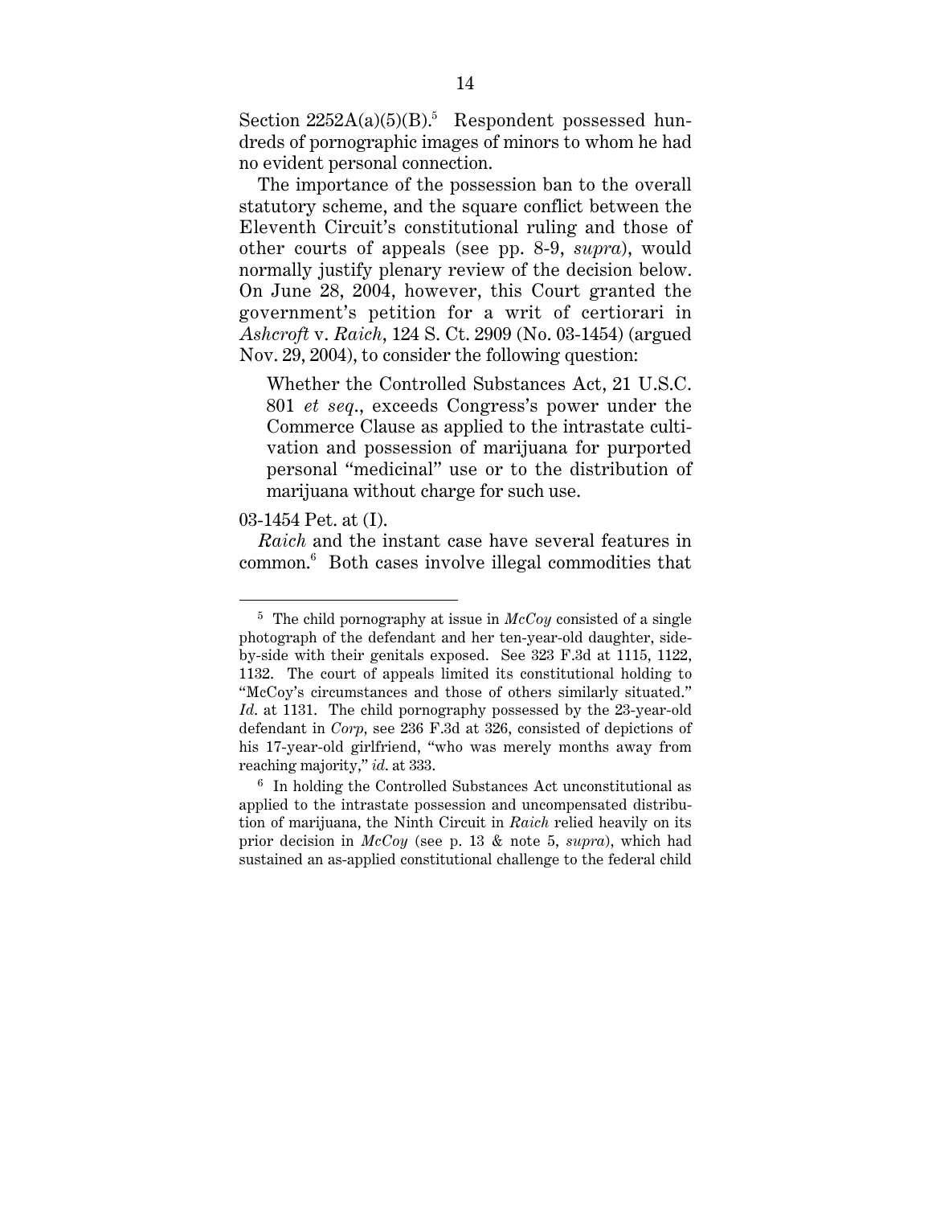Section 2252A(a)(5)(B).[5] Respondent possessed hundreds of pornographic images of minors to whom he had no evident personal connection.

The importance of the possession ban to the overall statutory scheme, and the square conflict between the Eleventh Circuit's constitutional ruling and those of other courts of appeals (see pp. 8-9, *supra*), would normally justify plenary review of the decision below. On June 28, 2004, however, this Court granted the government's petition for a writ of certiorari in *Ashcroft* v. *Raich*, 124 S. Ct. 2909 (No. 03-1454) (argued Nov. 29, 2004), to consider the following question:

> Whether the Controlled Substances Act, 21 U.S.C. 801 *et seq*., exceeds Congress's power under the Commerce Clause as applied to the intrastate cultivation and possession of marijuana for purported personal "medicinal" use or to the distribution of marijuana without charge for such use.

03-1454 Pet. at (I).

*Raich* and the instant case have several features in common.[6] Both cases involve illegal commodities that

---

[5] The child pornography at issue in *McCoy* consisted of a single photograph of the defendant and her ten-year-old daughter, side-by-side with their genitals exposed. See 323 F.3d at 1115, 1122, 1132. The court of appeals limited its constitutional holding to "McCoy's circumstances and those of others similarly situated." *Id.* at 1131. The child pornography possessed by the 23-year-old defendant in *Corp*, see 236 F.3d at 326, consisted of depictions of his 17-year-old girlfriend, "who was merely months away from reaching majority," *id.* at 333.

[6] In holding the Controlled Substances Act unconstitutional as applied to the intrastate possession and uncompensated distribution of marijuana, the Ninth Circuit in *Raich* relied heavily on its prior decision in *McCoy* (see p. 13 & note 5, *supra*), which had sustained an as-applied constitutional challenge to the federal child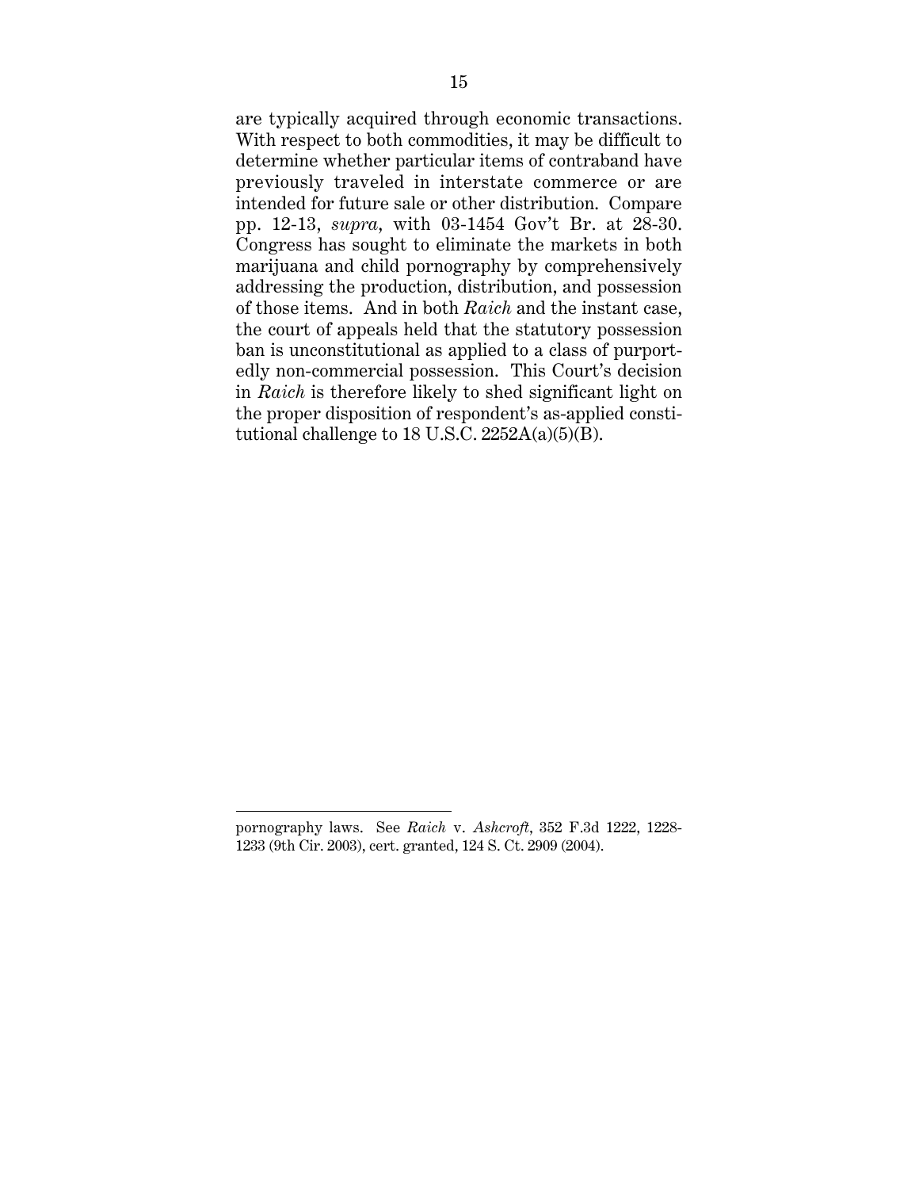are typically acquired through economic transactions. With respect to both commodities, it may be difficult to determine whether particular items of contraband have previously traveled in interstate commerce or are intended for future sale or other distribution. Compare pp. 12-13, *supra*, with 03-1454 Gov't Br. at 28-30. Congress has sought to eliminate the markets in both marijuana and child pornography by comprehensively addressing the production, distribution, and possession of those items. And in both *Raich* and the instant case, the court of appeals held that the statutory possession ban is unconstitutional as applied to a class of purportedly non-commercial possession. This Court's decision in *Raich* is therefore likely to shed significant light on the proper disposition of respondent's as-applied constitutional challenge to 18 U.S.C. 2252A(a)(5)(B).

---

pornography laws. See *Raich* v. *Ashcroft*, 352 F.3d 1222, 1228-1233 (9th Cir. 2003), cert. granted, 124 S. Ct. 2909 (2004).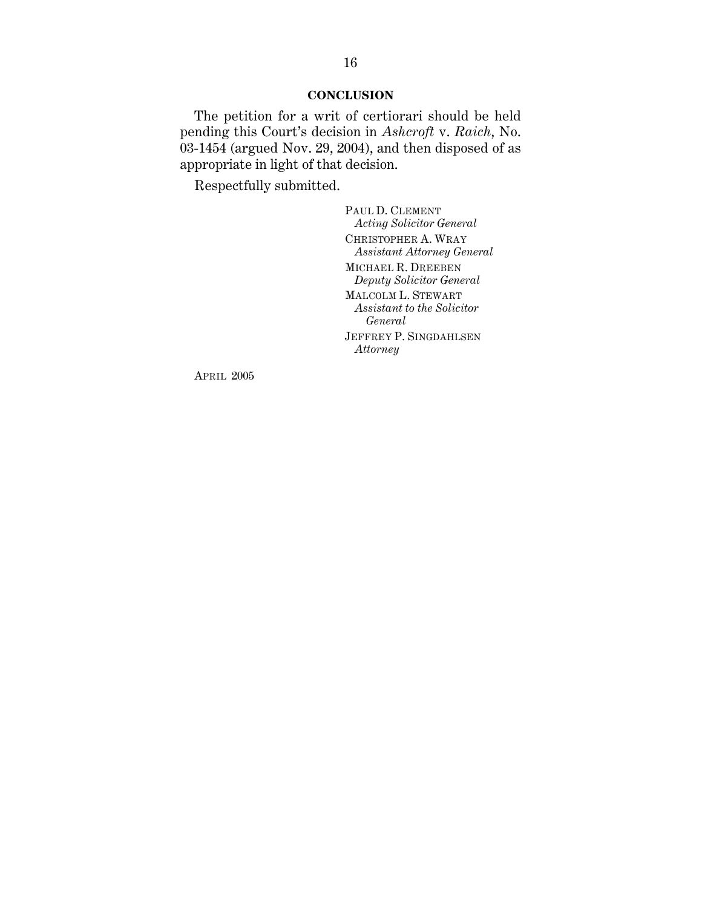## CONCLUSION

The petition for a writ of certiorari should be held pending this Court's decision in *Ashcroft* v. *Raich*, No. 03-1454 (argued Nov. 29, 2004), and then disposed of as appropriate in light of that decision.

Respectfully submitted.

PAUL D. CLEMENT
*Acting Solicitor General*

CHRISTOPHER A. WRAY
*Assistant Attorney General*

MICHAEL R. DREEBEN
*Deputy Solicitor General*

MALCOLM L. STEWART
*Assistant to the Solicitor General*

JEFFREY P. SINGDAHLSEN
*Attorney*

APRIL 2005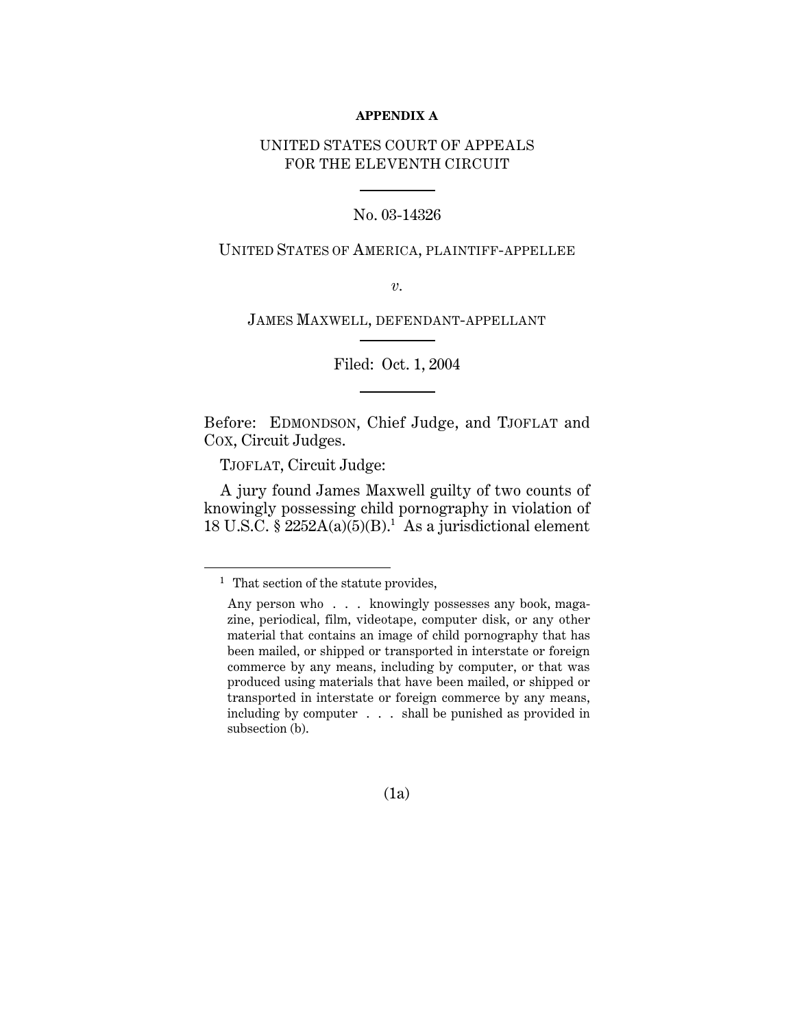**APPENDIX A**

UNITED STATES COURT OF APPEALS
FOR THE ELEVENTH CIRCUIT

No. 03-14326

UNITED STATES OF AMERICA, PLAINTIFF-APPELLEE

*v.*

JAMES MAXWELL, DEFENDANT-APPELLANT

Filed: Oct. 1, 2004

Before: EDMONDSON, Chief Judge, and TJOFLAT and COX, Circuit Judges.

TJOFLAT, Circuit Judge:

A jury found James Maxwell guilty of two counts of knowingly possessing child pornography in violation of 18 U.S.C. § 2252A(a)(5)(B).[1] As a jurisdictional element

---

[1] That section of the statute provides,

> Any person who . . . knowingly possesses any book, magazine, periodical, film, videotape, computer disk, or any other material that contains an image of child pornography that has been mailed, or shipped or transported in interstate or foreign commerce by any means, including by computer, or that was produced using materials that have been mailed, or shipped or transported in interstate or foreign commerce by any means, including by computer . . . shall be punished as provided in subsection (b).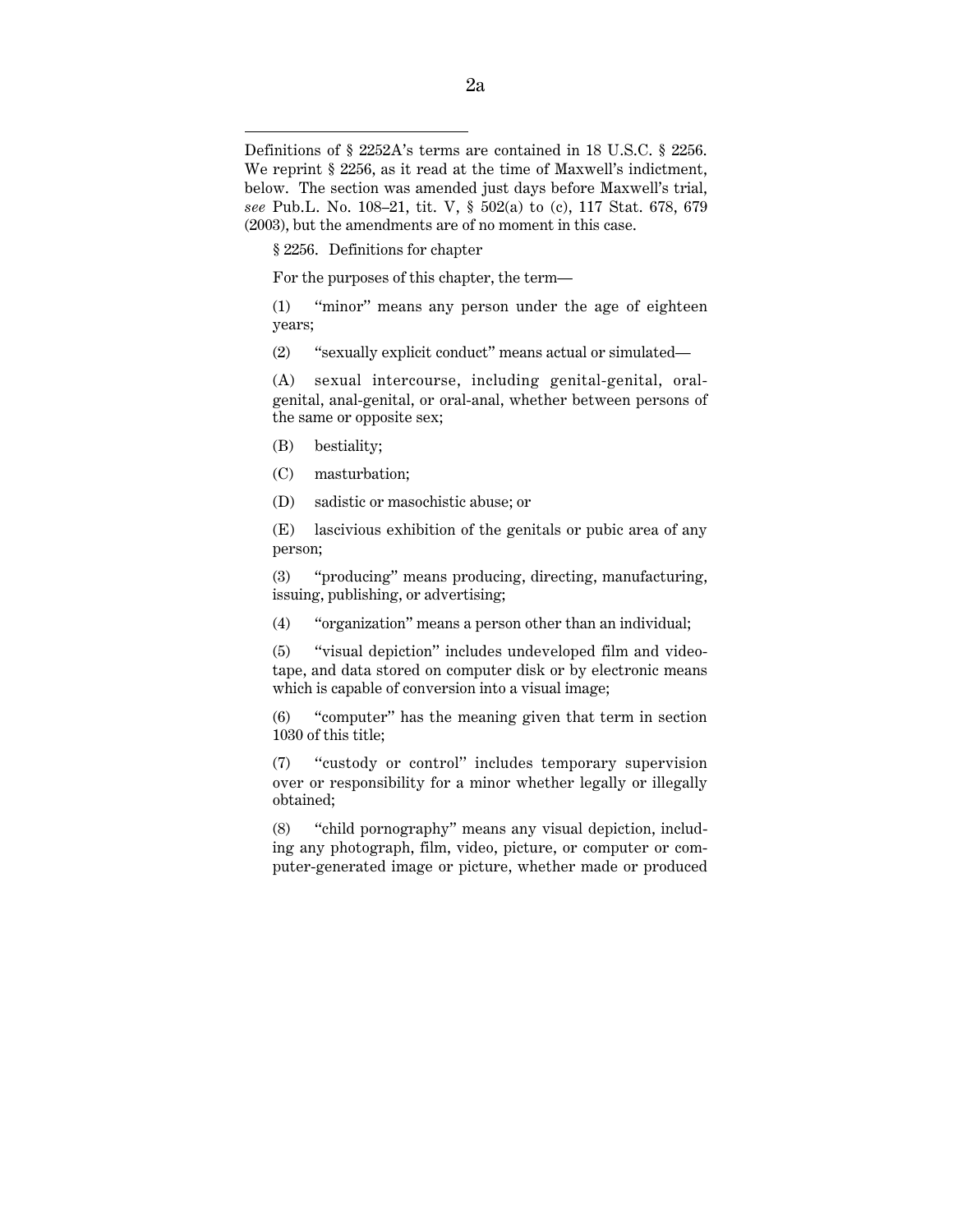Definitions of § 2252A's terms are contained in 18 U.S.C. § 2256. We reprint § 2256, as it read at the time of Maxwell's indictment, below. The section was amended just days before Maxwell's trial, *see* Pub.L. No. 108–21, tit. V, § 502(a) to (c), 117 Stat. 678, 679 (2003), but the amendments are of no moment in this case.

§ 2256. Definitions for chapter

For the purposes of this chapter, the term—

(1) "minor" means any person under the age of eighteen years;

(2) "sexually explicit conduct" means actual or simulated—

(A) sexual intercourse, including genital-genital, oral-genital, anal-genital, or oral-anal, whether between persons of the same or opposite sex;

(B) bestiality;

(C) masturbation;

(D) sadistic or masochistic abuse; or

(E) lascivious exhibition of the genitals or pubic area of any person;

(3) "producing" means producing, directing, manufacturing, issuing, publishing, or advertising;

(4) "organization" means a person other than an individual;

(5) "visual depiction" includes undeveloped film and videotape, and data stored on computer disk or by electronic means which is capable of conversion into a visual image;

(6) "computer" has the meaning given that term in section 1030 of this title;

(7) "custody or control" includes temporary supervision over or responsibility for a minor whether legally or illegally obtained;

(8) "child pornography" means any visual depiction, including any photograph, film, video, picture, or computer or computer-generated image or picture, whether made or produced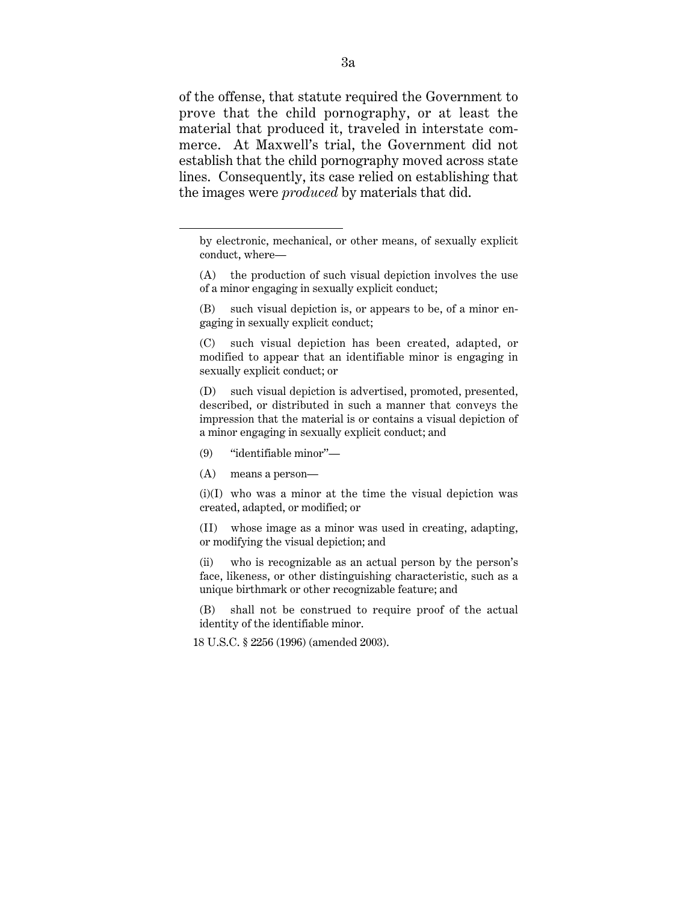of the offense, that statute required the Government to prove that the child pornography, or at least the material that produced it, traveled in interstate commerce. At Maxwell's trial, the Government did not establish that the child pornography moved across state lines. Consequently, its case relied on establishing that the images were *produced* by materials that did.

---

by electronic, mechanical, or other means, of sexually explicit conduct, where—

(A) the production of such visual depiction involves the use of a minor engaging in sexually explicit conduct;

(B) such visual depiction is, or appears to be, of a minor engaging in sexually explicit conduct;

(C) such visual depiction has been created, adapted, or modified to appear that an identifiable minor is engaging in sexually explicit conduct; or

(D) such visual depiction is advertised, promoted, presented, described, or distributed in such a manner that conveys the impression that the material is or contains a visual depiction of a minor engaging in sexually explicit conduct; and

(9) "identifiable minor"—

(A) means a person—

(i)(I) who was a minor at the time the visual depiction was created, adapted, or modified; or

(II) whose image as a minor was used in creating, adapting, or modifying the visual depiction; and

(ii) who is recognizable as an actual person by the person's face, likeness, or other distinguishing characteristic, such as a unique birthmark or other recognizable feature; and

(B) shall not be construed to require proof of the actual identity of the identifiable minor.

18 U.S.C. § 2256 (1996) (amended 2003).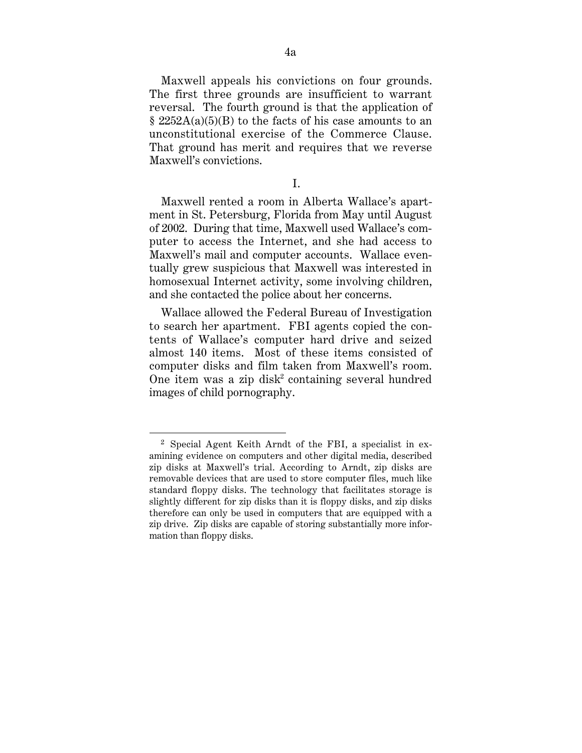Maxwell appeals his convictions on four grounds. The first three grounds are insufficient to warrant reversal. The fourth ground is that the application of § 2252A(a)(5)(B) to the facts of his case amounts to an unconstitutional exercise of the Commerce Clause. That ground has merit and requires that we reverse Maxwell's convictions.

I.

Maxwell rented a room in Alberta Wallace's apartment in St. Petersburg, Florida from May until August of 2002. During that time, Maxwell used Wallace's computer to access the Internet, and she had access to Maxwell's mail and computer accounts. Wallace eventually grew suspicious that Maxwell was interested in homosexual Internet activity, some involving children, and she contacted the police about her concerns.

Wallace allowed the Federal Bureau of Investigation to search her apartment. FBI agents copied the contents of Wallace's computer hard drive and seized almost 140 items. Most of these items consisted of computer disks and film taken from Maxwell's room. One item was a zip disk[2] containing several hundred images of child pornography.

---

[2] Special Agent Keith Arndt of the FBI, a specialist in examining evidence on computers and other digital media, described zip disks at Maxwell's trial. According to Arndt, zip disks are removable devices that are used to store computer files, much like standard floppy disks. The technology that facilitates storage is slightly different for zip disks than it is floppy disks, and zip disks therefore can only be used in computers that are equipped with a zip drive. Zip disks are capable of storing substantially more information than floppy disks.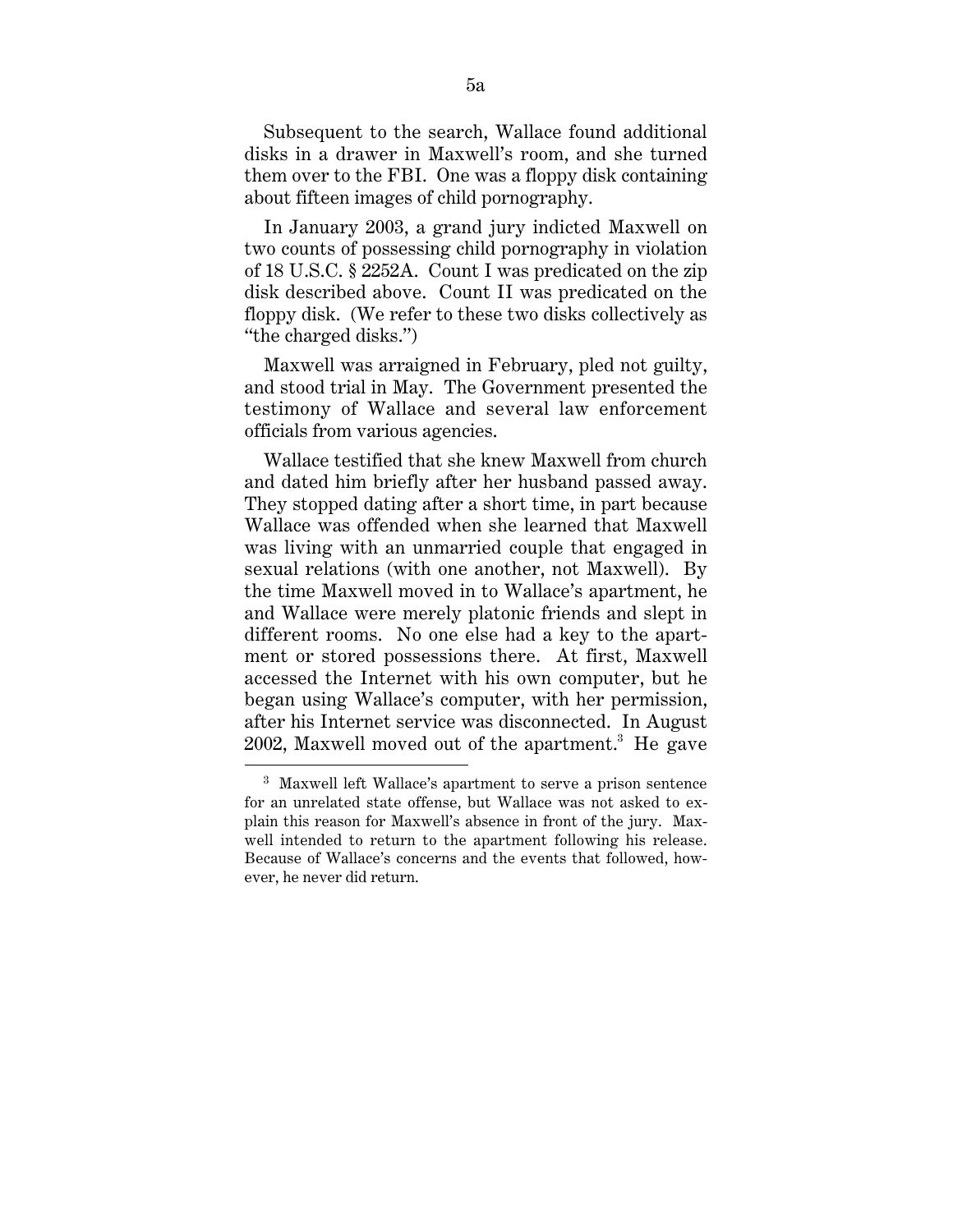Subsequent to the search, Wallace found additional disks in a drawer in Maxwell's room, and she turned them over to the FBI. One was a floppy disk containing about fifteen images of child pornography.

In January 2003, a grand jury indicted Maxwell on two counts of possessing child pornography in violation of 18 U.S.C. § 2252A. Count I was predicated on the zip disk described above. Count II was predicated on the floppy disk. (We refer to these two disks collectively as "the charged disks.")

Maxwell was arraigned in February, pled not guilty, and stood trial in May. The Government presented the testimony of Wallace and several law enforcement officials from various agencies.

Wallace testified that she knew Maxwell from church and dated him briefly after her husband passed away. They stopped dating after a short time, in part because Wallace was offended when she learned that Maxwell was living with an unmarried couple that engaged in sexual relations (with one another, not Maxwell). By the time Maxwell moved in to Wallace's apartment, he and Wallace were merely platonic friends and slept in different rooms. No one else had a key to the apartment or stored possessions there. At first, Maxwell accessed the Internet with his own computer, but he began using Wallace's computer, with her permission, after his Internet service was disconnected. In August 2002, Maxwell moved out of the apartment.[3] He gave

[3] Maxwell left Wallace's apartment to serve a prison sentence for an unrelated state offense, but Wallace was not asked to explain this reason for Maxwell's absence in front of the jury. Maxwell intended to return to the apartment following his release. Because of Wallace's concerns and the events that followed, however, he never did return.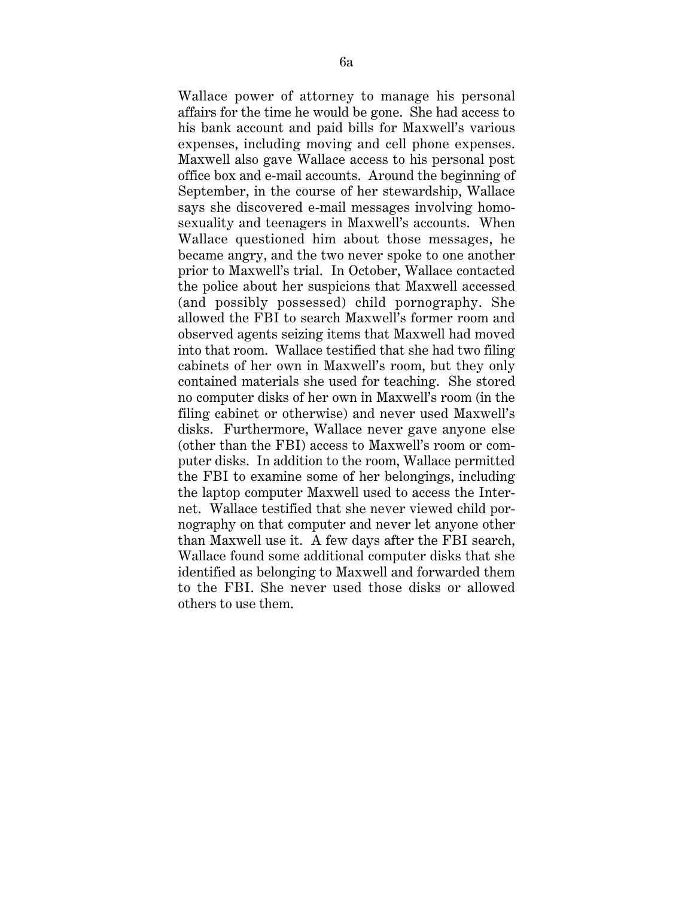Wallace power of attorney to manage his personal affairs for the time he would be gone. She had access to his bank account and paid bills for Maxwell's various expenses, including moving and cell phone expenses. Maxwell also gave Wallace access to his personal post office box and e-mail accounts. Around the beginning of September, in the course of her stewardship, Wallace says she discovered e-mail messages involving homosexuality and teenagers in Maxwell's accounts. When Wallace questioned him about those messages, he became angry, and the two never spoke to one another prior to Maxwell's trial. In October, Wallace contacted the police about her suspicions that Maxwell accessed (and possibly possessed) child pornography. She allowed the FBI to search Maxwell's former room and observed agents seizing items that Maxwell had moved into that room. Wallace testified that she had two filing cabinets of her own in Maxwell's room, but they only contained materials she used for teaching. She stored no computer disks of her own in Maxwell's room (in the filing cabinet or otherwise) and never used Maxwell's disks. Furthermore, Wallace never gave anyone else (other than the FBI) access to Maxwell's room or computer disks. In addition to the room, Wallace permitted the FBI to examine some of her belongings, including the laptop computer Maxwell used to access the Internet. Wallace testified that she never viewed child pornography on that computer and never let anyone other than Maxwell use it. A few days after the FBI search, Wallace found some additional computer disks that she identified as belonging to Maxwell and forwarded them to the FBI. She never used those disks or allowed others to use them.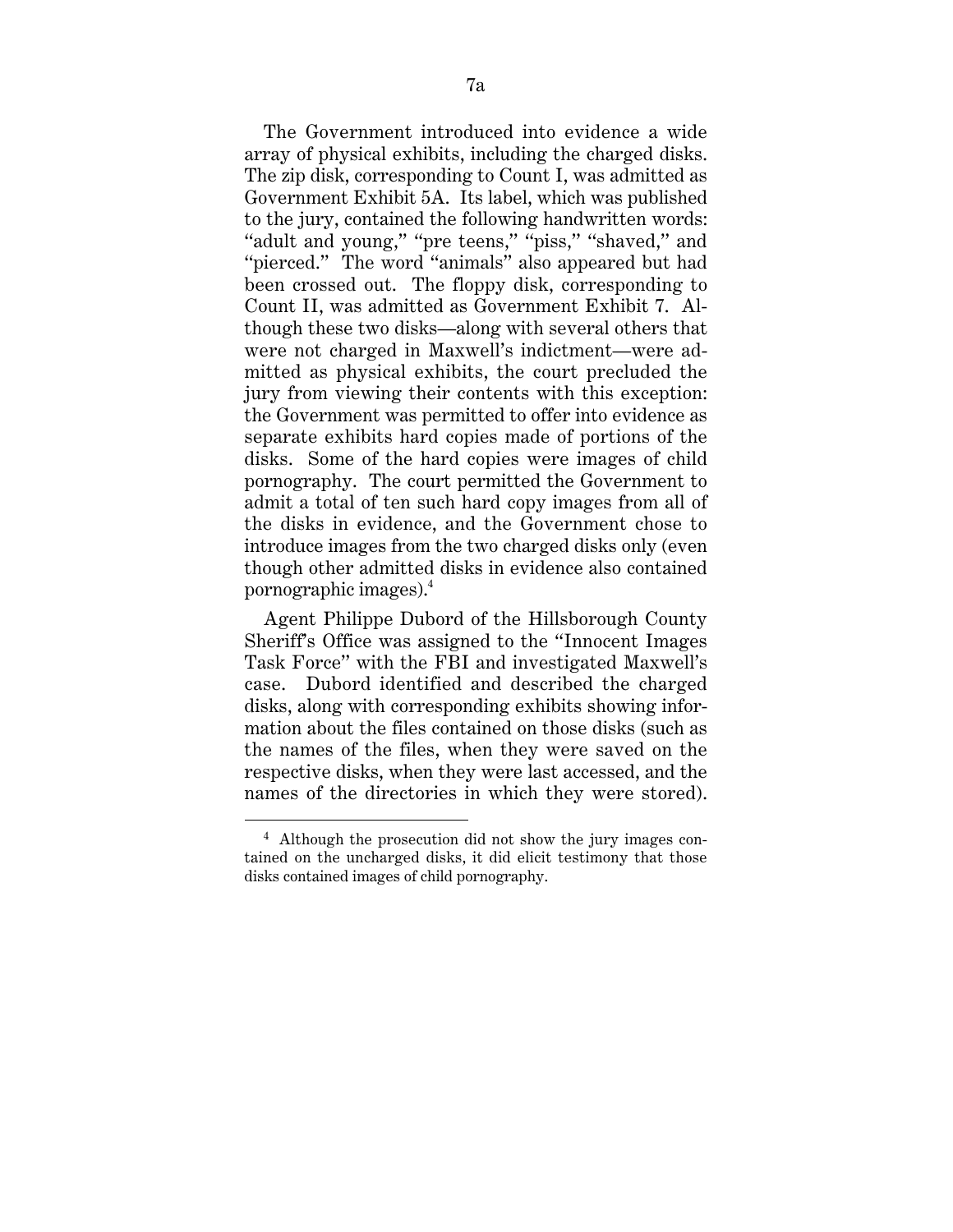The Government introduced into evidence a wide array of physical exhibits, including the charged disks. The zip disk, corresponding to Count I, was admitted as Government Exhibit 5A. Its label, which was published to the jury, contained the following handwritten words: "adult and young," "pre teens," "piss," "shaved," and "pierced." The word "animals" also appeared but had been crossed out. The floppy disk, corresponding to Count II, was admitted as Government Exhibit 7. Although these two disks—along with several others that were not charged in Maxwell's indictment—were admitted as physical exhibits, the court precluded the jury from viewing their contents with this exception: the Government was permitted to offer into evidence as separate exhibits hard copies made of portions of the disks. Some of the hard copies were images of child pornography. The court permitted the Government to admit a total of ten such hard copy images from all of the disks in evidence, and the Government chose to introduce images from the two charged disks only (even though other admitted disks in evidence also contained pornographic images).[4]

Agent Philippe Dubord of the Hillsborough County Sheriff's Office was assigned to the "Innocent Images Task Force" with the FBI and investigated Maxwell's case. Dubord identified and described the charged disks, along with corresponding exhibits showing information about the files contained on those disks (such as the names of the files, when they were saved on the respective disks, when they were last accessed, and the names of the directories in which they were stored).

[4] Although the prosecution did not show the jury images contained on the uncharged disks, it did elicit testimony that those disks contained images of child pornography.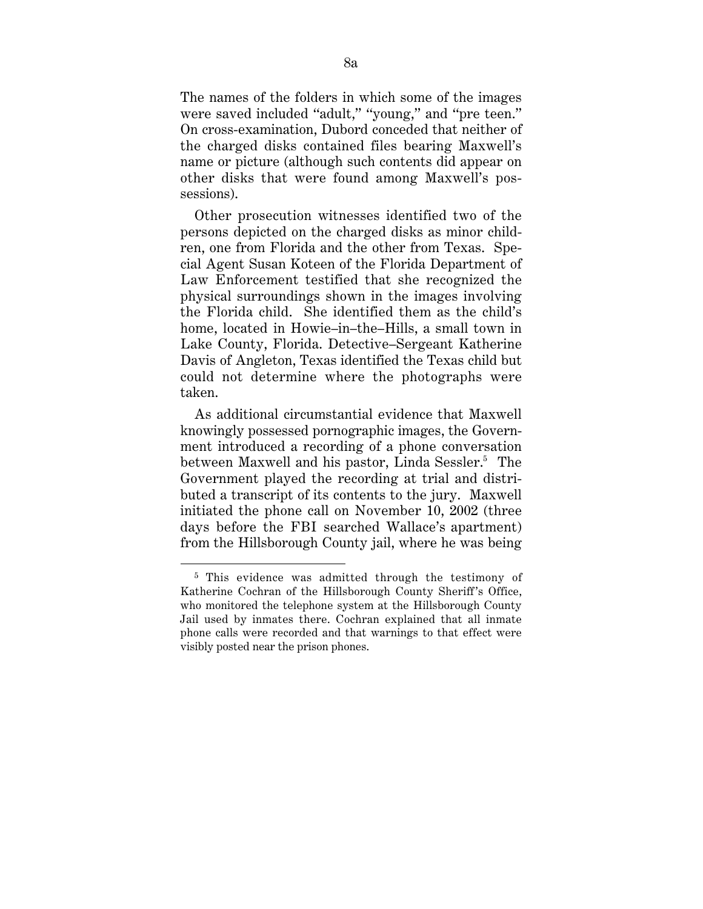The names of the folders in which some of the images were saved included "adult," "young," and "pre teen." On cross-examination, Dubord conceded that neither of the charged disks contained files bearing Maxwell's name or picture (although such contents did appear on other disks that were found among Maxwell's possessions).

Other prosecution witnesses identified two of the persons depicted on the charged disks as minor children, one from Florida and the other from Texas. Special Agent Susan Koteen of the Florida Department of Law Enforcement testified that she recognized the physical surroundings shown in the images involving the Florida child. She identified them as the child's home, located in Howie–in–the–Hills, a small town in Lake County, Florida. Detective–Sergeant Katherine Davis of Angleton, Texas identified the Texas child but could not determine where the photographs were taken.

As additional circumstantial evidence that Maxwell knowingly possessed pornographic images, the Government introduced a recording of a phone conversation between Maxwell and his pastor, Linda Sessler.[5] The Government played the recording at trial and distributed a transcript of its contents to the jury. Maxwell initiated the phone call on November 10, 2002 (three days before the FBI searched Wallace's apartment) from the Hillsborough County jail, where he was being

---

[5] This evidence was admitted through the testimony of Katherine Cochran of the Hillsborough County Sheriff's Office, who monitored the telephone system at the Hillsborough County Jail used by inmates there. Cochran explained that all inmate phone calls were recorded and that warnings to that effect were visibly posted near the prison phones.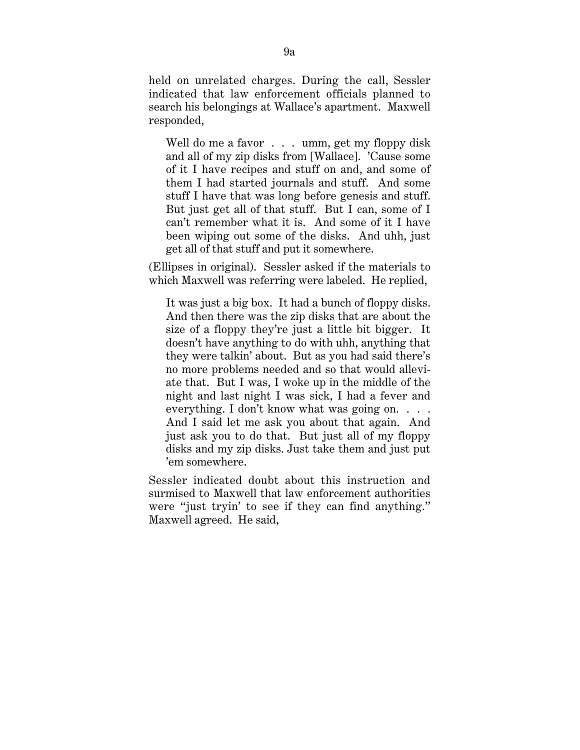held on unrelated charges. During the call, Sessler indicated that law enforcement officials planned to search his belongings at Wallace's apartment. Maxwell responded,

> Well do me a favor . . . umm, get my floppy disk and all of my zip disks from [Wallace]. 'Cause some of it I have recipes and stuff on and, and some of them I had started journals and stuff. And some stuff I have that was long before genesis and stuff. But just get all of that stuff. But I can, some of I can't remember what it is. And some of it I have been wiping out some of the disks. And uhh, just get all of that stuff and put it somewhere.

(Ellipses in original). Sessler asked if the materials to which Maxwell was referring were labeled. He replied,

> It was just a big box. It had a bunch of floppy disks. And then there was the zip disks that are about the size of a floppy they're just a little bit bigger. It doesn't have anything to do with uhh, anything that they were talkin' about. But as you had said there's no more problems needed and so that would alleviate that. But I was, I woke up in the middle of the night and last night I was sick, I had a fever and everything. I don't know what was going on. . . . And I said let me ask you about that again. And just ask you to do that. But just all of my floppy disks and my zip disks. Just take them and just put 'em somewhere.

Sessler indicated doubt about this instruction and surmised to Maxwell that law enforcement authorities were "just tryin' to see if they can find anything." Maxwell agreed. He said,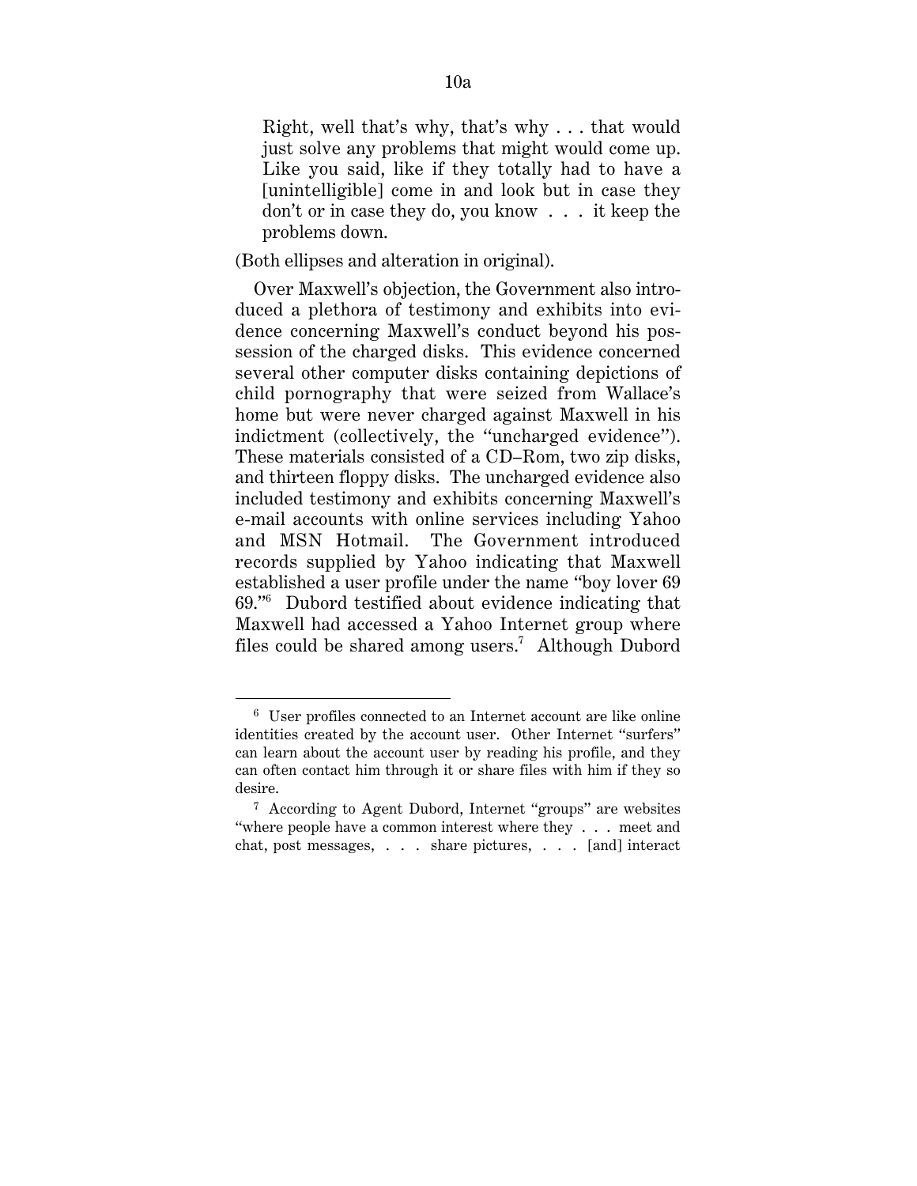> Right, well that's why, that's why . . . that would just solve any problems that might would come up. Like you said, like if they totally had to have a [unintelligible] come in and look but in case they don't or in case they do, you know . . . it keep the problems down.

(Both ellipses and alteration in original).

Over Maxwell's objection, the Government also introduced a plethora of testimony and exhibits into evidence concerning Maxwell's conduct beyond his possession of the charged disks. This evidence concerned several other computer disks containing depictions of child pornography that were seized from Wallace's home but were never charged against Maxwell in his indictment (collectively, the "uncharged evidence"). These materials consisted of a CD–Rom, two zip disks, and thirteen floppy disks. The uncharged evidence also included testimony and exhibits concerning Maxwell's e-mail accounts with online services including Yahoo and MSN Hotmail. The Government introduced records supplied by Yahoo indicating that Maxwell established a user profile under the name "boy lover 69 69."[6] Dubord testified about evidence indicating that Maxwell had accessed a Yahoo Internet group where files could be shared among users.[7] Although Dubord

---

[6] User profiles connected to an Internet account are like online identities created by the account user. Other Internet "surfers" can learn about the account user by reading his profile, and they can often contact him through it or share files with him if they so desire.

[7] According to Agent Dubord, Internet "groups" are websites "where people have a common interest where they . . . meet and chat, post messages, . . . share pictures, . . . [and] interact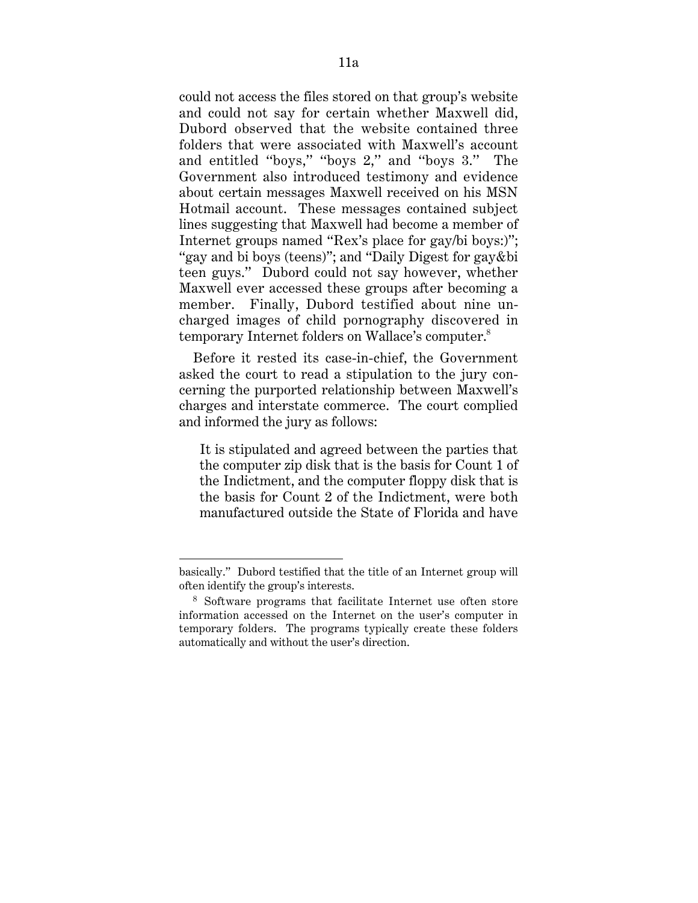could not access the files stored on that group's website and could not say for certain whether Maxwell did, Dubord observed that the website contained three folders that were associated with Maxwell's account and entitled "boys," "boys 2," and "boys 3." The Government also introduced testimony and evidence about certain messages Maxwell received on his MSN Hotmail account. These messages contained subject lines suggesting that Maxwell had become a member of Internet groups named "Rex's place for gay/bi boys:)"; "gay and bi boys (teens)"; and "Daily Digest for gay&bi teen guys." Dubord could not say however, whether Maxwell ever accessed these groups after becoming a member. Finally, Dubord testified about nine uncharged images of child pornography discovered in temporary Internet folders on Wallace's computer.[8]

Before it rested its case-in-chief, the Government asked the court to read a stipulation to the jury concerning the purported relationship between Maxwell's charges and interstate commerce. The court complied and informed the jury as follows:

> It is stipulated and agreed between the parties that the computer zip disk that is the basis for Count 1 of the Indictment, and the computer floppy disk that is the basis for Count 2 of the Indictment, were both manufactured outside the State of Florida and have

---

basically." Dubord testified that the title of an Internet group will often identify the group's interests.

[8] Software programs that facilitate Internet use often store information accessed on the Internet on the user's computer in temporary folders. The programs typically create these folders automatically and without the user's direction.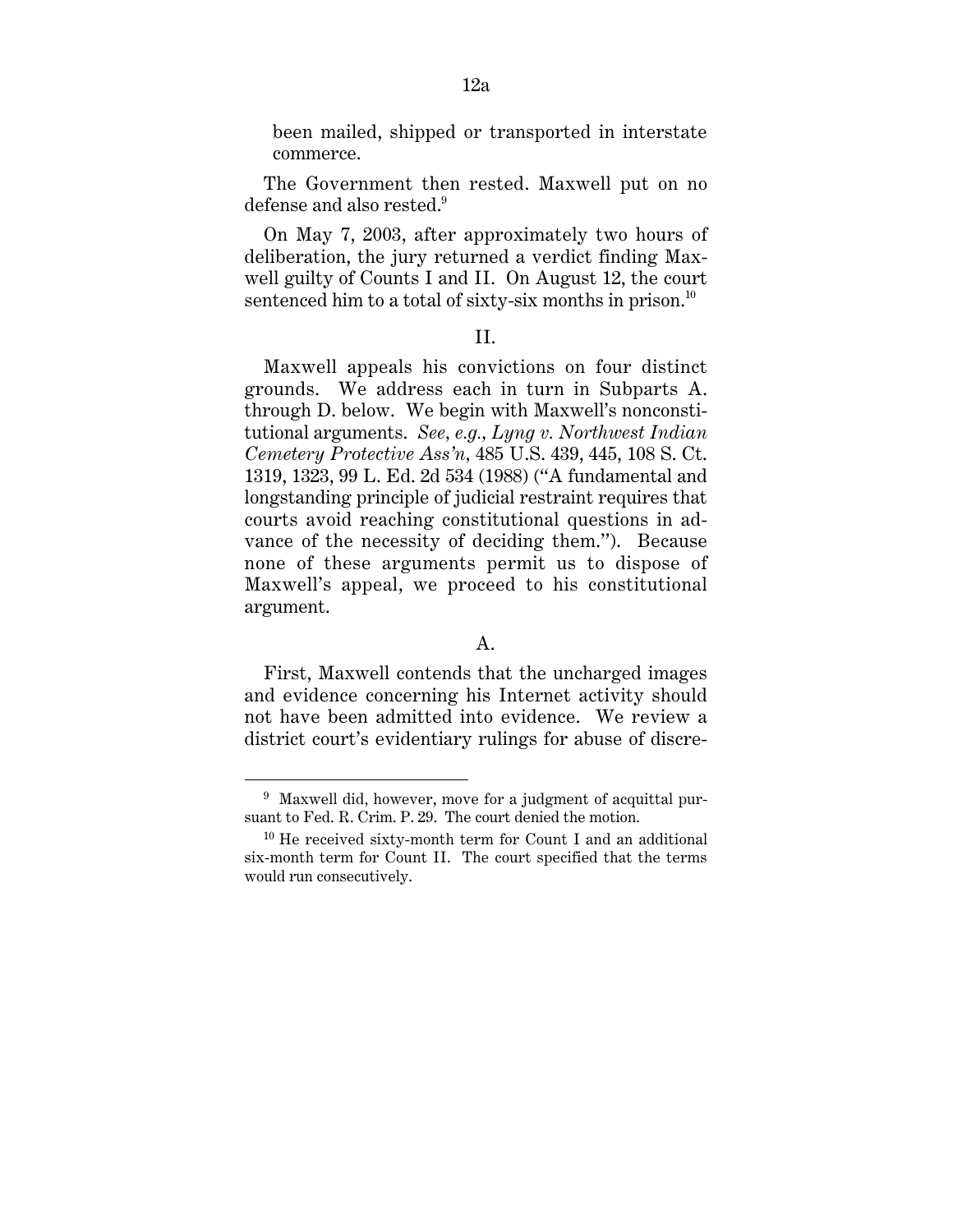been mailed, shipped or transported in interstate commerce.

The Government then rested. Maxwell put on no defense and also rested.[9]

On May 7, 2003, after approximately two hours of deliberation, the jury returned a verdict finding Maxwell guilty of Counts I and II. On August 12, the court sentenced him to a total of sixty-six months in prison.[10]

## II.

Maxwell appeals his convictions on four distinct grounds. We address each in turn in Subparts A. through D. below. We begin with Maxwell's nonconstitutional arguments. *See, e.g., Lyng v. Northwest Indian Cemetery Protective Ass'n,* 485 U.S. 439, 445, 108 S. Ct. 1319, 1323, 99 L. Ed. 2d 534 (1988) ("A fundamental and longstanding principle of judicial restraint requires that courts avoid reaching constitutional questions in advance of the necessity of deciding them."). Because none of these arguments permit us to dispose of Maxwell's appeal, we proceed to his constitutional argument.

### A.

First, Maxwell contends that the uncharged images and evidence concerning his Internet activity should not have been admitted into evidence. We review a district court's evidentiary rulings for abuse of discre-

---

[9] Maxwell did, however, move for a judgment of acquittal pursuant to Fed. R. Crim. P. 29. The court denied the motion.

[10] He received sixty-month term for Count I and an additional six-month term for Count II. The court specified that the terms would run consecutively.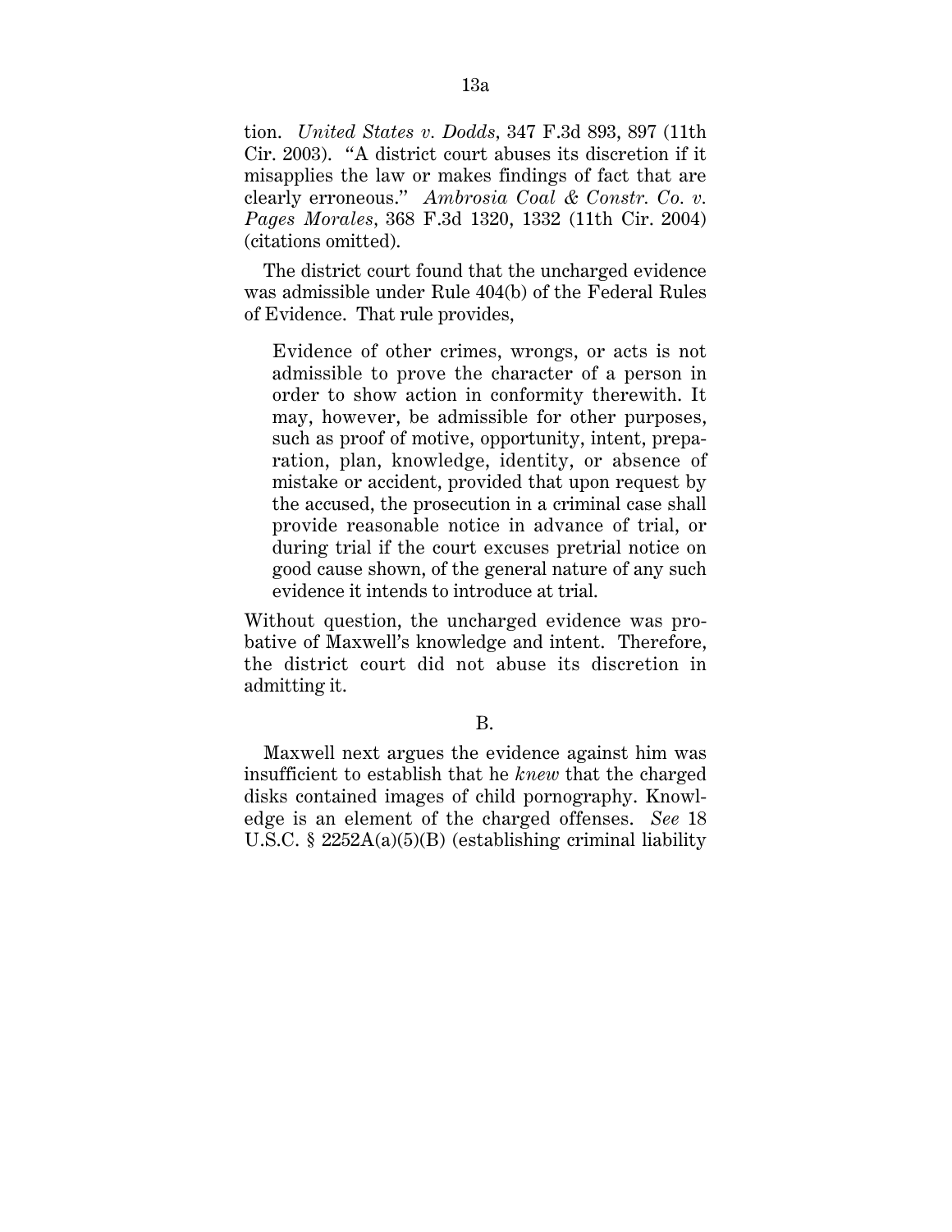tion. *United States v. Dodds*, 347 F.3d 893, 897 (11th Cir. 2003). "A district court abuses its discretion if it misapplies the law or makes findings of fact that are clearly erroneous." *Ambrosia Coal & Constr. Co. v. Pages Morales*, 368 F.3d 1320, 1332 (11th Cir. 2004) (citations omitted).

The district court found that the uncharged evidence was admissible under Rule 404(b) of the Federal Rules of Evidence. That rule provides,

> Evidence of other crimes, wrongs, or acts is not admissible to prove the character of a person in order to show action in conformity therewith. It may, however, be admissible for other purposes, such as proof of motive, opportunity, intent, preparation, plan, knowledge, identity, or absence of mistake or accident, provided that upon request by the accused, the prosecution in a criminal case shall provide reasonable notice in advance of trial, or during trial if the court excuses pretrial notice on good cause shown, of the general nature of any such evidence it intends to introduce at trial.

Without question, the uncharged evidence was probative of Maxwell's knowledge and intent. Therefore, the district court did not abuse its discretion in admitting it.

B.

Maxwell next argues the evidence against him was insufficient to establish that he *knew* that the charged disks contained images of child pornography. Knowledge is an element of the charged offenses. *See* 18 U.S.C. § 2252A(a)(5)(B) (establishing criminal liability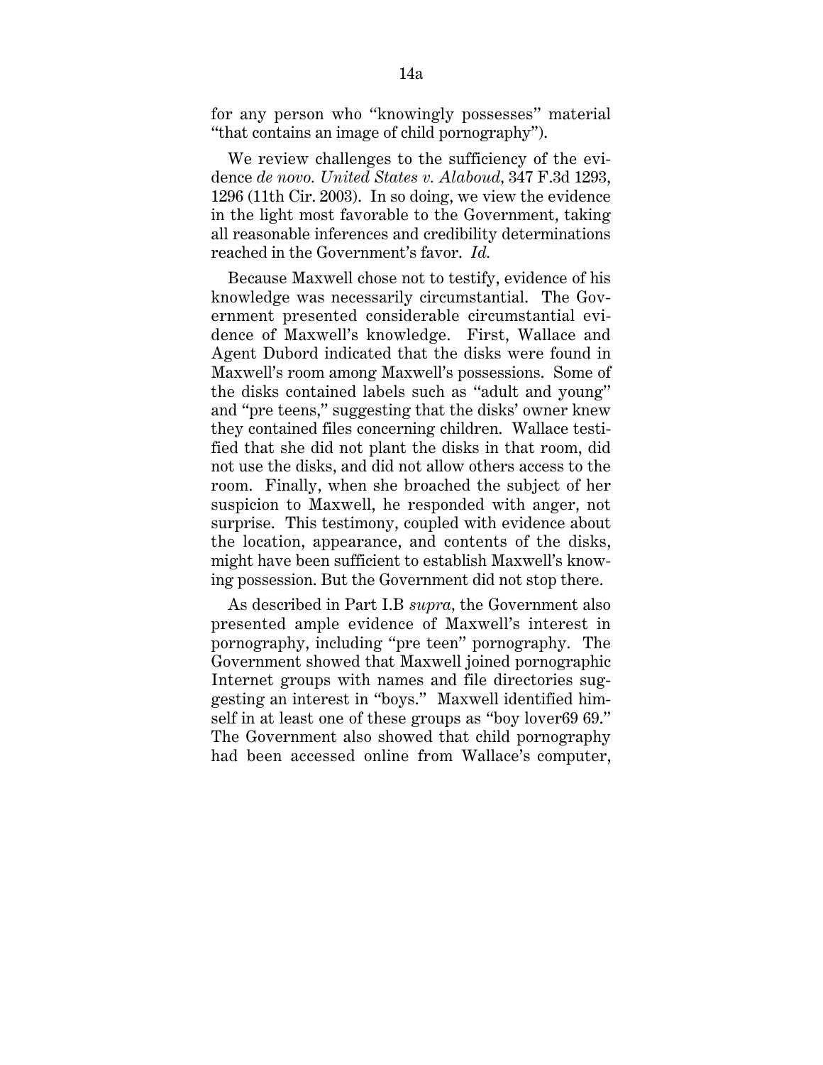for any person who "knowingly possesses" material "that contains an image of child pornography").

We review challenges to the sufficiency of the evidence *de novo*. *United States v. Alaboud*, 347 F.3d 1293, 1296 (11th Cir. 2003). In so doing, we view the evidence in the light most favorable to the Government, taking all reasonable inferences and credibility determinations reached in the Government's favor. *Id.*

Because Maxwell chose not to testify, evidence of his knowledge was necessarily circumstantial. The Government presented considerable circumstantial evidence of Maxwell's knowledge. First, Wallace and Agent Dubord indicated that the disks were found in Maxwell's room among Maxwell's possessions. Some of the disks contained labels such as "adult and young" and "pre teens," suggesting that the disks' owner knew they contained files concerning children. Wallace testified that she did not plant the disks in that room, did not use the disks, and did not allow others access to the room. Finally, when she broached the subject of her suspicion to Maxwell, he responded with anger, not surprise. This testimony, coupled with evidence about the location, appearance, and contents of the disks, might have been sufficient to establish Maxwell's knowing possession. But the Government did not stop there.

As described in Part I.B *supra*, the Government also presented ample evidence of Maxwell's interest in pornography, including "pre teen" pornography. The Government showed that Maxwell joined pornographic Internet groups with names and file directories suggesting an interest in "boys." Maxwell identified himself in at least one of these groups as "boy lover69 69." The Government also showed that child pornography had been accessed online from Wallace's computer,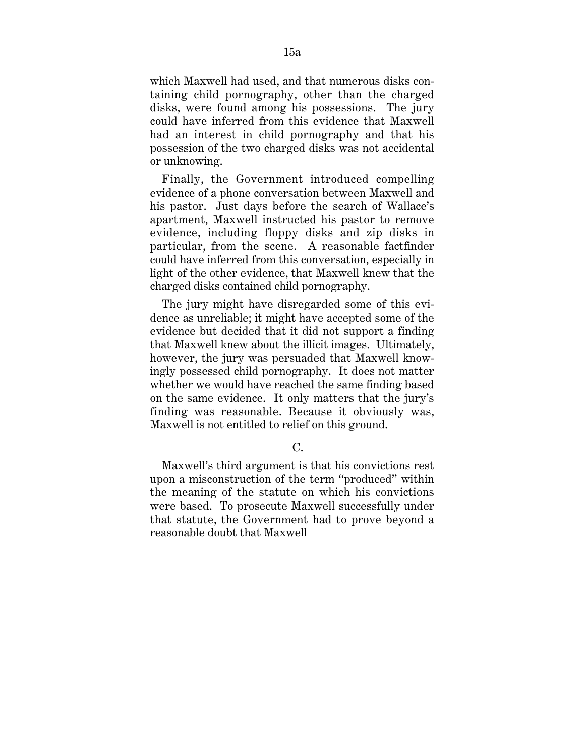which Maxwell had used, and that numerous disks containing child pornography, other than the charged disks, were found among his possessions. The jury could have inferred from this evidence that Maxwell had an interest in child pornography and that his possession of the two charged disks was not accidental or unknowing.

Finally, the Government introduced compelling evidence of a phone conversation between Maxwell and his pastor. Just days before the search of Wallace's apartment, Maxwell instructed his pastor to remove evidence, including floppy disks and zip disks in particular, from the scene. A reasonable factfinder could have inferred from this conversation, especially in light of the other evidence, that Maxwell knew that the charged disks contained child pornography.

The jury might have disregarded some of this evidence as unreliable; it might have accepted some of the evidence but decided that it did not support a finding that Maxwell knew about the illicit images. Ultimately, however, the jury was persuaded that Maxwell knowingly possessed child pornography. It does not matter whether we would have reached the same finding based on the same evidence. It only matters that the jury's finding was reasonable. Because it obviously was, Maxwell is not entitled to relief on this ground.

C.

Maxwell's third argument is that his convictions rest upon a misconstruction of the term "produced" within the meaning of the statute on which his convictions were based. To prosecute Maxwell successfully under that statute, the Government had to prove beyond a reasonable doubt that Maxwell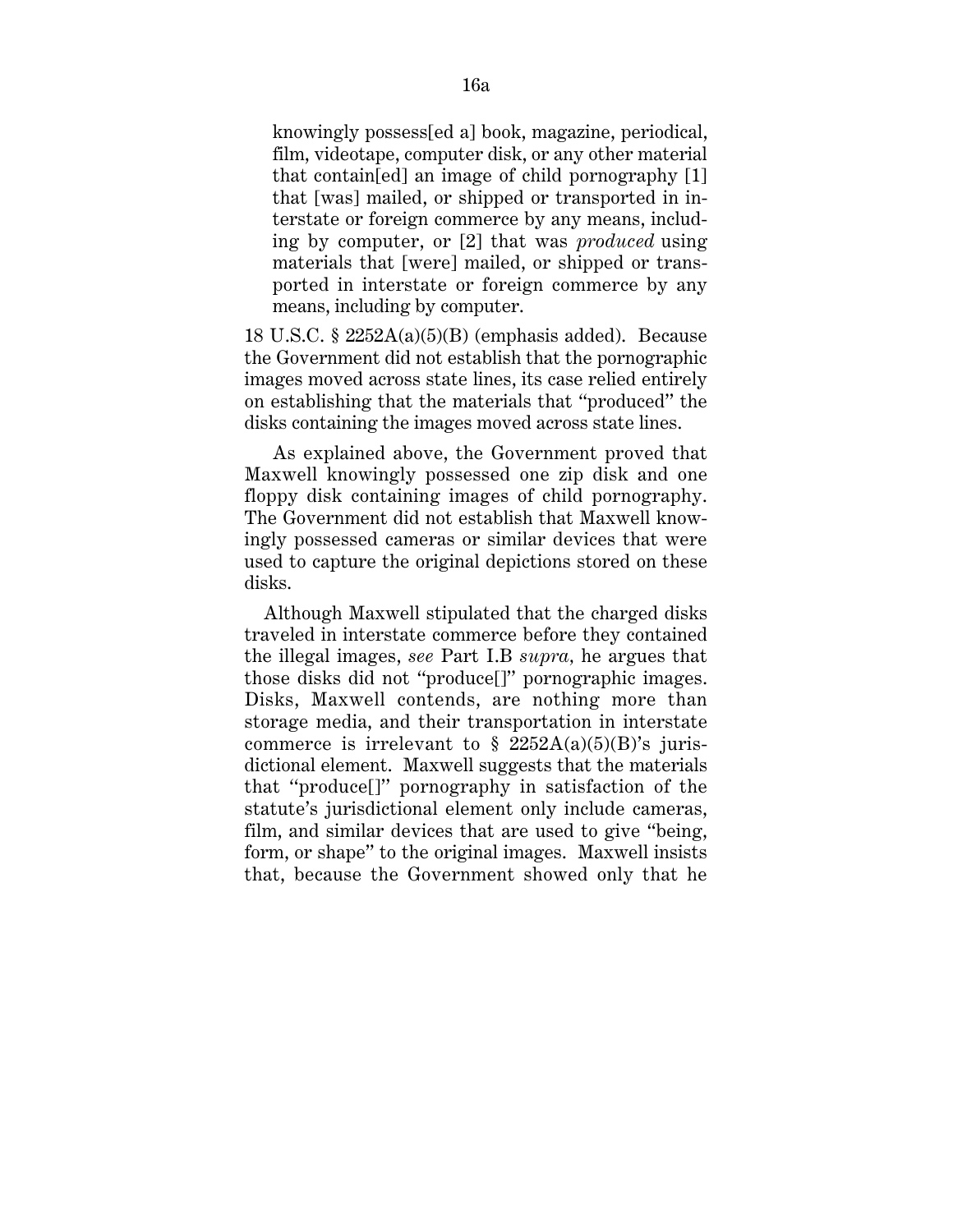> knowingly possess[ed a] book, magazine, periodical, film, videotape, computer disk, or any other material that contain[ed] an image of child pornography [1] that [was] mailed, or shipped or transported in interstate or foreign commerce by any means, including by computer, or [2] that was *produced* using materials that [were] mailed, or shipped or transported in interstate or foreign commerce by any means, including by computer.

18 U.S.C. § 2252A(a)(5)(B) (emphasis added). Because the Government did not establish that the pornographic images moved across state lines, its case relied entirely on establishing that the materials that "produced" the disks containing the images moved across state lines.

As explained above, the Government proved that Maxwell knowingly possessed one zip disk and one floppy disk containing images of child pornography. The Government did not establish that Maxwell knowingly possessed cameras or similar devices that were used to capture the original depictions stored on these disks.

Although Maxwell stipulated that the charged disks traveled in interstate commerce before they contained the illegal images, *see* Part I.B *supra*, he argues that those disks did not "produce[]" pornographic images. Disks, Maxwell contends, are nothing more than storage media, and their transportation in interstate commerce is irrelevant to § 2252A(a)(5)(B)'s jurisdictional element. Maxwell suggests that the materials that "produce[]" pornography in satisfaction of the statute's jurisdictional element only include cameras, film, and similar devices that are used to give "being, form, or shape" to the original images. Maxwell insists that, because the Government showed only that he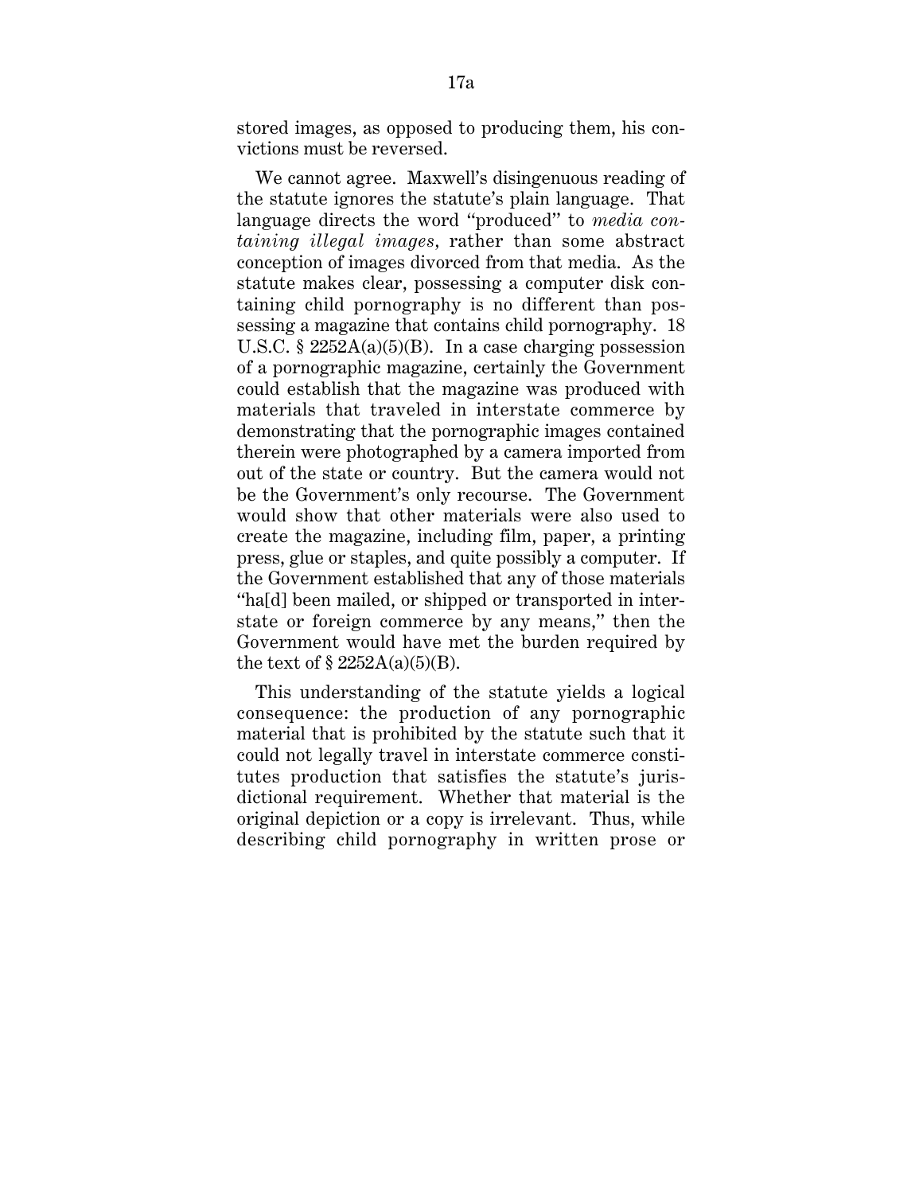stored images, as opposed to producing them, his convictions must be reversed.

We cannot agree. Maxwell's disingenuous reading of the statute ignores the statute's plain language. That language directs the word "produced" to *media containing illegal images*, rather than some abstract conception of images divorced from that media. As the statute makes clear, possessing a computer disk containing child pornography is no different than possessing a magazine that contains child pornography. 18 U.S.C. § 2252A(a)(5)(B). In a case charging possession of a pornographic magazine, certainly the Government could establish that the magazine was produced with materials that traveled in interstate commerce by demonstrating that the pornographic images contained therein were photographed by a camera imported from out of the state or country. But the camera would not be the Government's only recourse. The Government would show that other materials were also used to create the magazine, including film, paper, a printing press, glue or staples, and quite possibly a computer. If the Government established that any of those materials "ha[d] been mailed, or shipped or transported in interstate or foreign commerce by any means," then the Government would have met the burden required by the text of § 2252A(a)(5)(B).

This understanding of the statute yields a logical consequence: the production of any pornographic material that is prohibited by the statute such that it could not legally travel in interstate commerce constitutes production that satisfies the statute's jurisdictional requirement. Whether that material is the original depiction or a copy is irrelevant. Thus, while describing child pornography in written prose or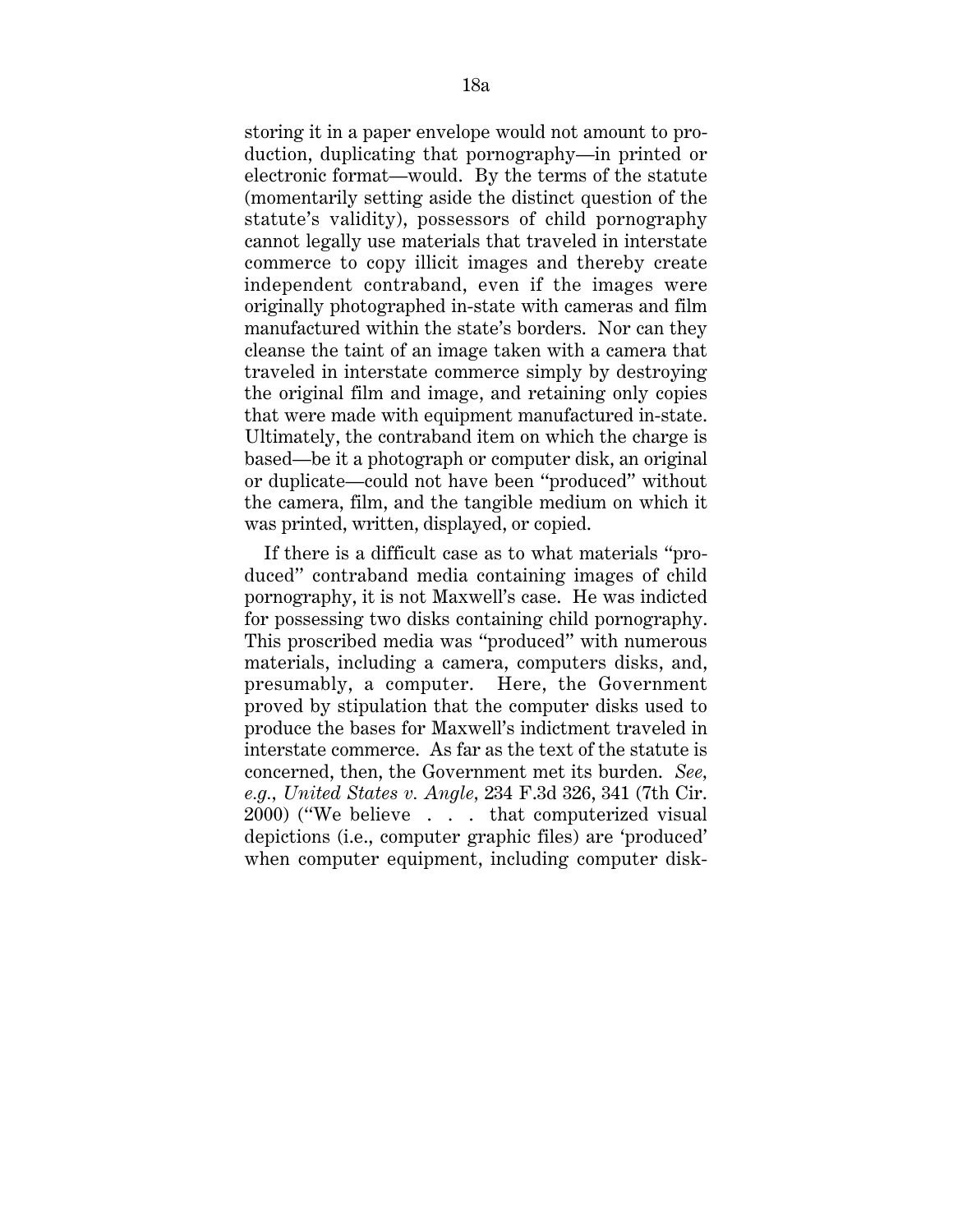storing it in a paper envelope would not amount to production, duplicating that pornography—in printed or electronic format—would. By the terms of the statute (momentarily setting aside the distinct question of the statute's validity), possessors of child pornography cannot legally use materials that traveled in interstate commerce to copy illicit images and thereby create independent contraband, even if the images were originally photographed in-state with cameras and film manufactured within the state's borders. Nor can they cleanse the taint of an image taken with a camera that traveled in interstate commerce simply by destroying the original film and image, and retaining only copies that were made with equipment manufactured in-state. Ultimately, the contraband item on which the charge is based—be it a photograph or computer disk, an original or duplicate—could not have been "produced" without the camera, film, and the tangible medium on which it was printed, written, displayed, or copied.

If there is a difficult case as to what materials "produced" contraband media containing images of child pornography, it is not Maxwell's case. He was indicted for possessing two disks containing child pornography. This proscribed media was "produced" with numerous materials, including a camera, computers disks, and, presumably, a computer. Here, the Government proved by stipulation that the computer disks used to produce the bases for Maxwell's indictment traveled in interstate commerce. As far as the text of the statute is concerned, then, the Government met its burden. *See, e.g., United States v. Angle*, 234 F.3d 326, 341 (7th Cir. 2000) ("We believe . . . that computerized visual depictions (i.e., computer graphic files) are 'produced' when computer equipment, including computer disk-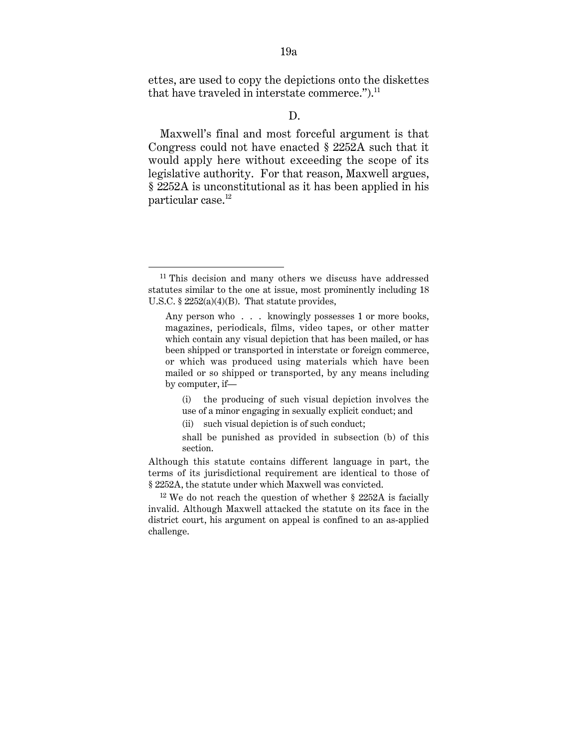ettes, are used to copy the depictions onto the diskettes that have traveled in interstate commerce.").[11]

D.

Maxwell's final and most forceful argument is that Congress could not have enacted § 2252A such that it would apply here without exceeding the scope of its legislative authority. For that reason, Maxwell argues, § 2252A is unconstitutional as it has been applied in his particular case.[12]

---

[11] This decision and many others we discuss have addressed statutes similar to the one at issue, most prominently including 18 U.S.C. § 2252(a)(4)(B). That statute provides,

> Any person who . . . knowingly possesses 1 or more books, magazines, periodicals, films, video tapes, or other matter which contain any visual depiction that has been mailed, or has been shipped or transported in interstate or foreign commerce, or which was produced using materials which have been mailed or so shipped or transported, by any means including by computer, if—
>
> (i) the producing of such visual depiction involves the use of a minor engaging in sexually explicit conduct; and
>
> (ii) such visual depiction is of such conduct;
>
> shall be punished as provided in subsection (b) of this section.

Although this statute contains different language in part, the terms of its jurisdictional requirement are identical to those of § 2252A, the statute under which Maxwell was convicted.

[12] We do not reach the question of whether § 2252A is facially invalid. Although Maxwell attacked the statute on its face in the district court, his argument on appeal is confined to an as-applied challenge.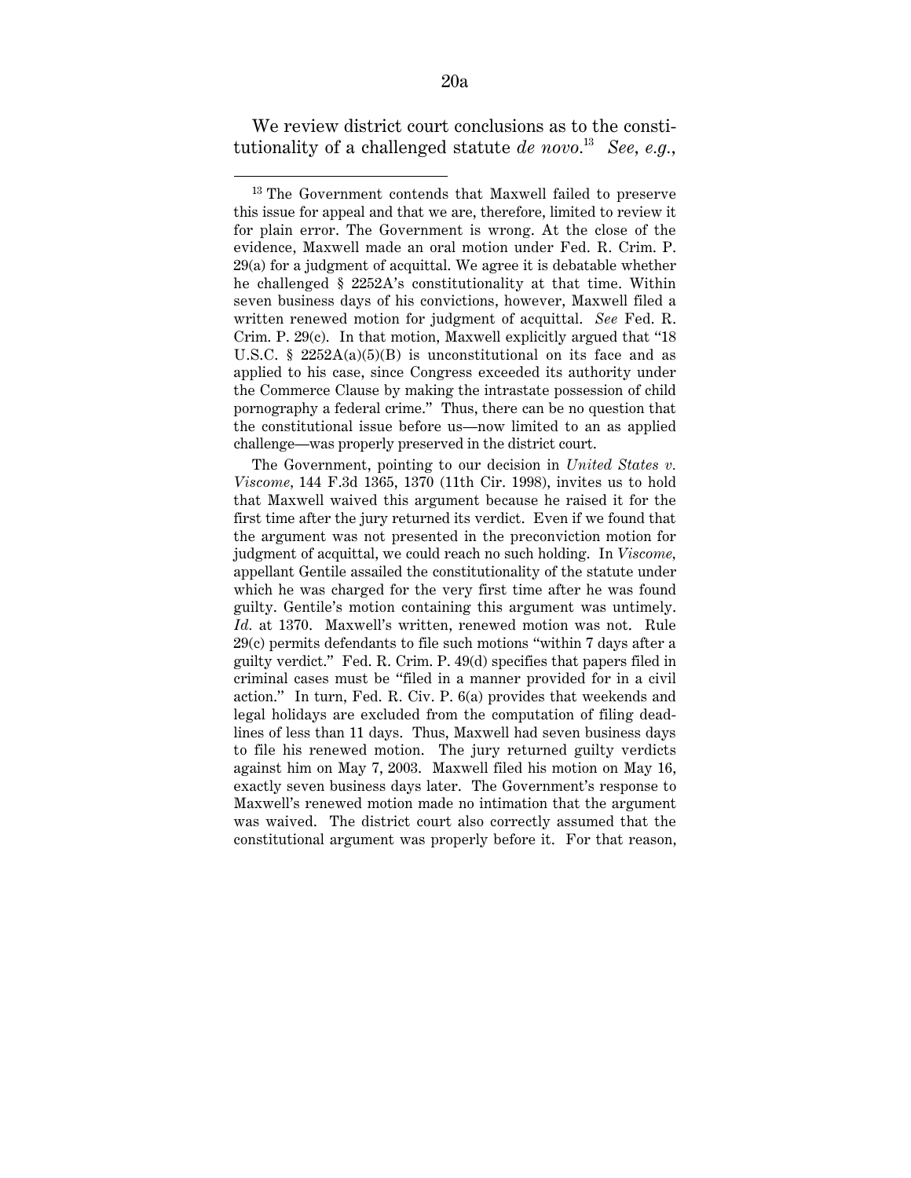We review district court conclusions as to the constitutionality of a challenged statute *de novo*.[13] *See, e.g.*,

---

[13] The Government contends that Maxwell failed to preserve this issue for appeal and that we are, therefore, limited to review it for plain error. The Government is wrong. At the close of the evidence, Maxwell made an oral motion under Fed. R. Crim. P. 29(a) for a judgment of acquittal. We agree it is debatable whether he challenged § 2252A's constitutionality at that time. Within seven business days of his convictions, however, Maxwell filed a written renewed motion for judgment of acquittal. *See* Fed. R. Crim. P. 29(c). In that motion, Maxwell explicitly argued that "18 U.S.C. § 2252A(a)(5)(B) is unconstitutional on its face and as applied to his case, since Congress exceeded its authority under the Commerce Clause by making the intrastate possession of child pornography a federal crime." Thus, there can be no question that the constitutional issue before us—now limited to an as applied challenge—was properly preserved in the district court.

The Government, pointing to our decision in *United States v. Viscome*, 144 F.3d 1365, 1370 (11th Cir. 1998), invites us to hold that Maxwell waived this argument because he raised it for the first time after the jury returned its verdict. Even if we found that the argument was not presented in the preconviction motion for judgment of acquittal, we could reach no such holding. In *Viscome*, appellant Gentile assailed the constitutionality of the statute under which he was charged for the very first time after he was found guilty. Gentile's motion containing this argument was untimely. *Id.* at 1370. Maxwell's written, renewed motion was not. Rule 29(c) permits defendants to file such motions "within 7 days after a guilty verdict." Fed. R. Crim. P. 49(d) specifies that papers filed in criminal cases must be "filed in a manner provided for in a civil action." In turn, Fed. R. Civ. P. 6(a) provides that weekends and legal holidays are excluded from the computation of filing deadlines of less than 11 days. Thus, Maxwell had seven business days to file his renewed motion. The jury returned guilty verdicts against him on May 7, 2003. Maxwell filed his motion on May 16, exactly seven business days later. The Government's response to Maxwell's renewed motion made no intimation that the argument was waived. The district court also correctly assumed that the constitutional argument was properly before it. For that reason,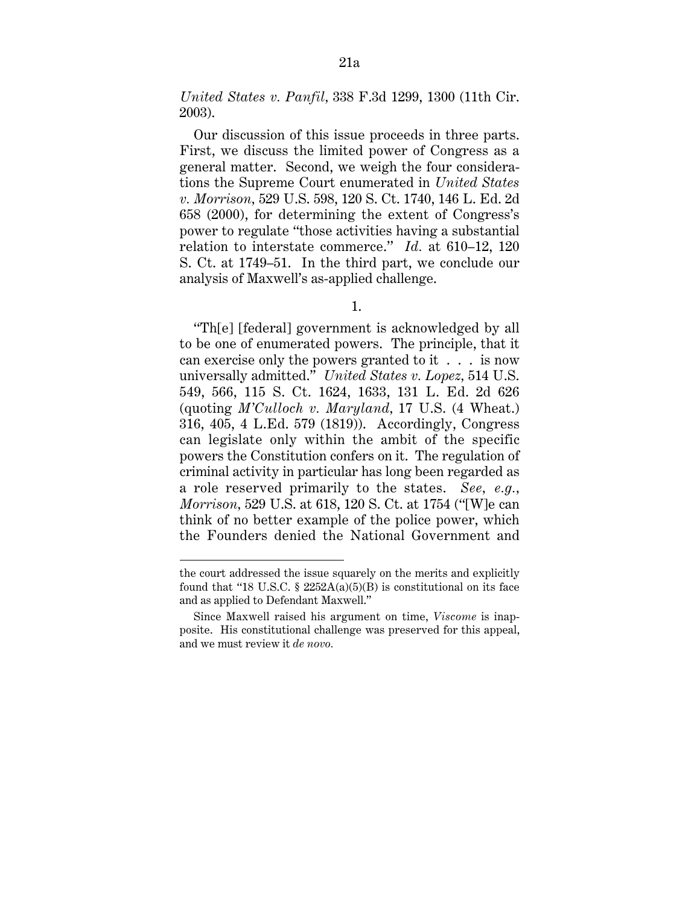*United States v. Panfil*, 338 F.3d 1299, 1300 (11th Cir. 2003).

Our discussion of this issue proceeds in three parts. First, we discuss the limited power of Congress as a general matter. Second, we weigh the four considerations the Supreme Court enumerated in *United States v. Morrison*, 529 U.S. 598, 120 S. Ct. 1740, 146 L. Ed. 2d 658 (2000), for determining the extent of Congress's power to regulate "those activities having a substantial relation to interstate commerce." *Id.* at 610–12, 120 S. Ct. at 1749–51. In the third part, we conclude our analysis of Maxwell's as-applied challenge.

1.

"Th[e] [federal] government is acknowledged by all to be one of enumerated powers. The principle, that it can exercise only the powers granted to it . . . is now universally admitted." *United States v. Lopez*, 514 U.S. 549, 566, 115 S. Ct. 1624, 1633, 131 L. Ed. 2d 626 (quoting *M'Culloch v. Maryland*, 17 U.S. (4 Wheat.) 316, 405, 4 L.Ed. 579 (1819)). Accordingly, Congress can legislate only within the ambit of the specific powers the Constitution confers on it. The regulation of criminal activity in particular has long been regarded as a role reserved primarily to the states. *See, e.g.*, *Morrison*, 529 U.S. at 618, 120 S. Ct. at 1754 ("[W]e can think of no better example of the police power, which the Founders denied the National Government and

---

the court addressed the issue squarely on the merits and explicitly found that "18 U.S.C. § 2252A(a)(5)(B) is constitutional on its face and as applied to Defendant Maxwell."

Since Maxwell raised his argument on time, *Viscome* is inapposite. His constitutional challenge was preserved for this appeal, and we must review it *de novo*.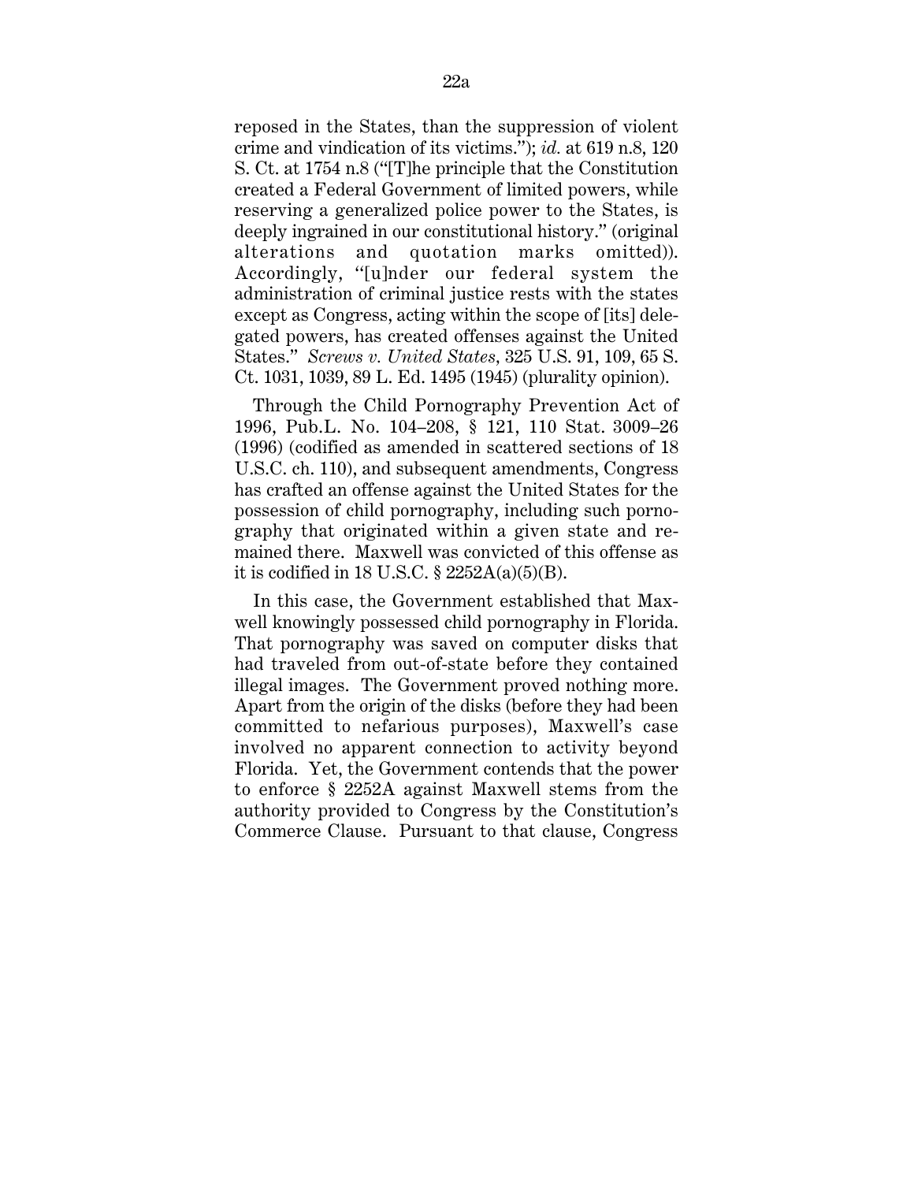reposed in the States, than the suppression of violent crime and vindication of its victims."); *id.* at 619 n.8, 120 S. Ct. at 1754 n.8 ("[T]he principle that the Constitution created a Federal Government of limited powers, while reserving a generalized police power to the States, is deeply ingrained in our constitutional history." (original alterations and quotation marks omitted)). Accordingly, "[u]nder our federal system the administration of criminal justice rests with the states except as Congress, acting within the scope of [its] delegated powers, has created offenses against the United States." *Screws v. United States*, 325 U.S. 91, 109, 65 S. Ct. 1031, 1039, 89 L. Ed. 1495 (1945) (plurality opinion).

Through the Child Pornography Prevention Act of 1996, Pub.L. No. 104–208, § 121, 110 Stat. 3009–26 (1996) (codified as amended in scattered sections of 18 U.S.C. ch. 110), and subsequent amendments, Congress has crafted an offense against the United States for the possession of child pornography, including such pornography that originated within a given state and remained there. Maxwell was convicted of this offense as it is codified in 18 U.S.C. § 2252A(a)(5)(B).

In this case, the Government established that Maxwell knowingly possessed child pornography in Florida. That pornography was saved on computer disks that had traveled from out-of-state before they contained illegal images. The Government proved nothing more. Apart from the origin of the disks (before they had been committed to nefarious purposes), Maxwell's case involved no apparent connection to activity beyond Florida. Yet, the Government contends that the power to enforce § 2252A against Maxwell stems from the authority provided to Congress by the Constitution's Commerce Clause. Pursuant to that clause, Congress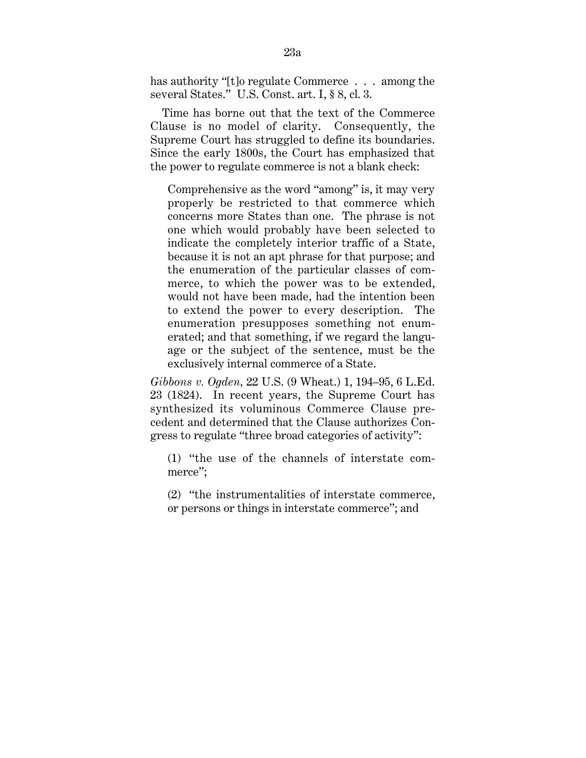has authority "[t]o regulate Commerce . . . among the several States." U.S. Const. art. I, § 8, cl. 3.

Time has borne out that the text of the Commerce Clause is no model of clarity. Consequently, the Supreme Court has struggled to define its boundaries. Since the early 1800s, the Court has emphasized that the power to regulate commerce is not a blank check:

> Comprehensive as the word "among" is, it may very properly be restricted to that commerce which concerns more States than one. The phrase is not one which would probably have been selected to indicate the completely interior traffic of a State, because it is not an apt phrase for that purpose; and the enumeration of the particular classes of commerce, to which the power was to be extended, would not have been made, had the intention been to extend the power to every description. The enumeration presupposes something not enumerated; and that something, if we regard the language or the subject of the sentence, must be the exclusively internal commerce of a State.

*Gibbons v. Ogden*, 22 U.S. (9 Wheat.) 1, 194–95, 6 L.Ed. 23 (1824). In recent years, the Supreme Court has synthesized its voluminous Commerce Clause precedent and determined that the Clause authorizes Congress to regulate "three broad categories of activity":

> (1) "the use of the channels of interstate commerce";
>
> (2) "the instrumentalities of interstate commerce, or persons or things in interstate commerce"; and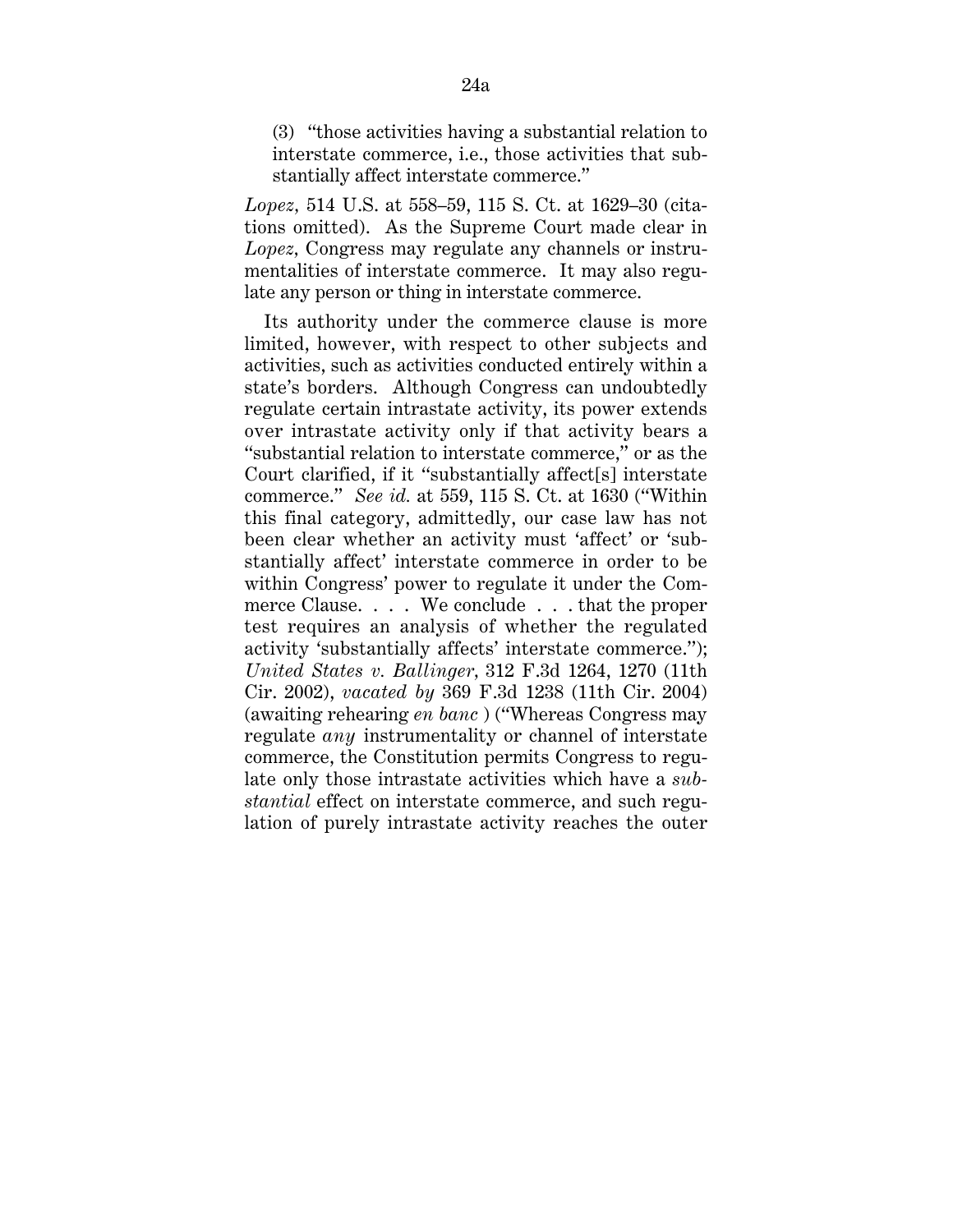(3) "those activities having a substantial relation to interstate commerce, i.e., those activities that substantially affect interstate commerce."

*Lopez,* 514 U.S. at 558–59, 115 S. Ct. at 1629–30 (citations omitted). As the Supreme Court made clear in *Lopez,* Congress may regulate any channels or instrumentalities of interstate commerce. It may also regulate any person or thing in interstate commerce.

Its authority under the commerce clause is more limited, however, with respect to other subjects and activities, such as activities conducted entirely within a state's borders. Although Congress can undoubtedly regulate certain intrastate activity, its power extends over intrastate activity only if that activity bears a "substantial relation to interstate commerce," or as the Court clarified, if it "substantially affect[s] interstate commerce." *See id.* at 559, 115 S. Ct. at 1630 ("Within this final category, admittedly, our case law has not been clear whether an activity must 'affect' or 'substantially affect' interstate commerce in order to be within Congress' power to regulate it under the Commerce Clause. . . . We conclude . . . that the proper test requires an analysis of whether the regulated activity 'substantially affects' interstate commerce."); *United States v. Ballinger,* 312 F.3d 1264, 1270 (11th Cir. 2002), *vacated by* 369 F.3d 1238 (11th Cir. 2004) (awaiting rehearing *en banc* ) ("Whereas Congress may regulate *any* instrumentality or channel of interstate commerce, the Constitution permits Congress to regulate only those intrastate activities which have a *substantial* effect on interstate commerce, and such regulation of purely intrastate activity reaches the outer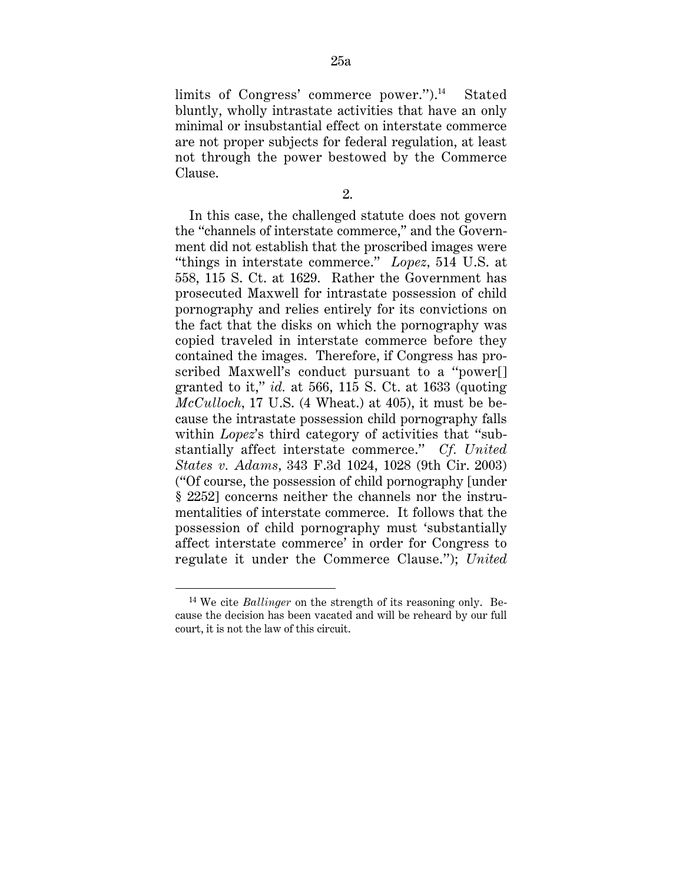limits of Congress' commerce power.").[14] Stated bluntly, wholly intrastate activities that have an only minimal or insubstantial effect on interstate commerce are not proper subjects for federal regulation, at least not through the power bestowed by the Commerce Clause.

2.

In this case, the challenged statute does not govern the "channels of interstate commerce," and the Government did not establish that the proscribed images were "things in interstate commerce." *Lopez*, 514 U.S. at 558, 115 S. Ct. at 1629. Rather the Government has prosecuted Maxwell for intrastate possession of child pornography and relies entirely for its convictions on the fact that the disks on which the pornography was copied traveled in interstate commerce before they contained the images. Therefore, if Congress has proscribed Maxwell's conduct pursuant to a "power[] granted to it," *id.* at 566, 115 S. Ct. at 1633 (quoting *McCulloch*, 17 U.S. (4 Wheat.) at 405), it must be because the intrastate possession child pornography falls within *Lopez*'s third category of activities that "substantially affect interstate commerce." *Cf. United States v. Adams*, 343 F.3d 1024, 1028 (9th Cir. 2003) ("Of course, the possession of child pornography [under § 2252] concerns neither the channels nor the instrumentalities of interstate commerce. It follows that the possession of child pornography must 'substantially affect interstate commerce' in order for Congress to regulate it under the Commerce Clause."); *United*

[14] We cite *Ballinger* on the strength of its reasoning only. Because the decision has been vacated and will be reheard by our full court, it is not the law of this circuit.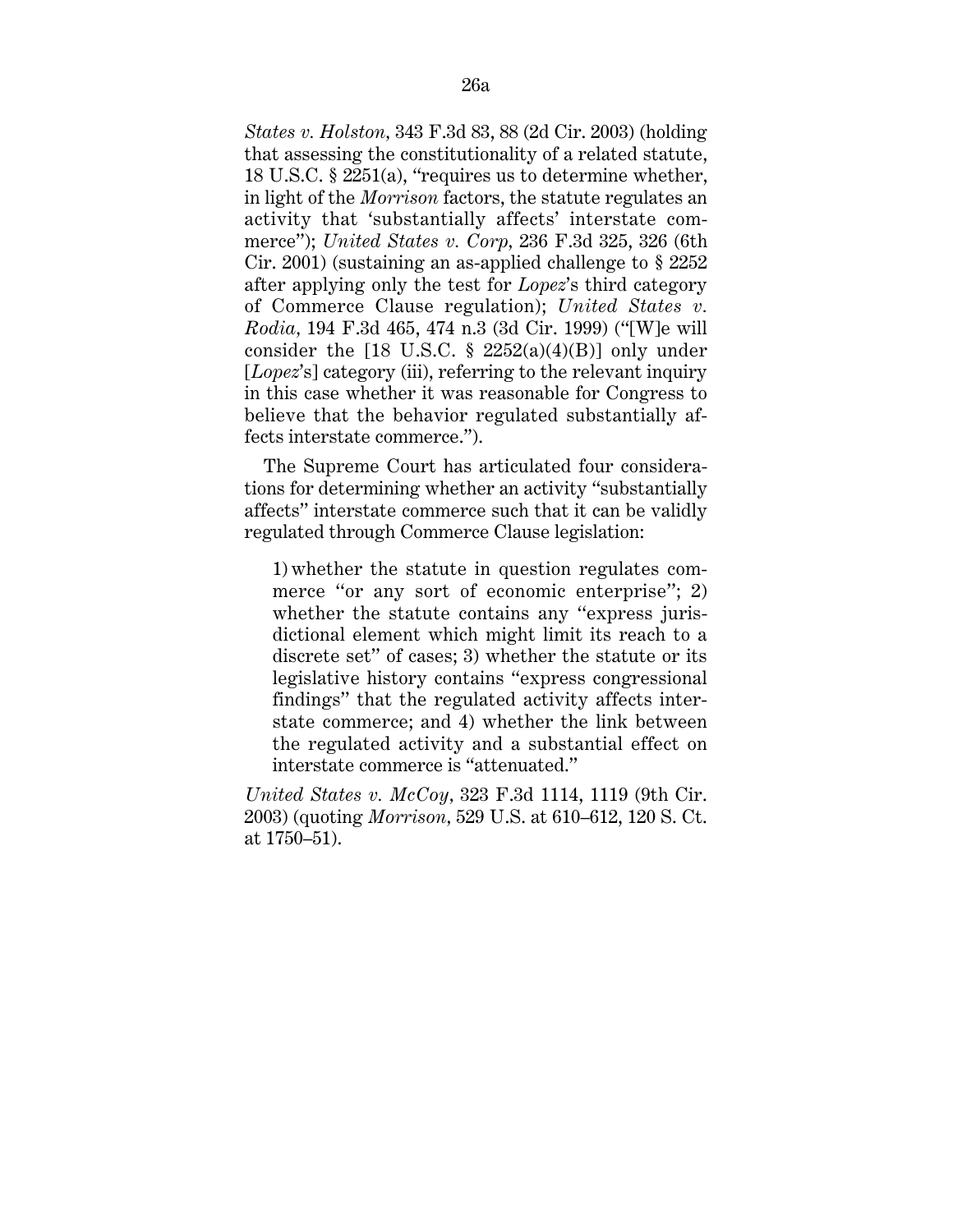*States v. Holston*, 343 F.3d 83, 88 (2d Cir. 2003) (holding that assessing the constitutionality of a related statute, 18 U.S.C. § 2251(a), "requires us to determine whether, in light of the *Morrison* factors, the statute regulates an activity that 'substantially affects' interstate commerce"); *United States v. Corp*, 236 F.3d 325, 326 (6th Cir. 2001) (sustaining an as-applied challenge to § 2252 after applying only the test for *Lopez*'s third category of Commerce Clause regulation); *United States v. Rodia*, 194 F.3d 465, 474 n.3 (3d Cir. 1999) ("[W]e will consider the [18 U.S.C. § 2252(a)(4)(B)] only under [*Lopez*'s] category (iii), referring to the relevant inquiry in this case whether it was reasonable for Congress to believe that the behavior regulated substantially affects interstate commerce.").

The Supreme Court has articulated four considerations for determining whether an activity "substantially affects" interstate commerce such that it can be validly regulated through Commerce Clause legislation:

> 1) whether the statute in question regulates commerce "or any sort of economic enterprise"; 2) whether the statute contains any "express jurisdictional element which might limit its reach to a discrete set" of cases; 3) whether the statute or its legislative history contains "express congressional findings" that the regulated activity affects interstate commerce; and 4) whether the link between the regulated activity and a substantial effect on interstate commerce is "attenuated."

*United States v. McCoy*, 323 F.3d 1114, 1119 (9th Cir. 2003) (quoting *Morrison*, 529 U.S. at 610–612, 120 S. Ct. at 1750–51).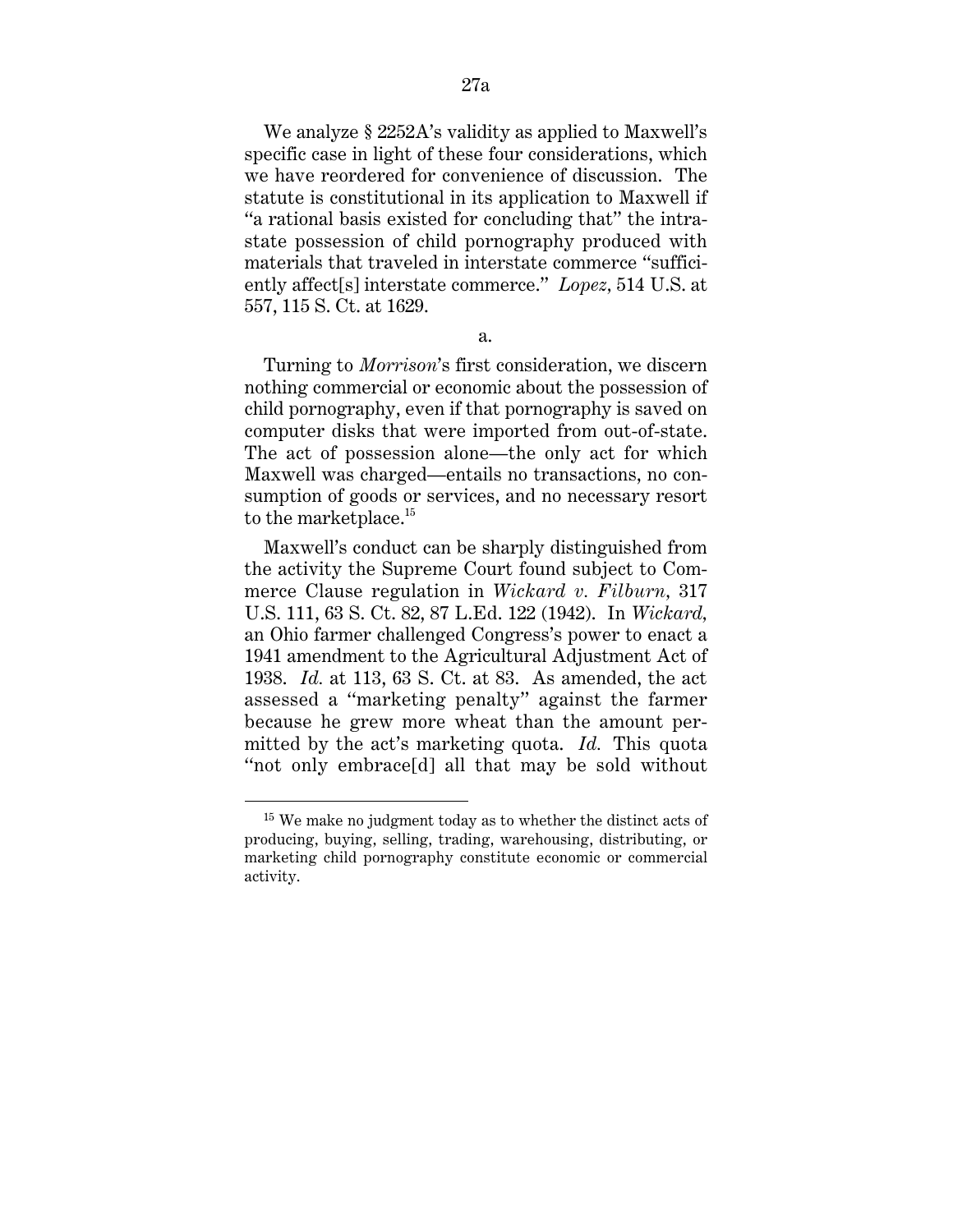We analyze § 2252A's validity as applied to Maxwell's specific case in light of these four considerations, which we have reordered for convenience of discussion. The statute is constitutional in its application to Maxwell if "a rational basis existed for concluding that" the intrastate possession of child pornography produced with materials that traveled in interstate commerce "sufficiently affect[s] interstate commerce." *Lopez*, 514 U.S. at 557, 115 S. Ct. at 1629.

a.

Turning to *Morrison*'s first consideration, we discern nothing commercial or economic about the possession of child pornography, even if that pornography is saved on computer disks that were imported from out-of-state. The act of possession alone—the only act for which Maxwell was charged—entails no transactions, no consumption of goods or services, and no necessary resort to the marketplace.[15]

Maxwell's conduct can be sharply distinguished from the activity the Supreme Court found subject to Commerce Clause regulation in *Wickard v. Filburn*, 317 U.S. 111, 63 S. Ct. 82, 87 L.Ed. 122 (1942). In *Wickard*, an Ohio farmer challenged Congress's power to enact a 1941 amendment to the Agricultural Adjustment Act of 1938. *Id.* at 113, 63 S. Ct. at 83. As amended, the act assessed a "marketing penalty" against the farmer because he grew more wheat than the amount permitted by the act's marketing quota. *Id.* This quota "not only embrace[d] all that may be sold without

---

[15] We make no judgment today as to whether the distinct acts of producing, buying, selling, trading, warehousing, distributing, or marketing child pornography constitute economic or commercial activity.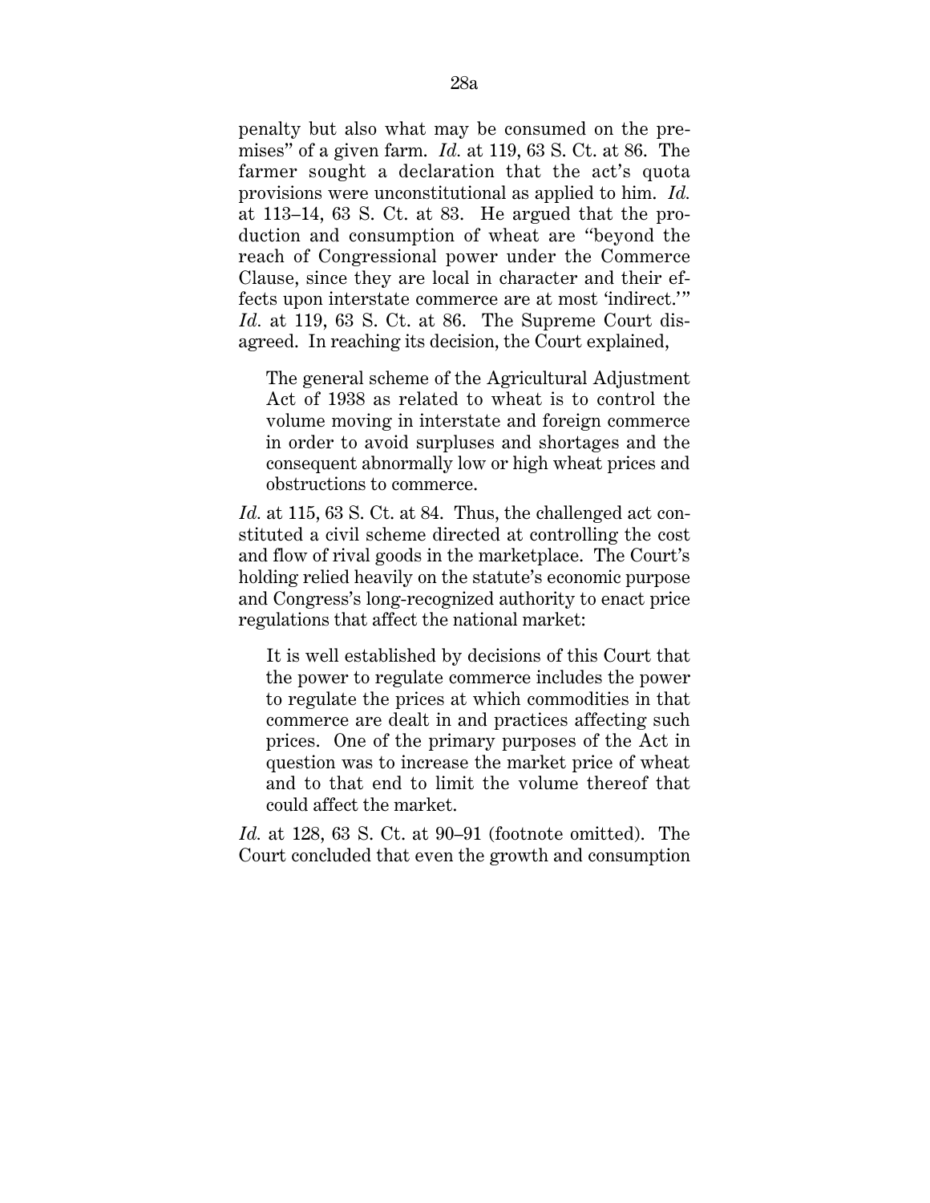penalty but also what may be consumed on the premises" of a given farm. *Id.* at 119, 63 S. Ct. at 86. The farmer sought a declaration that the act's quota provisions were unconstitutional as applied to him. *Id.* at 113–14, 63 S. Ct. at 83. He argued that the production and consumption of wheat are "beyond the reach of Congressional power under the Commerce Clause, since they are local in character and their effects upon interstate commerce are at most 'indirect.'" *Id.* at 119, 63 S. Ct. at 86. The Supreme Court disagreed. In reaching its decision, the Court explained,

> The general scheme of the Agricultural Adjustment Act of 1938 as related to wheat is to control the volume moving in interstate and foreign commerce in order to avoid surpluses and shortages and the consequent abnormally low or high wheat prices and obstructions to commerce.

*Id.* at 115, 63 S. Ct. at 84. Thus, the challenged act constituted a civil scheme directed at controlling the cost and flow of rival goods in the marketplace. The Court's holding relied heavily on the statute's economic purpose and Congress's long-recognized authority to enact price regulations that affect the national market:

> It is well established by decisions of this Court that the power to regulate commerce includes the power to regulate the prices at which commodities in that commerce are dealt in and practices affecting such prices. One of the primary purposes of the Act in question was to increase the market price of wheat and to that end to limit the volume thereof that could affect the market.

*Id.* at 128, 63 S. Ct. at 90–91 (footnote omitted). The Court concluded that even the growth and consumption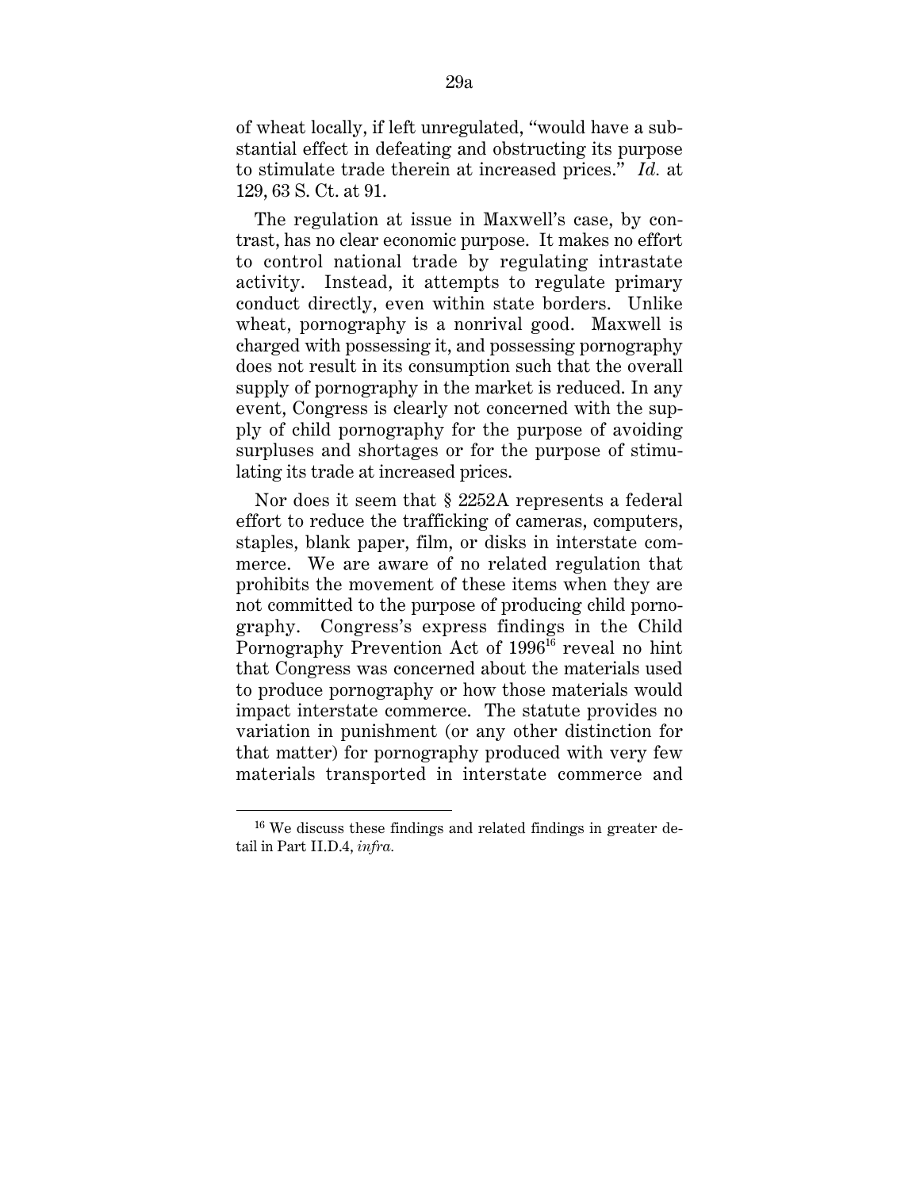of wheat locally, if left unregulated, "would have a substantial effect in defeating and obstructing its purpose to stimulate trade therein at increased prices." *Id.* at 129, 63 S. Ct. at 91.

The regulation at issue in Maxwell's case, by contrast, has no clear economic purpose. It makes no effort to control national trade by regulating intrastate activity. Instead, it attempts to regulate primary conduct directly, even within state borders. Unlike wheat, pornography is a nonrival good. Maxwell is charged with possessing it, and possessing pornography does not result in its consumption such that the overall supply of pornography in the market is reduced. In any event, Congress is clearly not concerned with the supply of child pornography for the purpose of avoiding surpluses and shortages or for the purpose of stimulating its trade at increased prices.

Nor does it seem that § 2252A represents a federal effort to reduce the trafficking of cameras, computers, staples, blank paper, film, or disks in interstate commerce. We are aware of no related regulation that prohibits the movement of these items when they are not committed to the purpose of producing child pornography. Congress's express findings in the Child Pornography Prevention Act of 1996[16] reveal no hint that Congress was concerned about the materials used to produce pornography or how those materials would impact interstate commerce. The statute provides no variation in punishment (or any other distinction for that matter) for pornography produced with very few materials transported in interstate commerce and

[16] We discuss these findings and related findings in greater detail in Part II.D.4, *infra*.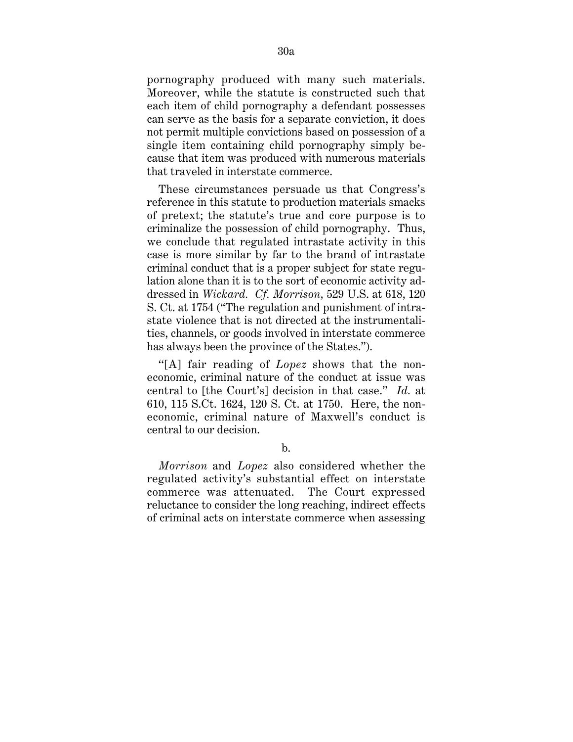pornography produced with many such materials. Moreover, while the statute is constructed such that each item of child pornography a defendant possesses can serve as the basis for a separate conviction, it does not permit multiple convictions based on possession of a single item containing child pornography simply because that item was produced with numerous materials that traveled in interstate commerce.

These circumstances persuade us that Congress's reference in this statute to production materials smacks of pretext; the statute's true and core purpose is to criminalize the possession of child pornography. Thus, we conclude that regulated intrastate activity in this case is more similar by far to the brand of intrastate criminal conduct that is a proper subject for state regulation alone than it is to the sort of economic activity addressed in *Wickard*. *Cf. Morrison*, 529 U.S. at 618, 120 S. Ct. at 1754 ("The regulation and punishment of intrastate violence that is not directed at the instrumentalities, channels, or goods involved in interstate commerce has always been the province of the States.").

"[A] fair reading of *Lopez* shows that the noneconomic, criminal nature of the conduct at issue was central to [the Court's] decision in that case." *Id.* at 610, 115 S.Ct. 1624, 120 S. Ct. at 1750. Here, the noneconomic, criminal nature of Maxwell's conduct is central to our decision.

b.

*Morrison* and *Lopez* also considered whether the regulated activity's substantial effect on interstate commerce was attenuated. The Court expressed reluctance to consider the long reaching, indirect effects of criminal acts on interstate commerce when assessing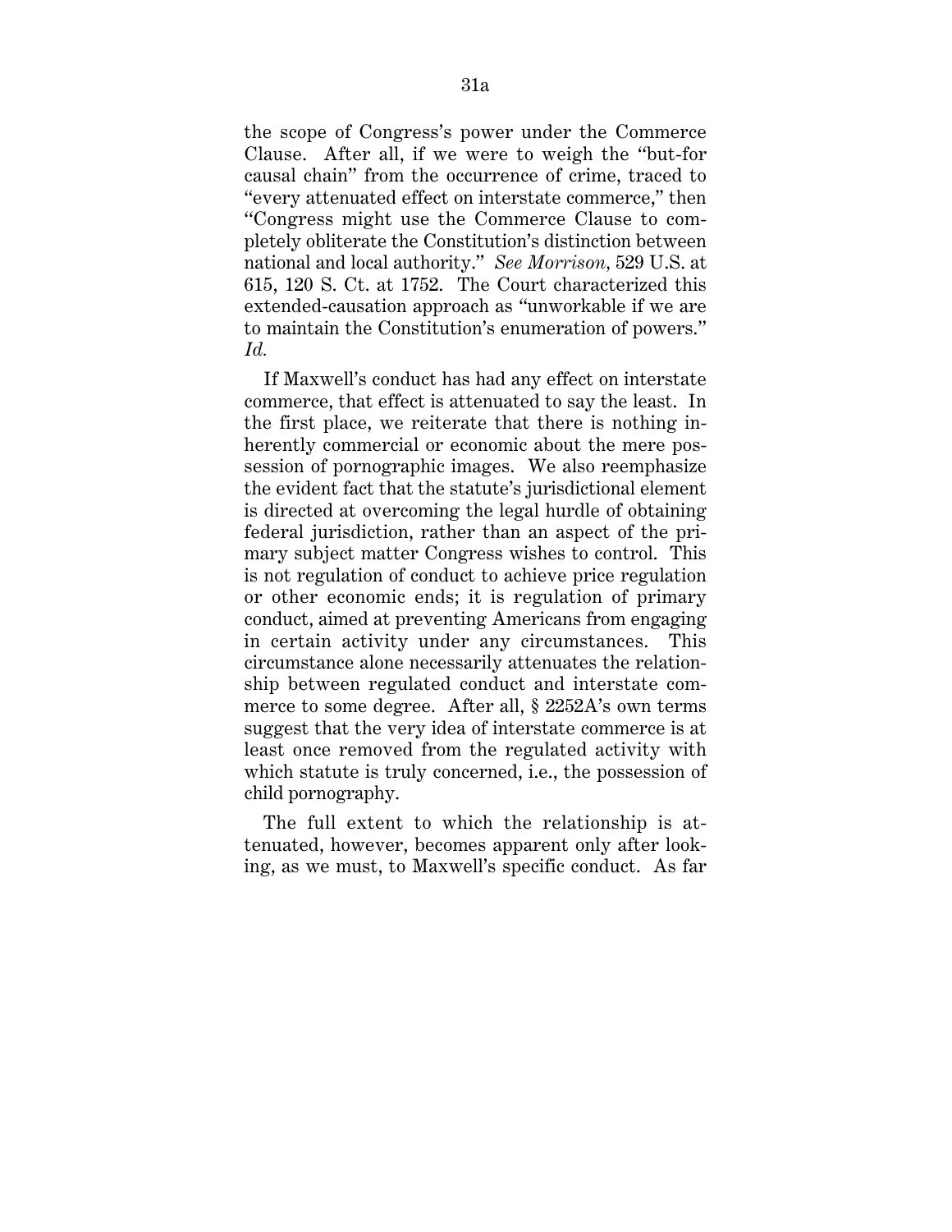the scope of Congress's power under the Commerce Clause. After all, if we were to weigh the "but-for causal chain" from the occurrence of crime, traced to "every attenuated effect on interstate commerce," then "Congress might use the Commerce Clause to completely obliterate the Constitution's distinction between national and local authority." *See Morrison*, 529 U.S. at 615, 120 S. Ct. at 1752. The Court characterized this extended-causation approach as "unworkable if we are to maintain the Constitution's enumeration of powers." *Id.*

If Maxwell's conduct has had any effect on interstate commerce, that effect is attenuated to say the least. In the first place, we reiterate that there is nothing inherently commercial or economic about the mere possession of pornographic images. We also reemphasize the evident fact that the statute's jurisdictional element is directed at overcoming the legal hurdle of obtaining federal jurisdiction, rather than an aspect of the primary subject matter Congress wishes to control. This is not regulation of conduct to achieve price regulation or other economic ends; it is regulation of primary conduct, aimed at preventing Americans from engaging in certain activity under any circumstances. This circumstance alone necessarily attenuates the relationship between regulated conduct and interstate commerce to some degree. After all, § 2252A's own terms suggest that the very idea of interstate commerce is at least once removed from the regulated activity with which statute is truly concerned, i.e., the possession of child pornography.

The full extent to which the relationship is attenuated, however, becomes apparent only after looking, as we must, to Maxwell's specific conduct. As far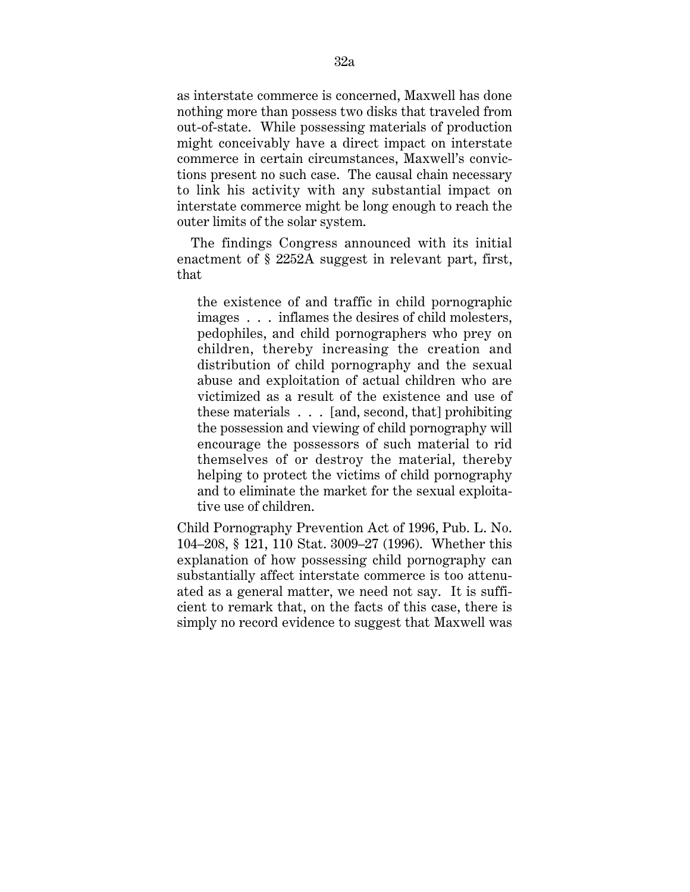as interstate commerce is concerned, Maxwell has done nothing more than possess two disks that traveled from out-of-state. While possessing materials of production might conceivably have a direct impact on interstate commerce in certain circumstances, Maxwell's convictions present no such case. The causal chain necessary to link his activity with any substantial impact on interstate commerce might be long enough to reach the outer limits of the solar system.

The findings Congress announced with its initial enactment of § 2252A suggest in relevant part, first, that

> the existence of and traffic in child pornographic images . . . inflames the desires of child molesters, pedophiles, and child pornographers who prey on children, thereby increasing the creation and distribution of child pornography and the sexual abuse and exploitation of actual children who are victimized as a result of the existence and use of these materials . . . [and, second, that] prohibiting the possession and viewing of child pornography will encourage the possessors of such material to rid themselves of or destroy the material, thereby helping to protect the victims of child pornography and to eliminate the market for the sexual exploitative use of children.

Child Pornography Prevention Act of 1996, Pub. L. No. 104–208, § 121, 110 Stat. 3009–27 (1996). Whether this explanation of how possessing child pornography can substantially affect interstate commerce is too attenuated as a general matter, we need not say. It is sufficient to remark that, on the facts of this case, there is simply no record evidence to suggest that Maxwell was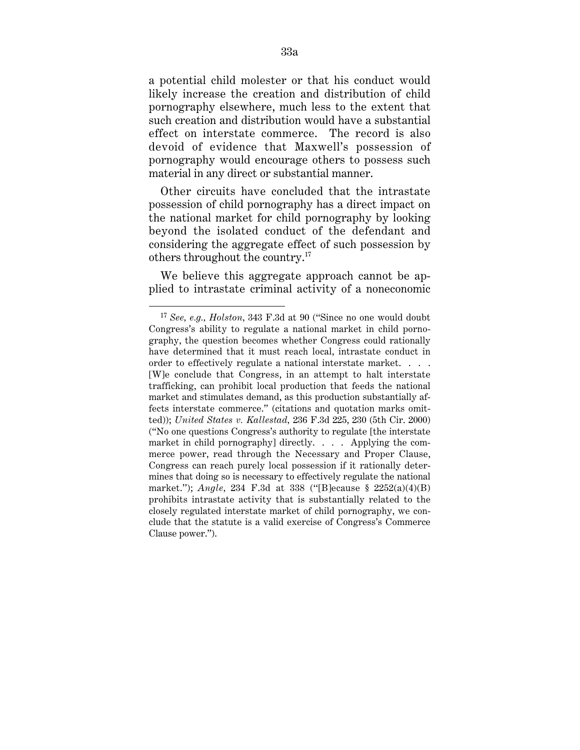a potential child molester or that his conduct would likely increase the creation and distribution of child pornography elsewhere, much less to the extent that such creation and distribution would have a substantial effect on interstate commerce. The record is also devoid of evidence that Maxwell's possession of pornography would encourage others to possess such material in any direct or substantial manner.

Other circuits have concluded that the intrastate possession of child pornography has a direct impact on the national market for child pornography by looking beyond the isolated conduct of the defendant and considering the aggregate effect of such possession by others throughout the country.[17]

We believe this aggregate approach cannot be applied to intrastate criminal activity of a noneconomic

---

[17] *See, e.g.*, *Holston*, 343 F.3d at 90 ("Since no one would doubt Congress's ability to regulate a national market in child pornography, the question becomes whether Congress could rationally have determined that it must reach local, intrastate conduct in order to effectively regulate a national interstate market. . . . [W]e conclude that Congress, in an attempt to halt interstate trafficking, can prohibit local production that feeds the national market and stimulates demand, as this production substantially affects interstate commerce." (citations and quotation marks omitted)); *United States v. Kallestad*, 236 F.3d 225, 230 (5th Cir. 2000) ("No one questions Congress's authority to regulate [the interstate market in child pornography] directly. . . . Applying the commerce power, read through the Necessary and Proper Clause, Congress can reach purely local possession if it rationally determines that doing so is necessary to effectively regulate the national market."); *Angle*, 234 F.3d at 338 ("[B]ecause § 2252(a)(4)(B) prohibits intrastate activity that is substantially related to the closely regulated interstate market of child pornography, we conclude that the statute is a valid exercise of Congress's Commerce Clause power.").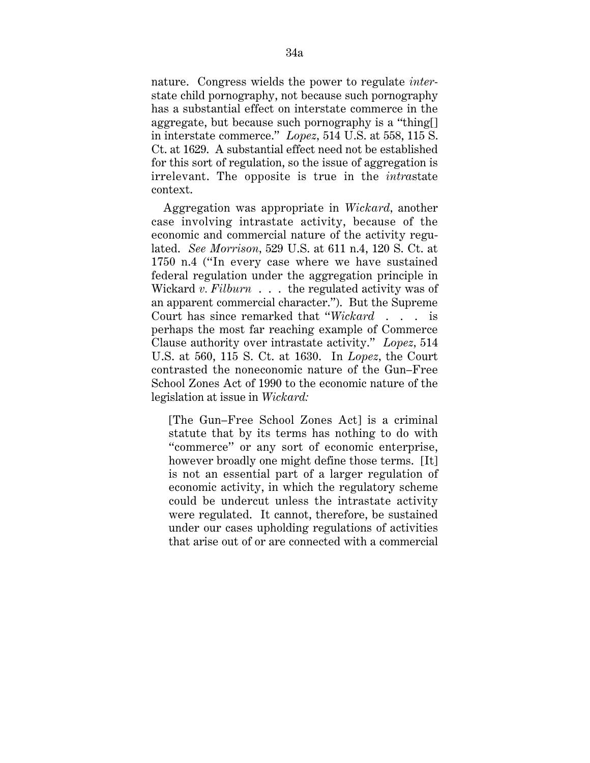nature. Congress wields the power to regulate *inter*-state child pornography, not because such pornography has a substantial effect on interstate commerce in the aggregate, but because such pornography is a "thing[] in interstate commerce." *Lopez,* 514 U.S. at 558, 115 S. Ct. at 1629. A substantial effect need not be established for this sort of regulation, so the issue of aggregation is irrelevant. The opposite is true in the *intra*state context.

Aggregation was appropriate in *Wickard,* another case involving intrastate activity, because of the economic and commercial nature of the activity regulated. *See Morrison,* 529 U.S. at 611 n.4, 120 S. Ct. at 1750 n.4 ("In every case where we have sustained federal regulation under the aggregation principle in Wickard *v. Filburn* . . . the regulated activity was of an apparent commercial character."). But the Supreme Court has since remarked that "*Wickard* . . . is perhaps the most far reaching example of Commerce Clause authority over intrastate activity." *Lopez,* 514 U.S. at 560, 115 S. Ct. at 1630. In *Lopez,* the Court contrasted the noneconomic nature of the Gun–Free School Zones Act of 1990 to the economic nature of the legislation at issue in *Wickard:*

> [The Gun–Free School Zones Act] is a criminal statute that by its terms has nothing to do with "commerce" or any sort of economic enterprise, however broadly one might define those terms. [It] is not an essential part of a larger regulation of economic activity, in which the regulatory scheme could be undercut unless the intrastate activity were regulated. It cannot, therefore, be sustained under our cases upholding regulations of activities that arise out of or are connected with a commercial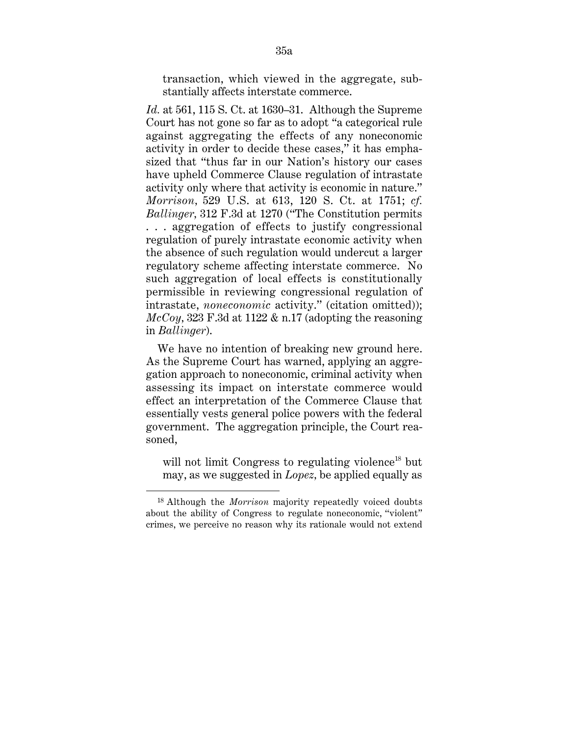> transaction, which viewed in the aggregate, substantially affects interstate commerce.

*Id.* at 561, 115 S. Ct. at 1630–31. Although the Supreme Court has not gone so far as to adopt "a categorical rule against aggregating the effects of any noneconomic activity in order to decide these cases," it has emphasized that "thus far in our Nation's history our cases have upheld Commerce Clause regulation of intrastate activity only where that activity is economic in nature." *Morrison*, 529 U.S. at 613, 120 S. Ct. at 1751; *cf. Ballinger*, 312 F.3d at 1270 ("The Constitution permits . . . aggregation of effects to justify congressional regulation of purely intrastate economic activity when the absence of such regulation would undercut a larger regulatory scheme affecting interstate commerce. No such aggregation of local effects is constitutionally permissible in reviewing congressional regulation of intrastate, *noneconomic* activity." (citation omitted)); *McCoy*, 323 F.3d at 1122 & n.17 (adopting the reasoning in *Ballinger*).

We have no intention of breaking new ground here. As the Supreme Court has warned, applying an aggregation approach to noneconomic, criminal activity when assessing its impact on interstate commerce would effect an interpretation of the Commerce Clause that essentially vests general police powers with the federal government. The aggregation principle, the Court reasoned,

> will not limit Congress to regulating violence[18] but may, as we suggested in *Lopez*, be applied equally as

[18] Although the *Morrison* majority repeatedly voiced doubts about the ability of Congress to regulate noneconomic, "violent" crimes, we perceive no reason why its rationale would not extend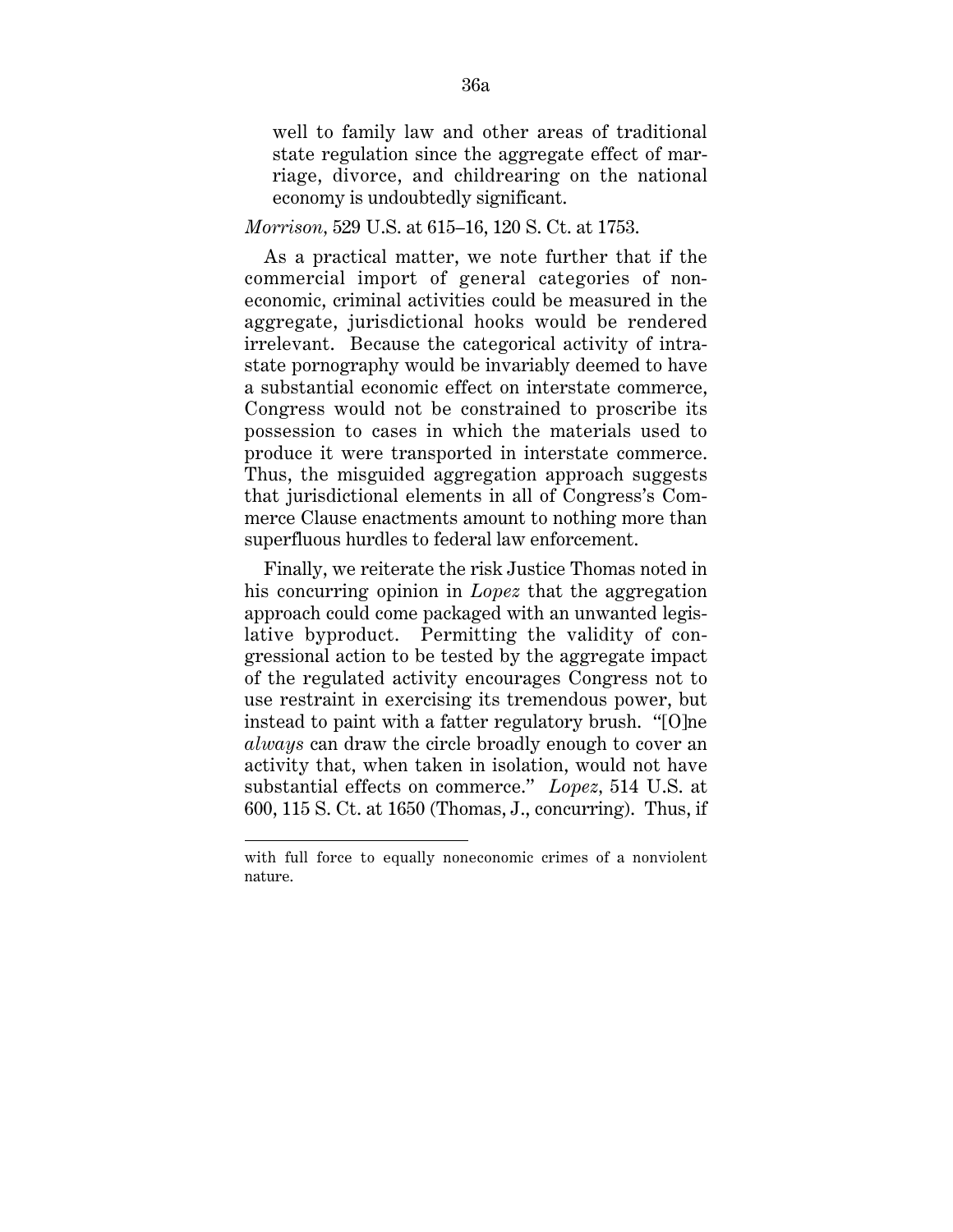> well to family law and other areas of traditional state regulation since the aggregate effect of marriage, divorce, and childrearing on the national economy is undoubtedly significant.

*Morrison*, 529 U.S. at 615–16, 120 S. Ct. at 1753.

As a practical matter, we note further that if the commercial import of general categories of noneconomic, criminal activities could be measured in the aggregate, jurisdictional hooks would be rendered irrelevant. Because the categorical activity of intrastate pornography would be invariably deemed to have a substantial economic effect on interstate commerce, Congress would not be constrained to proscribe its possession to cases in which the materials used to produce it were transported in interstate commerce. Thus, the misguided aggregation approach suggests that jurisdictional elements in all of Congress's Commerce Clause enactments amount to nothing more than superfluous hurdles to federal law enforcement.

Finally, we reiterate the risk Justice Thomas noted in his concurring opinion in *Lopez* that the aggregation approach could come packaged with an unwanted legislative byproduct. Permitting the validity of congressional action to be tested by the aggregate impact of the regulated activity encourages Congress not to use restraint in exercising its tremendous power, but instead to paint with a fatter regulatory brush. "[O]ne *always* can draw the circle broadly enough to cover an activity that, when taken in isolation, would not have substantial effects on commerce." *Lopez*, 514 U.S. at 600, 115 S. Ct. at 1650 (Thomas, J., concurring). Thus, if

---

with full force to equally noneconomic crimes of a nonviolent nature.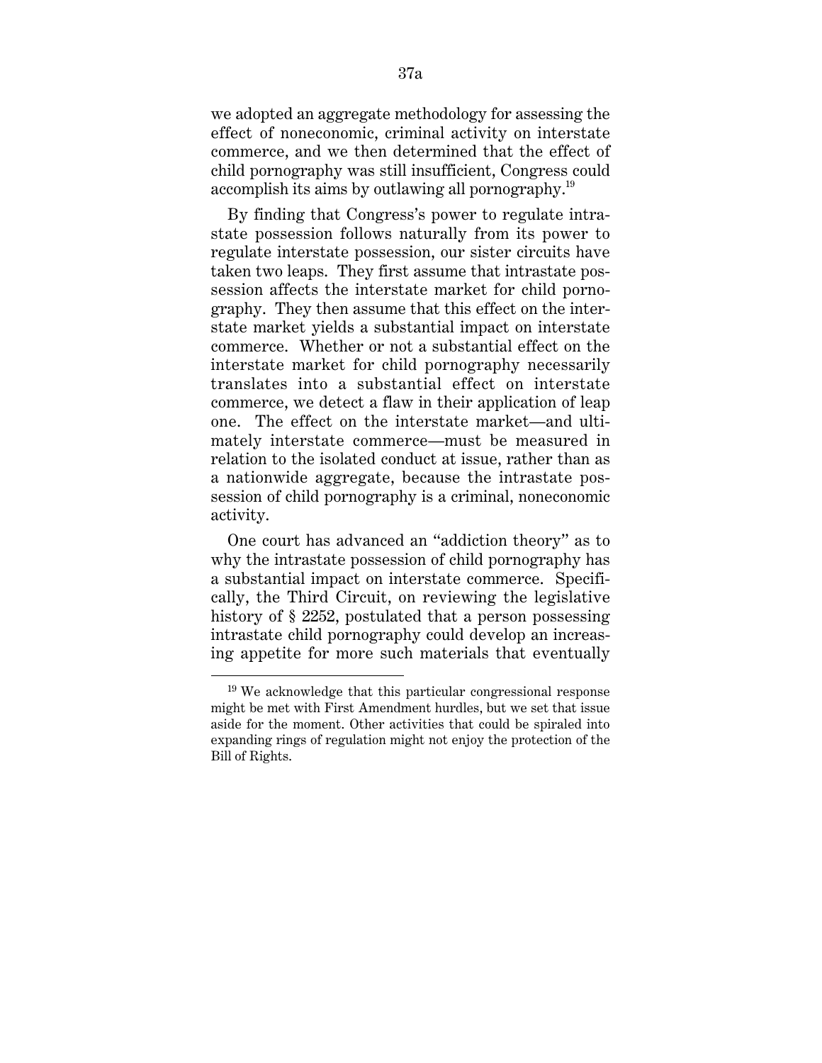we adopted an aggregate methodology for assessing the effect of noneconomic, criminal activity on interstate commerce, and we then determined that the effect of child pornography was still insufficient, Congress could accomplish its aims by outlawing all pornography.[19]

By finding that Congress's power to regulate intrastate possession follows naturally from its power to regulate interstate possession, our sister circuits have taken two leaps. They first assume that intrastate possession affects the interstate market for child pornography. They then assume that this effect on the interstate market yields a substantial impact on interstate commerce. Whether or not a substantial effect on the interstate market for child pornography necessarily translates into a substantial effect on interstate commerce, we detect a flaw in their application of leap one. The effect on the interstate market—and ultimately interstate commerce—must be measured in relation to the isolated conduct at issue, rather than as a nationwide aggregate, because the intrastate possession of child pornography is a criminal, noneconomic activity.

One court has advanced an "addiction theory" as to why the intrastate possession of child pornography has a substantial impact on interstate commerce. Specifically, the Third Circuit, on reviewing the legislative history of § 2252, postulated that a person possessing intrastate child pornography could develop an increasing appetite for more such materials that eventually

---

[19] We acknowledge that this particular congressional response might be met with First Amendment hurdles, but we set that issue aside for the moment. Other activities that could be spiraled into expanding rings of regulation might not enjoy the protection of the Bill of Rights.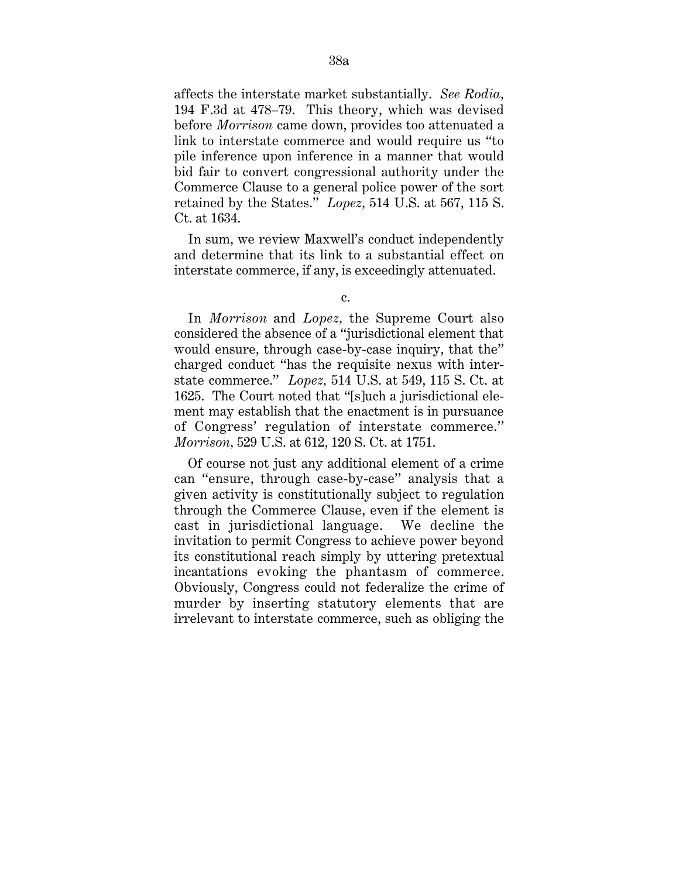affects the interstate market substantially. *See Rodia*, 194 F.3d at 478–79. This theory, which was devised before *Morrison* came down, provides too attenuated a link to interstate commerce and would require us "to pile inference upon inference in a manner that would bid fair to convert congressional authority under the Commerce Clause to a general police power of the sort retained by the States." *Lopez*, 514 U.S. at 567, 115 S. Ct. at 1634.

In sum, we review Maxwell's conduct independently and determine that its link to a substantial effect on interstate commerce, if any, is exceedingly attenuated.

c.

In *Morrison* and *Lopez*, the Supreme Court also considered the absence of a "jurisdictional element that would ensure, through case-by-case inquiry, that the" charged conduct "has the requisite nexus with interstate commerce." *Lopez*, 514 U.S. at 549, 115 S. Ct. at 1625. The Court noted that "[s]uch a jurisdictional element may establish that the enactment is in pursuance of Congress' regulation of interstate commerce." *Morrison*, 529 U.S. at 612, 120 S. Ct. at 1751.

Of course not just any additional element of a crime can "ensure, through case-by-case" analysis that a given activity is constitutionally subject to regulation through the Commerce Clause, even if the element is cast in jurisdictional language. We decline the invitation to permit Congress to achieve power beyond its constitutional reach simply by uttering pretextual incantations evoking the phantasm of commerce. Obviously, Congress could not federalize the crime of murder by inserting statutory elements that are irrelevant to interstate commerce, such as obliging the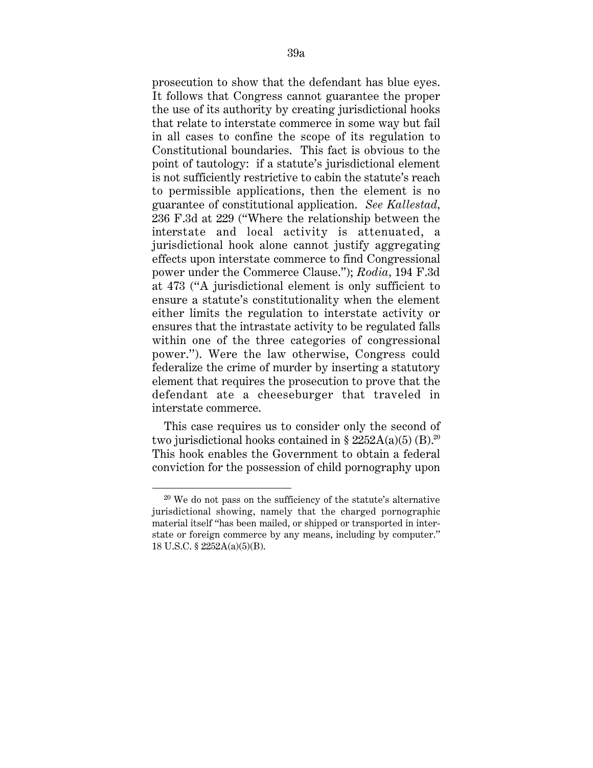prosecution to show that the defendant has blue eyes. It follows that Congress cannot guarantee the proper the use of its authority by creating jurisdictional hooks that relate to interstate commerce in some way but fail in all cases to confine the scope of its regulation to Constitutional boundaries. This fact is obvious to the point of tautology: if a statute's jurisdictional element is not sufficiently restrictive to cabin the statute's reach to permissible applications, then the element is no guarantee of constitutional application. *See Kallestad*, 236 F.3d at 229 ("Where the relationship between the interstate and local activity is attenuated, a jurisdictional hook alone cannot justify aggregating effects upon interstate commerce to find Congressional power under the Commerce Clause."); *Rodia*, 194 F.3d at 473 ("A jurisdictional element is only sufficient to ensure a statute's constitutionality when the element either limits the regulation to interstate activity or ensures that the intrastate activity to be regulated falls within one of the three categories of congressional power."). Were the law otherwise, Congress could federalize the crime of murder by inserting a statutory element that requires the prosecution to prove that the defendant ate a cheeseburger that traveled in interstate commerce.

This case requires us to consider only the second of two jurisdictional hooks contained in § 2252A(a)(5) (B).[20] This hook enables the Government to obtain a federal conviction for the possession of child pornography upon

---

[20] We do not pass on the sufficiency of the statute's alternative jurisdictional showing, namely that the charged pornographic material itself "has been mailed, or shipped or transported in interstate or foreign commerce by any means, including by computer." 18 U.S.C. § 2252A(a)(5)(B).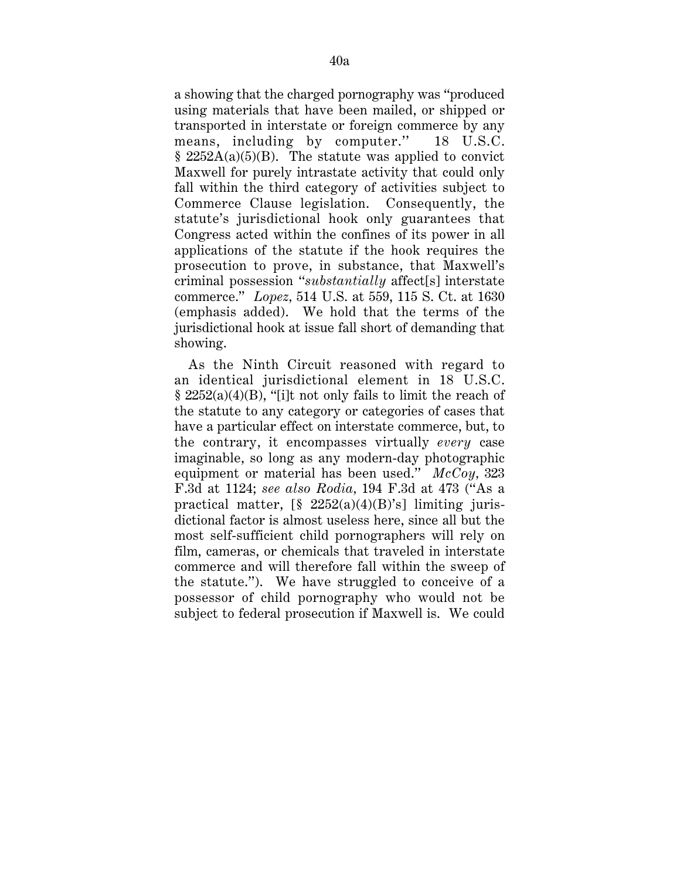a showing that the charged pornography was "produced using materials that have been mailed, or shipped or transported in interstate or foreign commerce by any means, including by computer." 18 U.S.C. § 2252A(a)(5)(B). The statute was applied to convict Maxwell for purely intrastate activity that could only fall within the third category of activities subject to Commerce Clause legislation. Consequently, the statute's jurisdictional hook only guarantees that Congress acted within the confines of its power in all applications of the statute if the hook requires the prosecution to prove, in substance, that Maxwell's criminal possession "*substantially* affect[s] interstate commerce." *Lopez*, 514 U.S. at 559, 115 S. Ct. at 1630 (emphasis added). We hold that the terms of the jurisdictional hook at issue fall short of demanding that showing.

As the Ninth Circuit reasoned with regard to an identical jurisdictional element in 18 U.S.C. § 2252(a)(4)(B), "[i]t not only fails to limit the reach of the statute to any category or categories of cases that have a particular effect on interstate commerce, but, to the contrary, it encompasses virtually *every* case imaginable, so long as any modern-day photographic equipment or material has been used." *McCoy*, 323 F.3d at 1124; *see also Rodia*, 194 F.3d at 473 ("As a practical matter, [§ 2252(a)(4)(B)'s] limiting jurisdictional factor is almost useless here, since all but the most self-sufficient child pornographers will rely on film, cameras, or chemicals that traveled in interstate commerce and will therefore fall within the sweep of the statute."). We have struggled to conceive of a possessor of child pornography who would not be subject to federal prosecution if Maxwell is. We could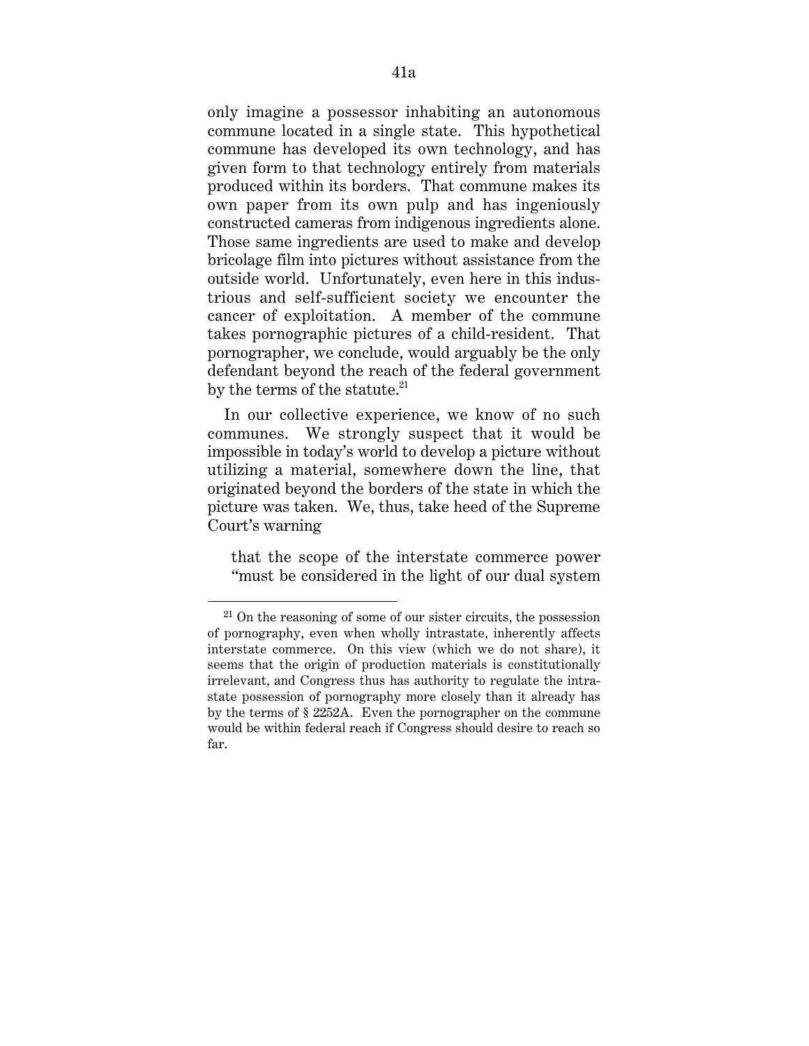only imagine a possessor inhabiting an autonomous commune located in a single state. This hypothetical commune has developed its own technology, and has given form to that technology entirely from materials produced within its borders. That commune makes its own paper from its own pulp and has ingeniously constructed cameras from indigenous ingredients alone. Those same ingredients are used to make and develop bricolage film into pictures without assistance from the outside world. Unfortunately, even here in this industrious and self-sufficient society we encounter the cancer of exploitation. A member of the commune takes pornographic pictures of a child-resident. That pornographer, we conclude, would arguably be the only defendant beyond the reach of the federal government by the terms of the statute.[21]

In our collective experience, we know of no such communes. We strongly suspect that it would be impossible in today's world to develop a picture without utilizing a material, somewhere down the line, that originated beyond the borders of the state in which the picture was taken. We, thus, take heed of the Supreme Court's warning

> that the scope of the interstate commerce power "must be considered in the light of our dual system

---

[21] On the reasoning of some of our sister circuits, the possession of pornography, even when wholly intrastate, inherently affects interstate commerce. On this view (which we do not share), it seems that the origin of production materials is constitutionally irrelevant, and Congress thus has authority to regulate the intrastate possession of pornography more closely than it already has by the terms of § 2252A. Even the pornographer on the commune would be within federal reach if Congress should desire to reach so far.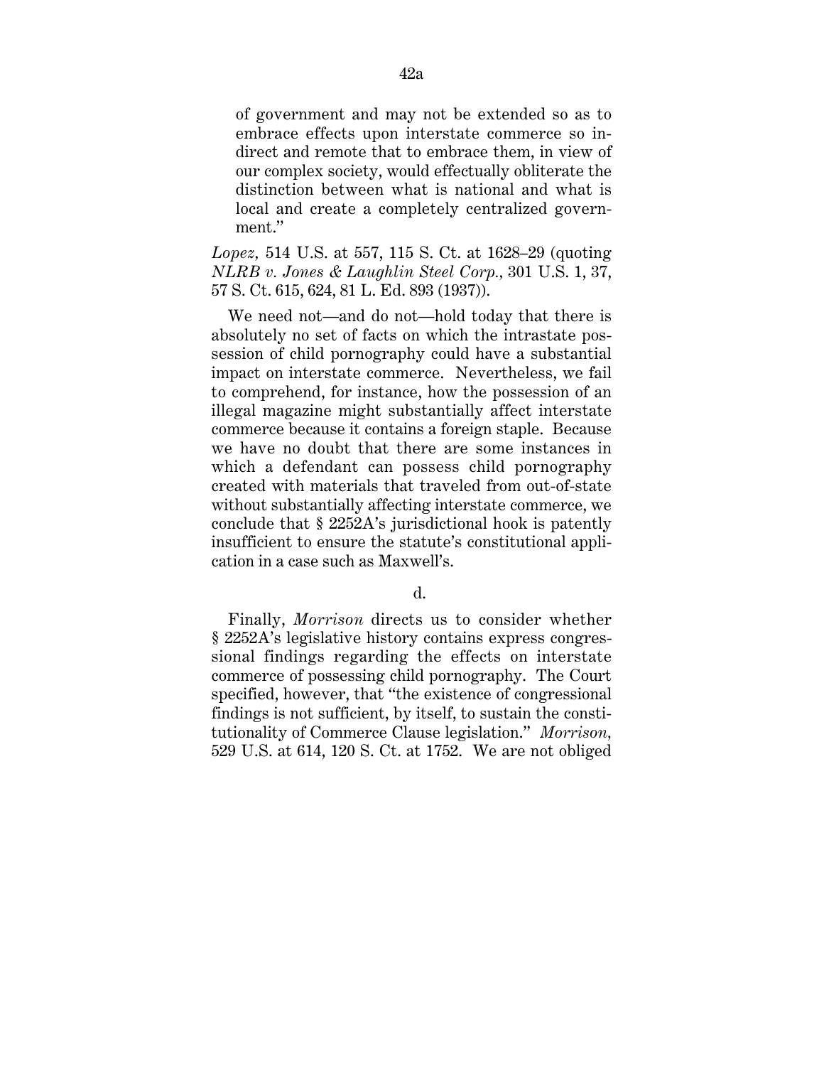> of government and may not be extended so as to embrace effects upon interstate commerce so indirect and remote that to embrace them, in view of our complex society, would effectually obliterate the distinction between what is national and what is local and create a completely centralized government."

*Lopez*, 514 U.S. at 557, 115 S. Ct. at 1628–29 (quoting *NLRB v. Jones & Laughlin Steel Corp.*, 301 U.S. 1, 37, 57 S. Ct. 615, 624, 81 L. Ed. 893 (1937)).

We need not—and do not—hold today that there is absolutely no set of facts on which the intrastate possession of child pornography could have a substantial impact on interstate commerce. Nevertheless, we fail to comprehend, for instance, how the possession of an illegal magazine might substantially affect interstate commerce because it contains a foreign staple. Because we have no doubt that there are some instances in which a defendant can possess child pornography created with materials that traveled from out-of-state without substantially affecting interstate commerce, we conclude that § 2252A's jurisdictional hook is patently insufficient to ensure the statute's constitutional application in a case such as Maxwell's.

d.

Finally, *Morrison* directs us to consider whether § 2252A's legislative history contains express congressional findings regarding the effects on interstate commerce of possessing child pornography. The Court specified, however, that "the existence of congressional findings is not sufficient, by itself, to sustain the constitutionality of Commerce Clause legislation." *Morrison*, 529 U.S. at 614, 120 S. Ct. at 1752. We are not obliged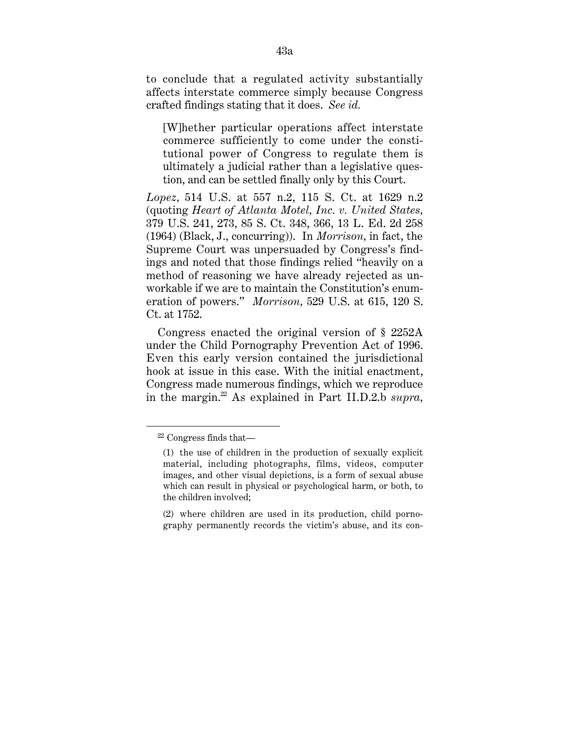to conclude that a regulated activity substantially affects interstate commerce simply because Congress crafted findings stating that it does. *See id.*

> [W]hether particular operations affect interstate commerce sufficiently to come under the constitutional power of Congress to regulate them is ultimately a judicial rather than a legislative question, and can be settled finally only by this Court.

*Lopez*, 514 U.S. at 557 n.2, 115 S. Ct. at 1629 n.2 (quoting *Heart of Atlanta Motel, Inc. v. United States*, 379 U.S. 241, 273, 85 S. Ct. 348, 366, 13 L. Ed. 2d 258 (1964) (Black, J., concurring)). In *Morrison*, in fact, the Supreme Court was unpersuaded by Congress's findings and noted that those findings relied "heavily on a method of reasoning we have already rejected as unworkable if we are to maintain the Constitution's enumeration of powers." *Morrison*, 529 U.S. at 615, 120 S. Ct. at 1752.

Congress enacted the original version of § 2252A under the Child Pornography Prevention Act of 1996. Even this early version contained the jurisdictional hook at issue in this case. With the initial enactment, Congress made numerous findings, which we reproduce in the margin.[22] As explained in Part II.D.2.b *supra*,

---

[22] Congress finds that—

(1) the use of children in the production of sexually explicit material, including photographs, films, videos, computer images, and other visual depictions, is a form of sexual abuse which can result in physical or psychological harm, or both, to the children involved;

(2) where children are used in its production, child pornography permanently records the victim's abuse, and its con-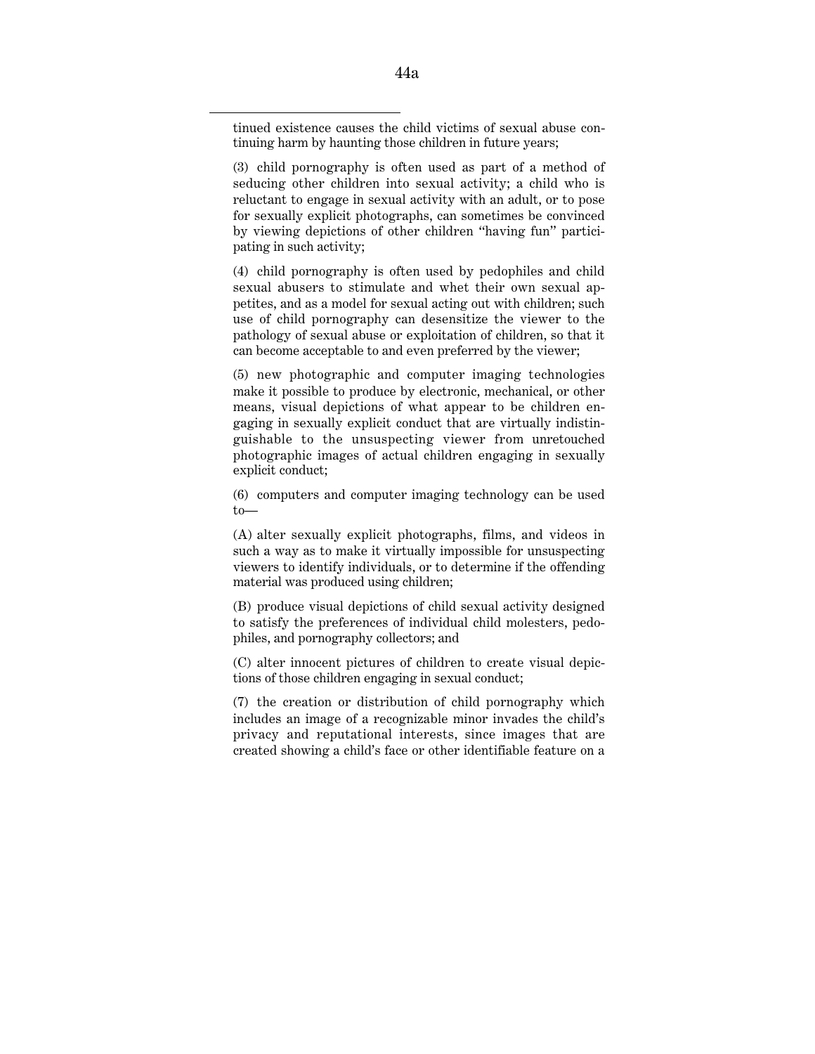tinued existence causes the child victims of sexual abuse continuing harm by haunting those children in future years;

(3) child pornography is often used as part of a method of seducing other children into sexual activity; a child who is reluctant to engage in sexual activity with an adult, or to pose for sexually explicit photographs, can sometimes be convinced by viewing depictions of other children "having fun" participating in such activity;

(4) child pornography is often used by pedophiles and child sexual abusers to stimulate and whet their own sexual appetites, and as a model for sexual acting out with children; such use of child pornography can desensitize the viewer to the pathology of sexual abuse or exploitation of children, so that it can become acceptable to and even preferred by the viewer;

(5) new photographic and computer imaging technologies make it possible to produce by electronic, mechanical, or other means, visual depictions of what appear to be children engaging in sexually explicit conduct that are virtually indistinguishable to the unsuspecting viewer from unretouched photographic images of actual children engaging in sexually explicit conduct;

(6) computers and computer imaging technology can be used to—

(A) alter sexually explicit photographs, films, and videos in such a way as to make it virtually impossible for unsuspecting viewers to identify individuals, or to determine if the offending material was produced using children;

(B) produce visual depictions of child sexual activity designed to satisfy the preferences of individual child molesters, pedophiles, and pornography collectors; and

(C) alter innocent pictures of children to create visual depictions of those children engaging in sexual conduct;

(7) the creation or distribution of child pornography which includes an image of a recognizable minor invades the child's privacy and reputational interests, since images that are created showing a child's face or other identifiable feature on a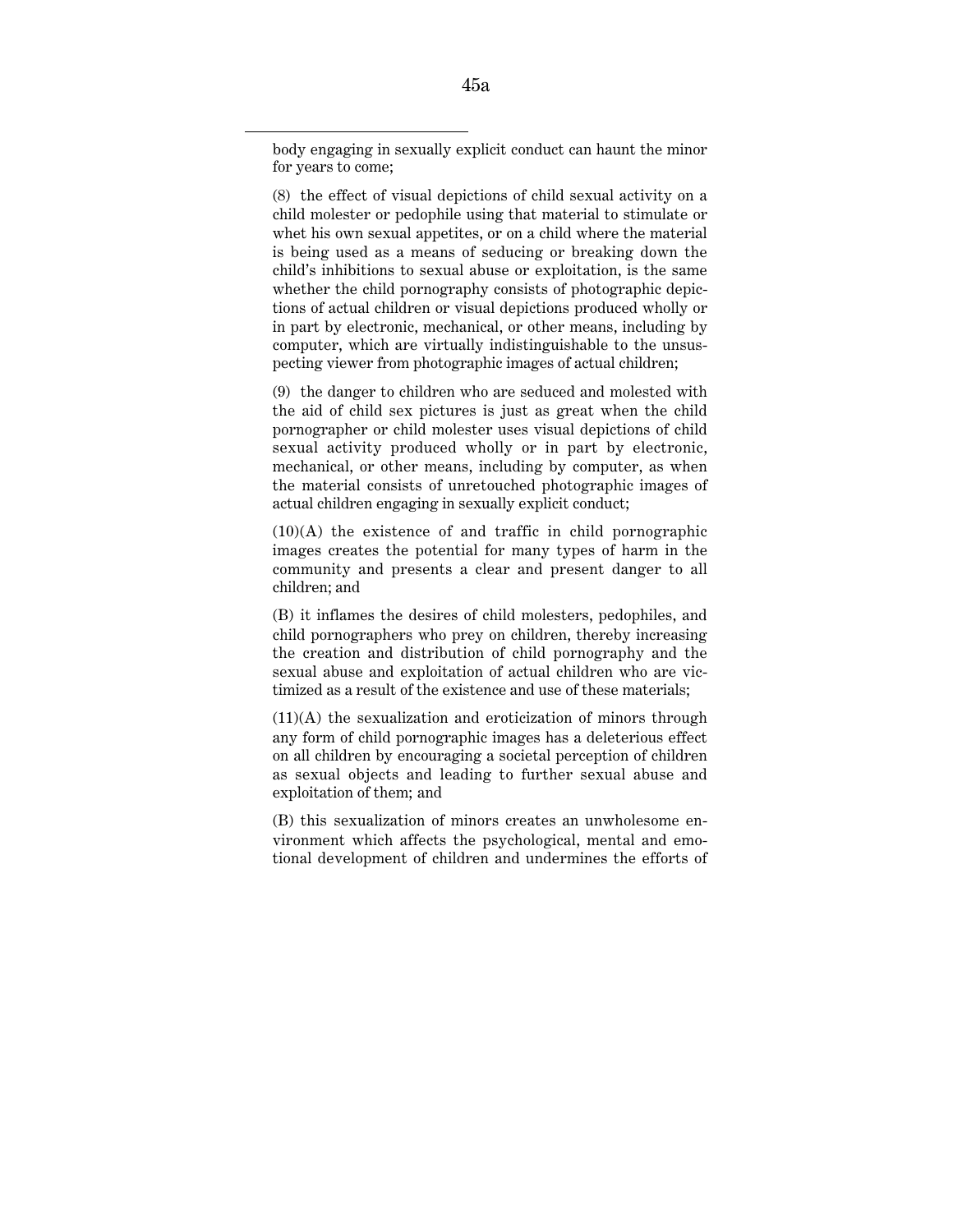body engaging in sexually explicit conduct can haunt the minor for years to come;

(8) the effect of visual depictions of child sexual activity on a child molester or pedophile using that material to stimulate or whet his own sexual appetites, or on a child where the material is being used as a means of seducing or breaking down the child's inhibitions to sexual abuse or exploitation, is the same whether the child pornography consists of photographic depictions of actual children or visual depictions produced wholly or in part by electronic, mechanical, or other means, including by computer, which are virtually indistinguishable to the unsuspecting viewer from photographic images of actual children;

(9) the danger to children who are seduced and molested with the aid of child sex pictures is just as great when the child pornographer or child molester uses visual depictions of child sexual activity produced wholly or in part by electronic, mechanical, or other means, including by computer, as when the material consists of unretouched photographic images of actual children engaging in sexually explicit conduct;

(10)(A) the existence of and traffic in child pornographic images creates the potential for many types of harm in the community and presents a clear and present danger to all children; and

(B) it inflames the desires of child molesters, pedophiles, and child pornographers who prey on children, thereby increasing the creation and distribution of child pornography and the sexual abuse and exploitation of actual children who are victimized as a result of the existence and use of these materials;

(11)(A) the sexualization and eroticization of minors through any form of child pornographic images has a deleterious effect on all children by encouraging a societal perception of children as sexual objects and leading to further sexual abuse and exploitation of them; and

(B) this sexualization of minors creates an unwholesome environment which affects the psychological, mental and emotional development of children and undermines the efforts of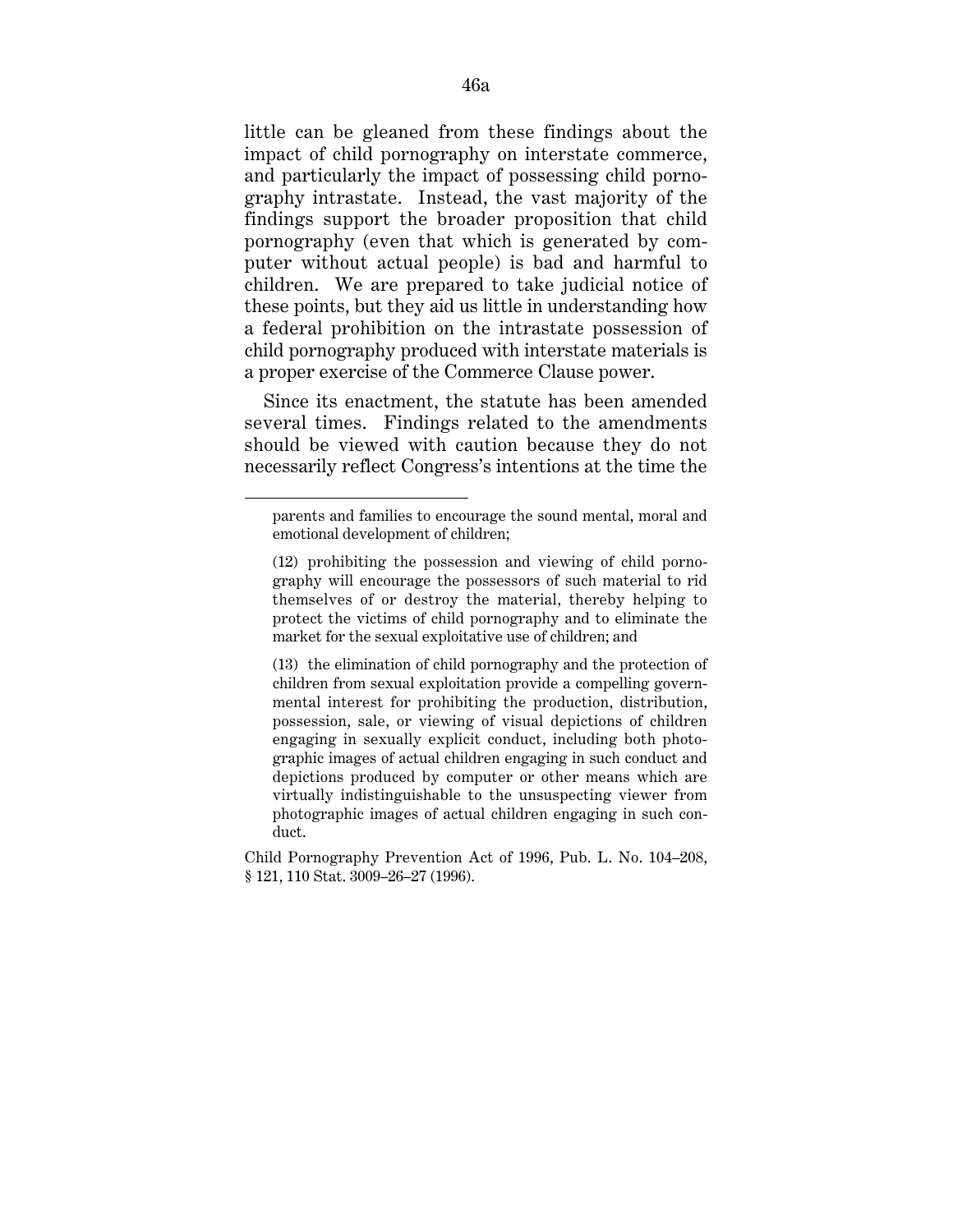little can be gleaned from these findings about the impact of child pornography on interstate commerce, and particularly the impact of possessing child pornography intrastate. Instead, the vast majority of the findings support the broader proposition that child pornography (even that which is generated by computer without actual people) is bad and harmful to children. We are prepared to take judicial notice of these points, but they aid us little in understanding how a federal prohibition on the intrastate possession of child pornography produced with interstate materials is a proper exercise of the Commerce Clause power.

Since its enactment, the statute has been amended several times. Findings related to the amendments should be viewed with caution because they do not necessarily reflect Congress's intentions at the time the

---

> parents and families to encourage the sound mental, moral and emotional development of children;
>
> (12) prohibiting the possession and viewing of child pornography will encourage the possessors of such material to rid themselves of or destroy the material, thereby helping to protect the victims of child pornography and to eliminate the market for the sexual exploitative use of children; and
>
> (13) the elimination of child pornography and the protection of children from sexual exploitation provide a compelling governmental interest for prohibiting the production, distribution, possession, sale, or viewing of visual depictions of children engaging in sexually explicit conduct, including both photographic images of actual children engaging in such conduct and depictions produced by computer or other means which are virtually indistinguishable to the unsuspecting viewer from photographic images of actual children engaging in such conduct.

Child Pornography Prevention Act of 1996, Pub. L. No. 104–208, § 121, 110 Stat. 3009–26–27 (1996).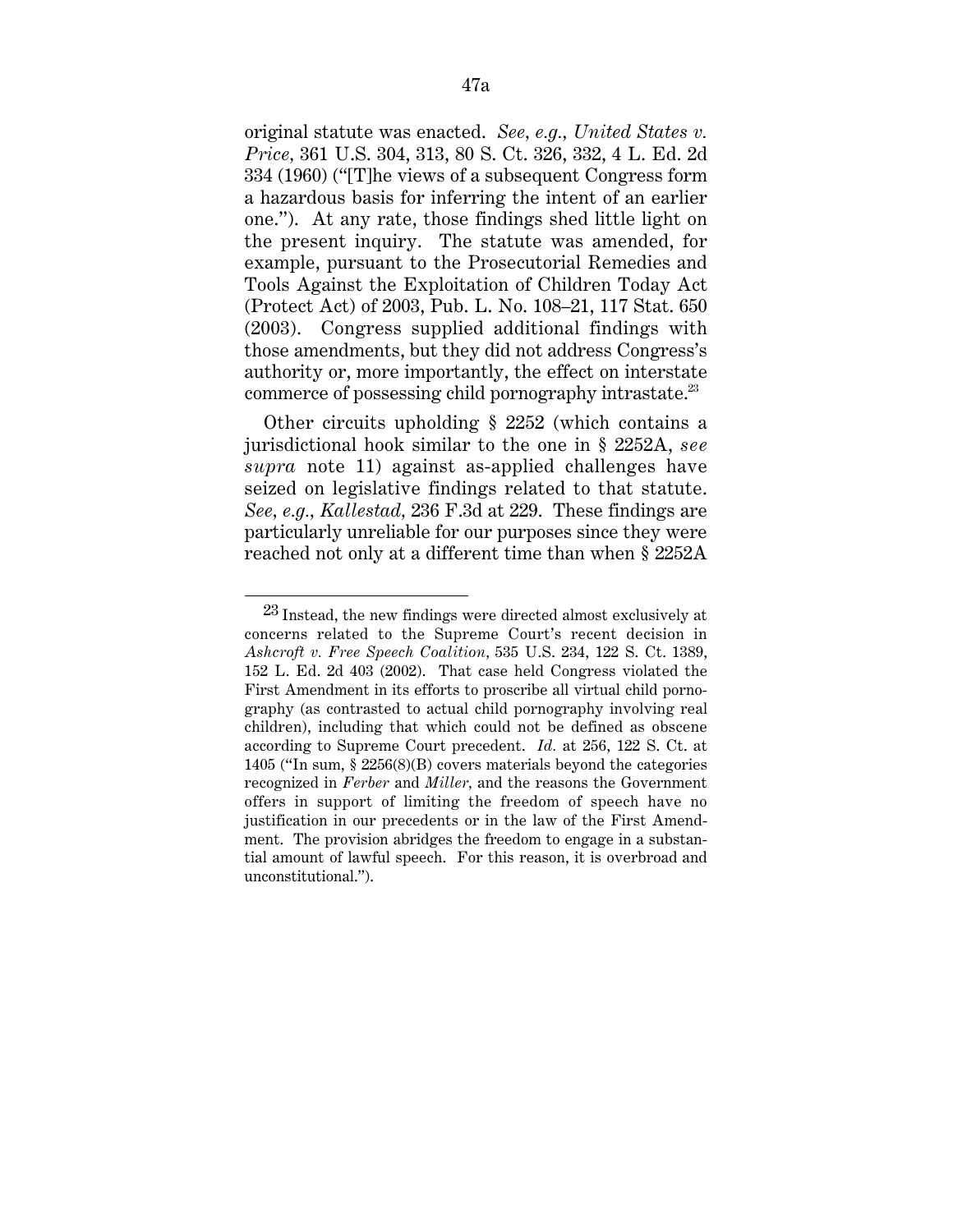original statute was enacted. *See, e.g.*, *United States v. Price*, 361 U.S. 304, 313, 80 S. Ct. 326, 332, 4 L. Ed. 2d 334 (1960) ("[T]he views of a subsequent Congress form a hazardous basis for inferring the intent of an earlier one."). At any rate, those findings shed little light on the present inquiry. The statute was amended, for example, pursuant to the Prosecutorial Remedies and Tools Against the Exploitation of Children Today Act (Protect Act) of 2003, Pub. L. No. 108–21, 117 Stat. 650 (2003). Congress supplied additional findings with those amendments, but they did not address Congress's authority or, more importantly, the effect on interstate commerce of possessing child pornography intrastate.[23]

Other circuits upholding § 2252 (which contains a jurisdictional hook similar to the one in § 2252A, *see supra* note 11) against as-applied challenges have seized on legislative findings related to that statute. *See, e.g.*, *Kallestad*, 236 F.3d at 229. These findings are particularly unreliable for our purposes since they were reached not only at a different time than when § 2252A

---

[23] Instead, the new findings were directed almost exclusively at concerns related to the Supreme Court's recent decision in *Ashcroft v. Free Speech Coalition*, 535 U.S. 234, 122 S. Ct. 1389, 152 L. Ed. 2d 403 (2002). That case held Congress violated the First Amendment in its efforts to proscribe all virtual child pornography (as contrasted to actual child pornography involving real children), including that which could not be defined as obscene according to Supreme Court precedent. *Id.* at 256, 122 S. Ct. at 1405 ("In sum, § 2256(8)(B) covers materials beyond the categories recognized in *Ferber* and *Miller*, and the reasons the Government offers in support of limiting the freedom of speech have no justification in our precedents or in the law of the First Amendment. The provision abridges the freedom to engage in a substantial amount of lawful speech. For this reason, it is overbroad and unconstitutional.").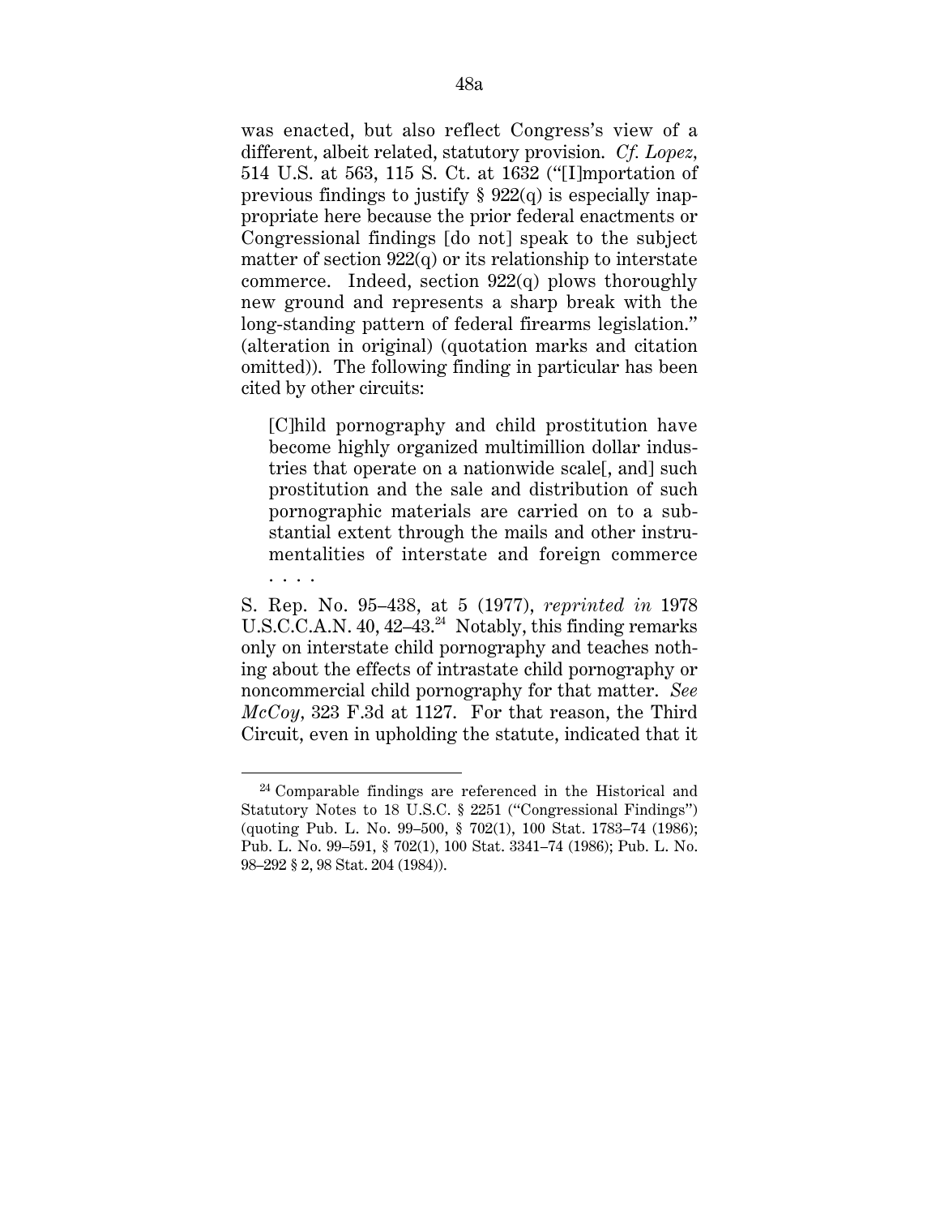was enacted, but also reflect Congress's view of a different, albeit related, statutory provision. *Cf. Lopez*, 514 U.S. at 563, 115 S. Ct. at 1632 ("[I]mportation of previous findings to justify § 922(q) is especially inappropriate here because the prior federal enactments or Congressional findings [do not] speak to the subject matter of section 922(q) or its relationship to interstate commerce. Indeed, section 922(q) plows thoroughly new ground and represents a sharp break with the long-standing pattern of federal firearms legislation." (alteration in original) (quotation marks and citation omitted)). The following finding in particular has been cited by other circuits:

> [C]hild pornography and child prostitution have become highly organized multimillion dollar industries that operate on a nationwide scale[, and] such prostitution and the sale and distribution of such pornographic materials are carried on to a substantial extent through the mails and other instrumentalities of interstate and foreign commerce . . . .

S. Rep. No. 95–438, at 5 (1977), *reprinted in* 1978 U.S.C.C.A.N. 40, 42–43.[24] Notably, this finding remarks only on interstate child pornography and teaches nothing about the effects of intrastate child pornography or noncommercial child pornography for that matter. *See McCoy*, 323 F.3d at 1127. For that reason, the Third Circuit, even in upholding the statute, indicated that it

---

[24] Comparable findings are referenced in the Historical and Statutory Notes to 18 U.S.C. § 2251 ("Congressional Findings") (quoting Pub. L. No. 99–500, § 702(1), 100 Stat. 1783–74 (1986); Pub. L. No. 99–591, § 702(1), 100 Stat. 3341–74 (1986); Pub. L. No. 98–292 § 2, 98 Stat. 204 (1984)).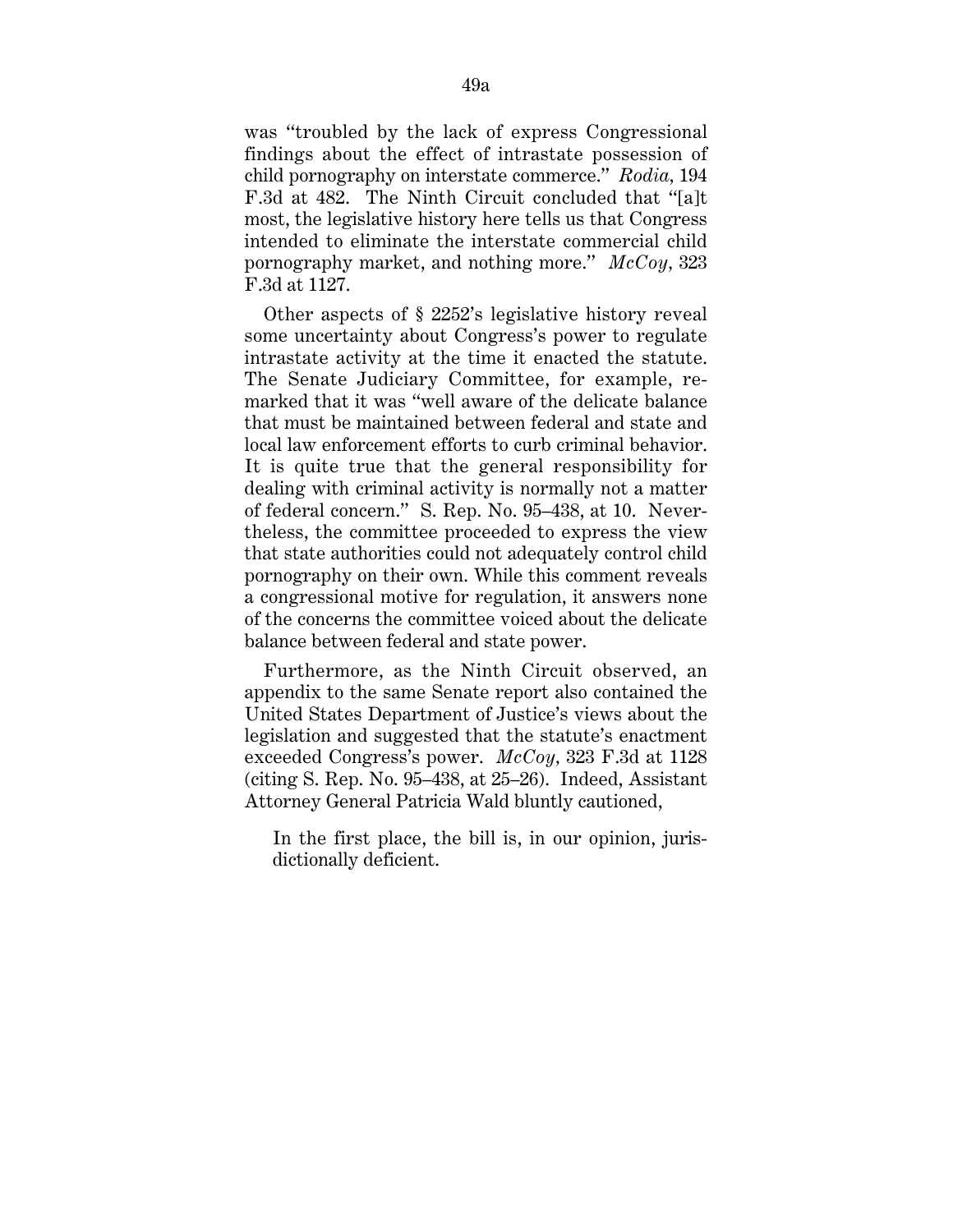was "troubled by the lack of express Congressional findings about the effect of intrastate possession of child pornography on interstate commerce." *Rodia*, 194 F.3d at 482. The Ninth Circuit concluded that "[a]t most, the legislative history here tells us that Congress intended to eliminate the interstate commercial child pornography market, and nothing more." *McCoy*, 323 F.3d at 1127.

Other aspects of § 2252's legislative history reveal some uncertainty about Congress's power to regulate intrastate activity at the time it enacted the statute. The Senate Judiciary Committee, for example, remarked that it was "well aware of the delicate balance that must be maintained between federal and state and local law enforcement efforts to curb criminal behavior. It is quite true that the general responsibility for dealing with criminal activity is normally not a matter of federal concern." S. Rep. No. 95–438, at 10. Nevertheless, the committee proceeded to express the view that state authorities could not adequately control child pornography on their own. While this comment reveals a congressional motive for regulation, it answers none of the concerns the committee voiced about the delicate balance between federal and state power.

Furthermore, as the Ninth Circuit observed, an appendix to the same Senate report also contained the United States Department of Justice's views about the legislation and suggested that the statute's enactment exceeded Congress's power. *McCoy*, 323 F.3d at 1128 (citing S. Rep. No. 95–438, at 25–26). Indeed, Assistant Attorney General Patricia Wald bluntly cautioned,

> In the first place, the bill is, in our opinion, jurisdictionally deficient.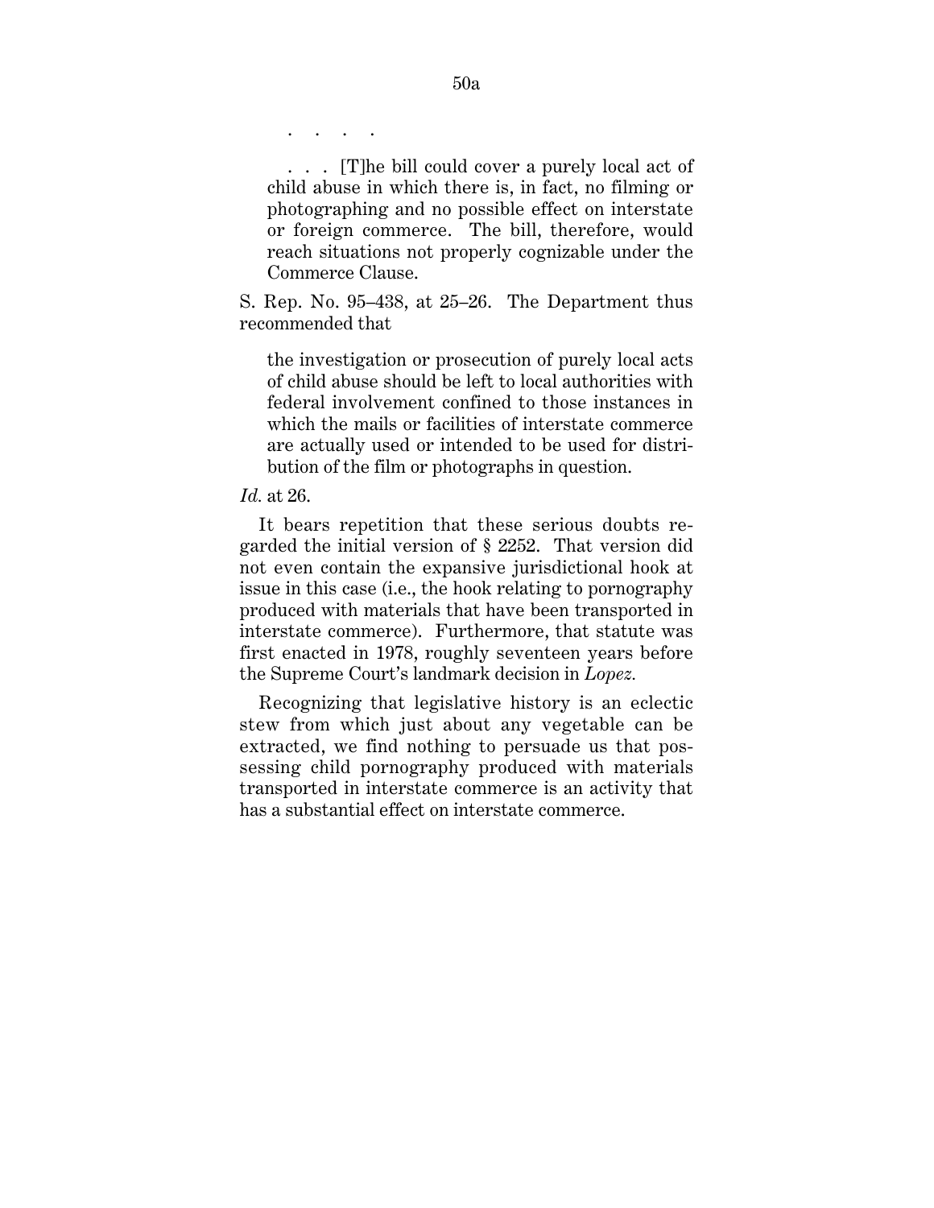. . . .

> . . . [T]he bill could cover a purely local act of child abuse in which there is, in fact, no filming or photographing and no possible effect on interstate or foreign commerce. The bill, therefore, would reach situations not properly cognizable under the Commerce Clause.

S. Rep. No. 95–438, at 25–26. The Department thus recommended that

> the investigation or prosecution of purely local acts of child abuse should be left to local authorities with federal involvement confined to those instances in which the mails or facilities of interstate commerce are actually used or intended to be used for distribution of the film or photographs in question.

*Id.* at 26.

It bears repetition that these serious doubts regarded the initial version of § 2252. That version did not even contain the expansive jurisdictional hook at issue in this case (i.e., the hook relating to pornography produced with materials that have been transported in interstate commerce). Furthermore, that statute was first enacted in 1978, roughly seventeen years before the Supreme Court's landmark decision in *Lopez*.

Recognizing that legislative history is an eclectic stew from which just about any vegetable can be extracted, we find nothing to persuade us that possessing child pornography produced with materials transported in interstate commerce is an activity that has a substantial effect on interstate commerce.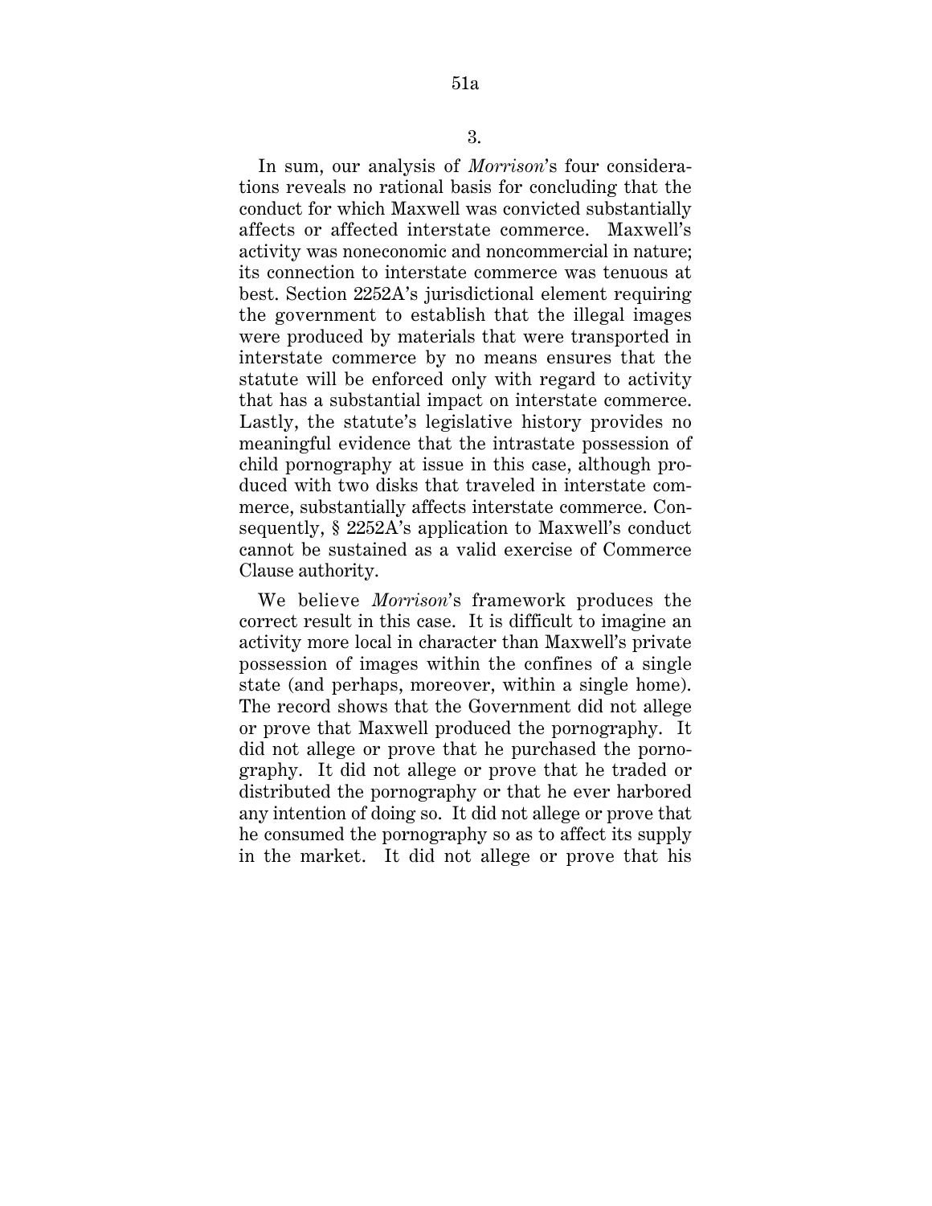### 3.

In sum, our analysis of *Morrison*'s four considerations reveals no rational basis for concluding that the conduct for which Maxwell was convicted substantially affects or affected interstate commerce. Maxwell's activity was noneconomic and noncommercial in nature; its connection to interstate commerce was tenuous at best. Section 2252A's jurisdictional element requiring the government to establish that the illegal images were produced by materials that were transported in interstate commerce by no means ensures that the statute will be enforced only with regard to activity that has a substantial impact on interstate commerce. Lastly, the statute's legislative history provides no meaningful evidence that the intrastate possession of child pornography at issue in this case, although produced with two disks that traveled in interstate commerce, substantially affects interstate commerce. Consequently, § 2252A's application to Maxwell's conduct cannot be sustained as a valid exercise of Commerce Clause authority.

We believe *Morrison*'s framework produces the correct result in this case. It is difficult to imagine an activity more local in character than Maxwell's private possession of images within the confines of a single state (and perhaps, moreover, within a single home). The record shows that the Government did not allege or prove that Maxwell produced the pornography. It did not allege or prove that he purchased the pornography. It did not allege or prove that he traded or distributed the pornography or that he ever harbored any intention of doing so. It did not allege or prove that he consumed the pornography so as to affect its supply in the market. It did not allege or prove that his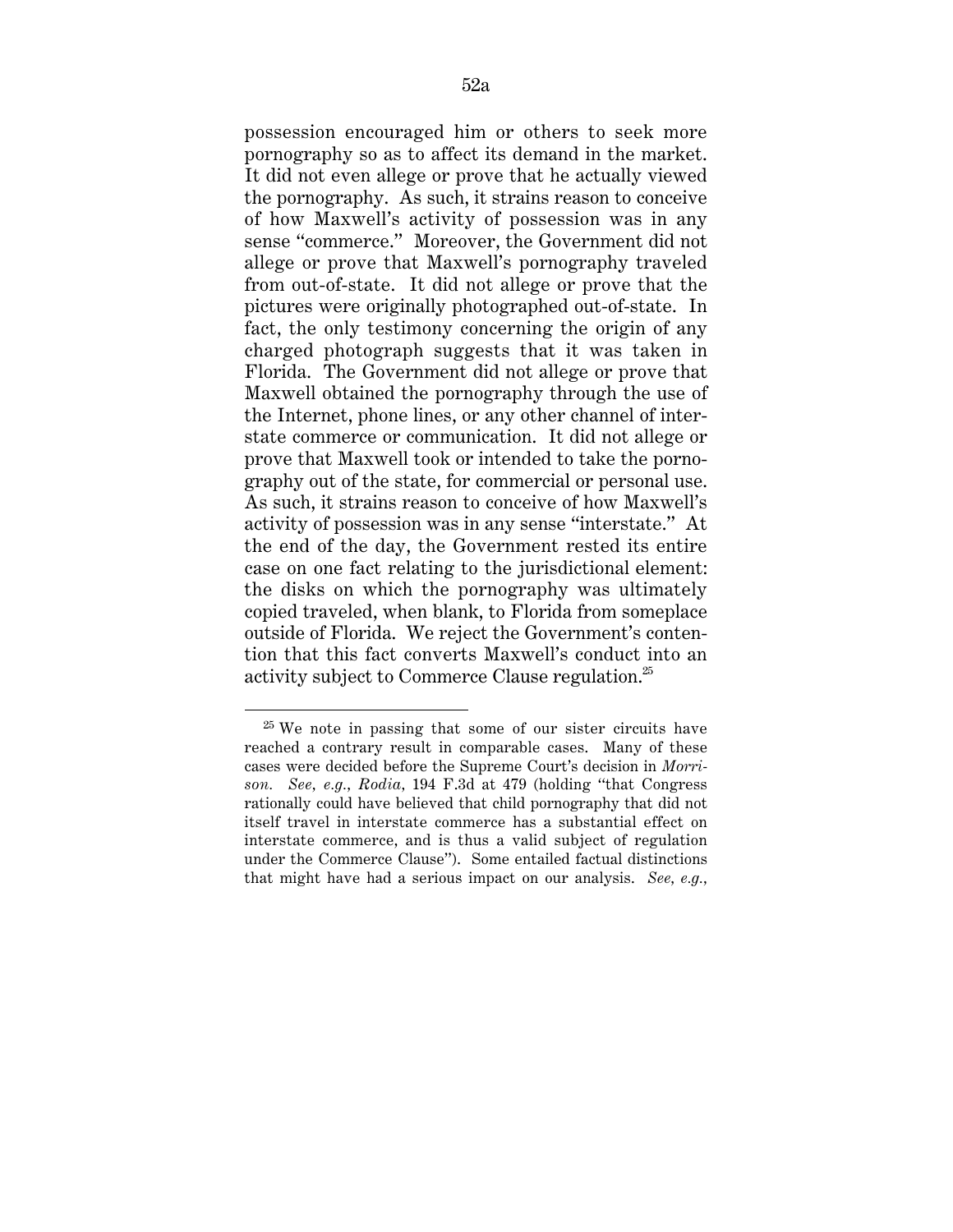possession encouraged him or others to seek more pornography so as to affect its demand in the market. It did not even allege or prove that he actually viewed the pornography. As such, it strains reason to conceive of how Maxwell's activity of possession was in any sense "commerce." Moreover, the Government did not allege or prove that Maxwell's pornography traveled from out-of-state. It did not allege or prove that the pictures were originally photographed out-of-state. In fact, the only testimony concerning the origin of any charged photograph suggests that it was taken in Florida. The Government did not allege or prove that Maxwell obtained the pornography through the use of the Internet, phone lines, or any other channel of interstate commerce or communication. It did not allege or prove that Maxwell took or intended to take the pornography out of the state, for commercial or personal use. As such, it strains reason to conceive of how Maxwell's activity of possession was in any sense "interstate." At the end of the day, the Government rested its entire case on one fact relating to the jurisdictional element: the disks on which the pornography was ultimately copied traveled, when blank, to Florida from someplace outside of Florida. We reject the Government's contention that this fact converts Maxwell's conduct into an activity subject to Commerce Clause regulation.[25]

---

[25] We note in passing that some of our sister circuits have reached a contrary result in comparable cases. Many of these cases were decided before the Supreme Court's decision in *Morrison*. *See, e.g.*, *Rodia*, 194 F.3d at 479 (holding "that Congress rationally could have believed that child pornography that did not itself travel in interstate commerce has a substantial effect on interstate commerce, and is thus a valid subject of regulation under the Commerce Clause"). Some entailed factual distinctions that might have had a serious impact on our analysis. *See, e.g.*,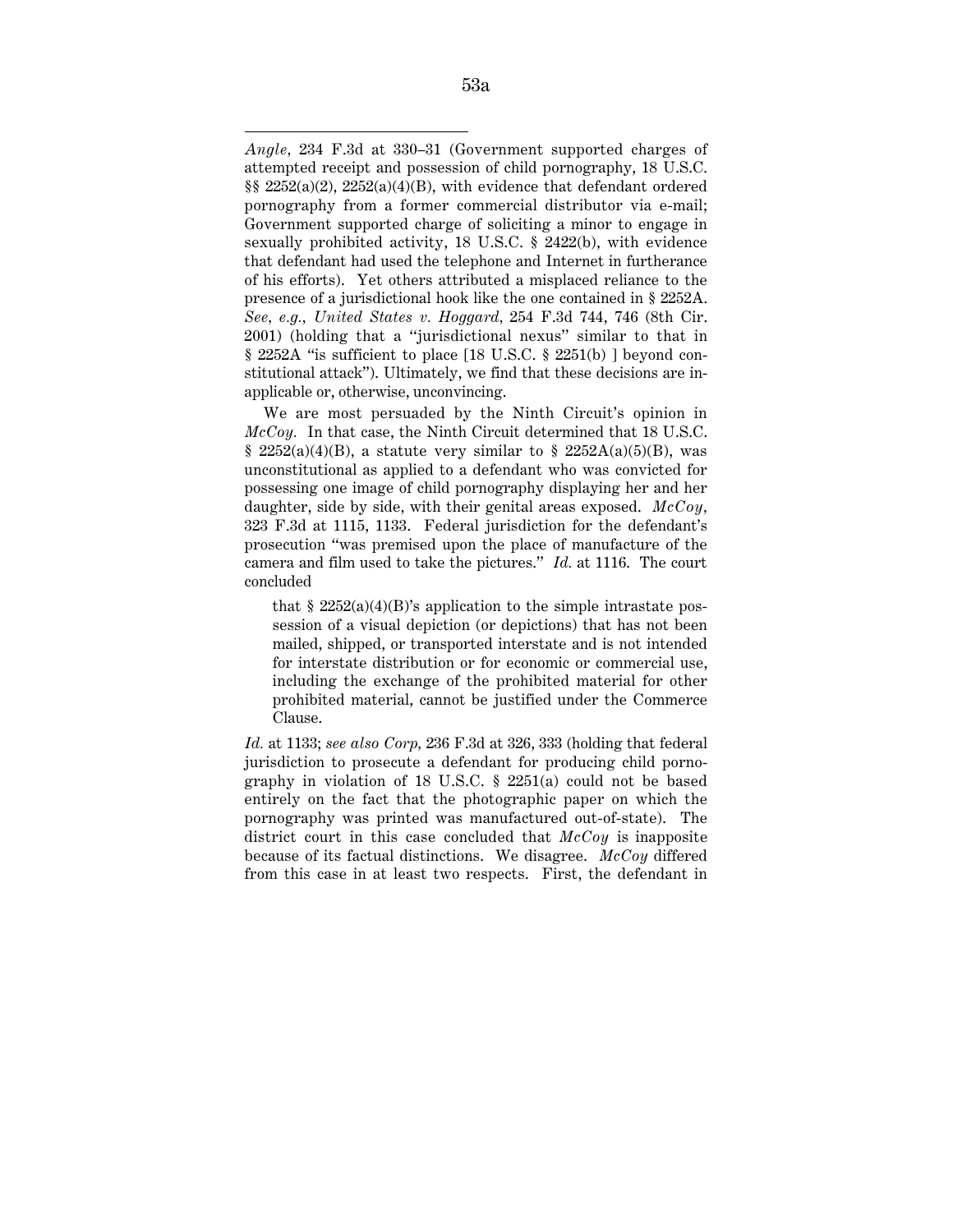*Angle*, 234 F.3d at 330–31 (Government supported charges of attempted receipt and possession of child pornography, 18 U.S.C. §§ 2252(a)(2), 2252(a)(4)(B), with evidence that defendant ordered pornography from a former commercial distributor via e-mail; Government supported charge of soliciting a minor to engage in sexually prohibited activity, 18 U.S.C. § 2422(b), with evidence that defendant had used the telephone and Internet in furtherance of his efforts). Yet others attributed a misplaced reliance to the presence of a jurisdictional hook like the one contained in § 2252A. *See, e.g., United States v. Hoggard*, 254 F.3d 744, 746 (8th Cir. 2001) (holding that a "jurisdictional nexus" similar to that in § 2252A "is sufficient to place [18 U.S.C. § 2251(b) ] beyond constitutional attack"). Ultimately, we find that these decisions are inapplicable or, otherwise, unconvincing.

We are most persuaded by the Ninth Circuit's opinion in *McCoy*. In that case, the Ninth Circuit determined that 18 U.S.C. § 2252(a)(4)(B), a statute very similar to § 2252A(a)(5)(B), was unconstitutional as applied to a defendant who was convicted for possessing one image of child pornography displaying her and her daughter, side by side, with their genital areas exposed. *McCoy*, 323 F.3d at 1115, 1133. Federal jurisdiction for the defendant's prosecution "was premised upon the place of manufacture of the camera and film used to take the pictures." *Id.* at 1116. The court concluded

> that § 2252(a)(4)(B)'s application to the simple intrastate possession of a visual depiction (or depictions) that has not been mailed, shipped, or transported interstate and is not intended for interstate distribution or for economic or commercial use, including the exchange of the prohibited material for other prohibited material, cannot be justified under the Commerce Clause.

*Id.* at 1133; *see also Corp*, 236 F.3d at 326, 333 (holding that federal jurisdiction to prosecute a defendant for producing child pornography in violation of 18 U.S.C. § 2251(a) could not be based entirely on the fact that the photographic paper on which the pornography was printed was manufactured out-of-state). The district court in this case concluded that *McCoy* is inapposite because of its factual distinctions. We disagree. *McCoy* differed from this case in at least two respects. First, the defendant in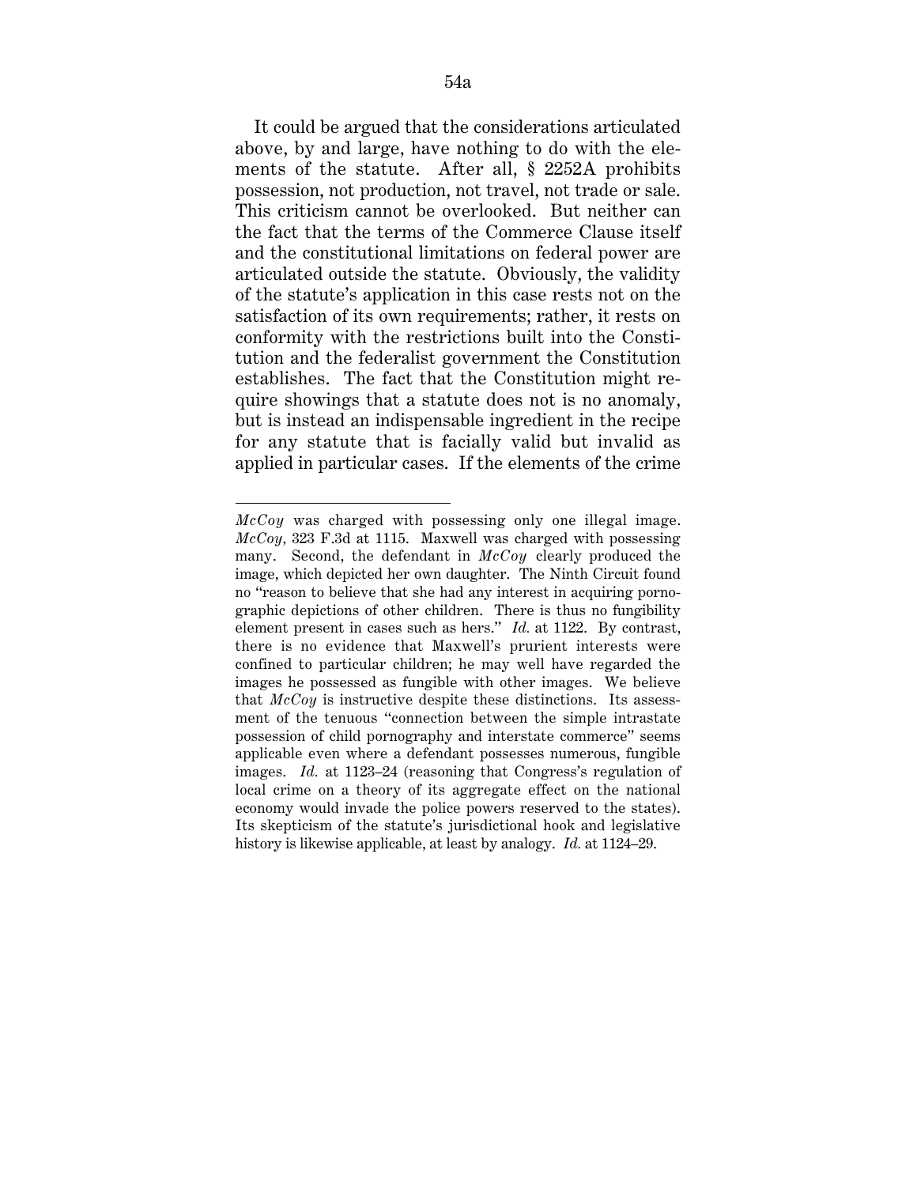It could be argued that the considerations articulated above, by and large, have nothing to do with the elements of the statute. After all, § 2252A prohibits possession, not production, not travel, not trade or sale. This criticism cannot be overlooked. But neither can the fact that the terms of the Commerce Clause itself and the constitutional limitations on federal power are articulated outside the statute. Obviously, the validity of the statute's application in this case rests not on the satisfaction of its own requirements; rather, it rests on conformity with the restrictions built into the Constitution and the federalist government the Constitution establishes. The fact that the Constitution might require showings that a statute does not is no anomaly, but is instead an indispensable ingredient in the recipe for any statute that is facially valid but invalid as applied in particular cases. If the elements of the crime

---

*McCoy* was charged with possessing only one illegal image. *McCoy*, 323 F.3d at 1115. Maxwell was charged with possessing many. Second, the defendant in *McCoy* clearly produced the image, which depicted her own daughter. The Ninth Circuit found no "reason to believe that she had any interest in acquiring pornographic depictions of other children. There is thus no fungibility element present in cases such as hers." *Id.* at 1122. By contrast, there is no evidence that Maxwell's prurient interests were confined to particular children; he may well have regarded the images he possessed as fungible with other images. We believe that *McCoy* is instructive despite these distinctions. Its assessment of the tenuous "connection between the simple intrastate possession of child pornography and interstate commerce" seems applicable even where a defendant possesses numerous, fungible images. *Id.* at 1123–24 (reasoning that Congress's regulation of local crime on a theory of its aggregate effect on the national economy would invade the police powers reserved to the states). Its skepticism of the statute's jurisdictional hook and legislative history is likewise applicable, at least by analogy. *Id.* at 1124–29.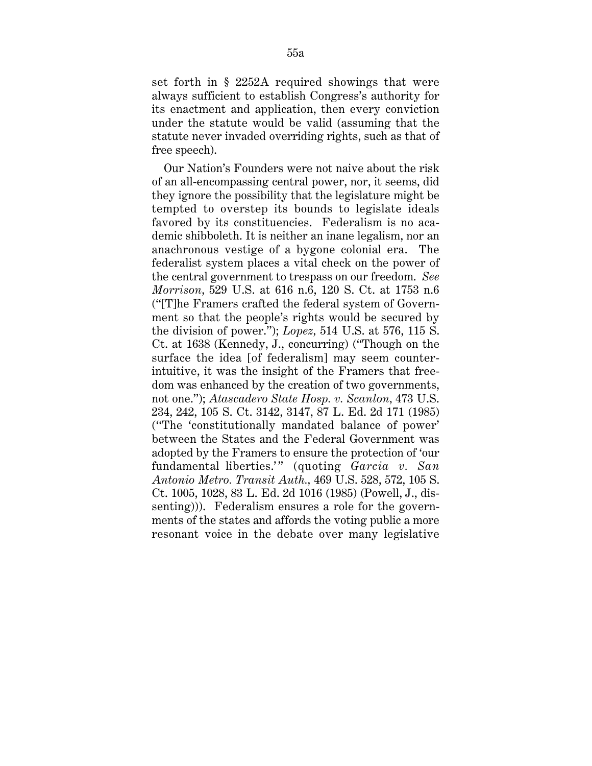set forth in § 2252A required showings that were always sufficient to establish Congress's authority for its enactment and application, then every conviction under the statute would be valid (assuming that the statute never invaded overriding rights, such as that of free speech).

Our Nation's Founders were not naive about the risk of an all-encompassing central power, nor, it seems, did they ignore the possibility that the legislature might be tempted to overstep its bounds to legislate ideals favored by its constituencies. Federalism is no academic shibboleth. It is neither an inane legalism, nor an anachronous vestige of a bygone colonial era. The federalist system places a vital check on the power of the central government to trespass on our freedom. *See Morrison,* 529 U.S. at 616 n.6, 120 S. Ct. at 1753 n.6 ("[T]he Framers crafted the federal system of Government so that the people's rights would be secured by the division of power."); *Lopez,* 514 U.S. at 576, 115 S. Ct. at 1638 (Kennedy, J., concurring) ("Though on the surface the idea [of federalism] may seem counterintuitive, it was the insight of the Framers that freedom was enhanced by the creation of two governments, not one."); *Atascadero State Hosp. v. Scanlon,* 473 U.S. 234, 242, 105 S. Ct. 3142, 3147, 87 L. Ed. 2d 171 (1985) ("The 'constitutionally mandated balance of power' between the States and the Federal Government was adopted by the Framers to ensure the protection of 'our fundamental liberties.'" (quoting *Garcia v. San Antonio Metro. Transit Auth.,* 469 U.S. 528, 572, 105 S. Ct. 1005, 1028, 83 L. Ed. 2d 1016 (1985) (Powell, J., dissenting))). Federalism ensures a role for the governments of the states and affords the voting public a more resonant voice in the debate over many legislative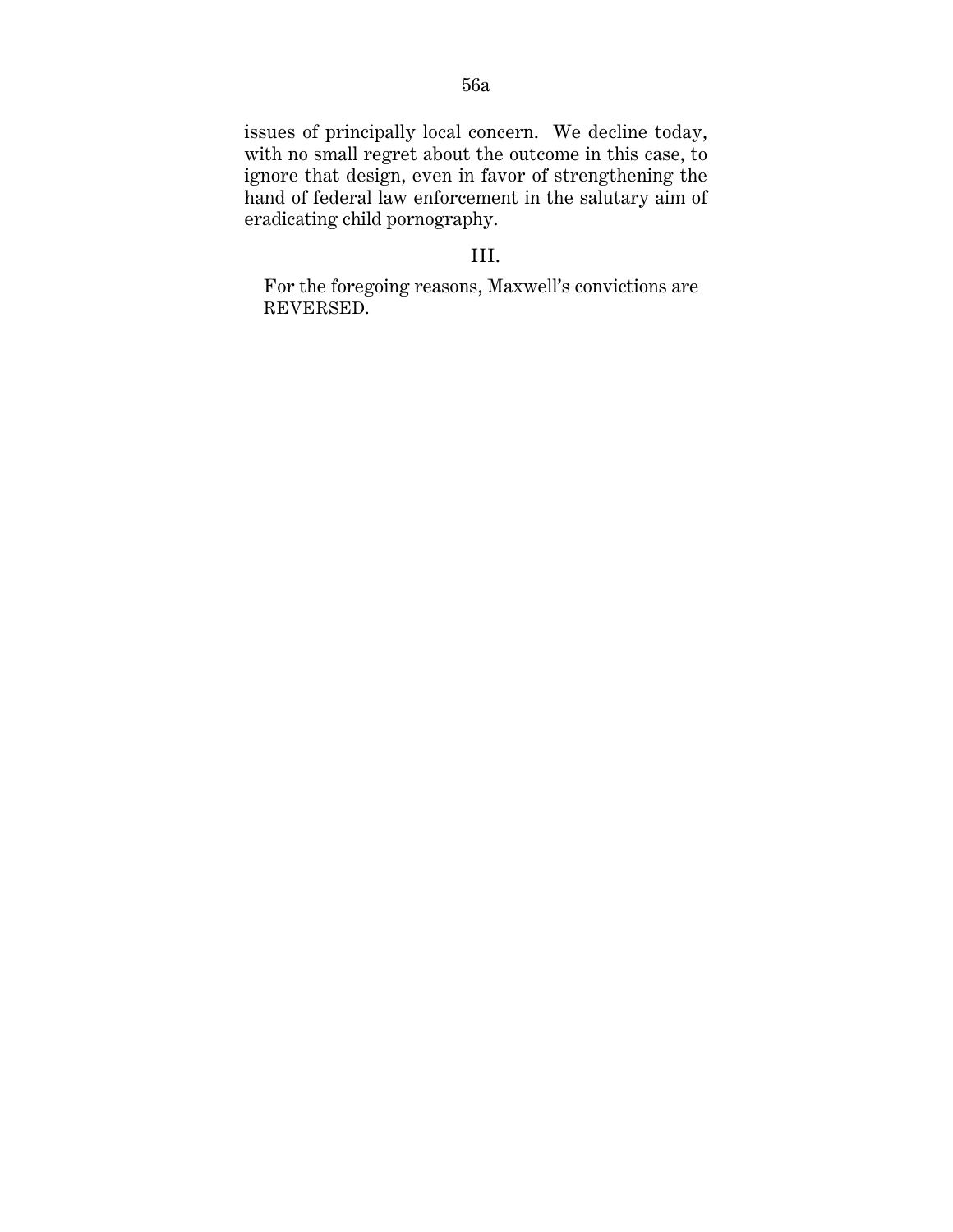issues of principally local concern. We decline today, with no small regret about the outcome in this case, to ignore that design, even in favor of strengthening the hand of federal law enforcement in the salutary aim of eradicating child pornography.

## III.

For the foregoing reasons, Maxwell's convictions are REVERSED.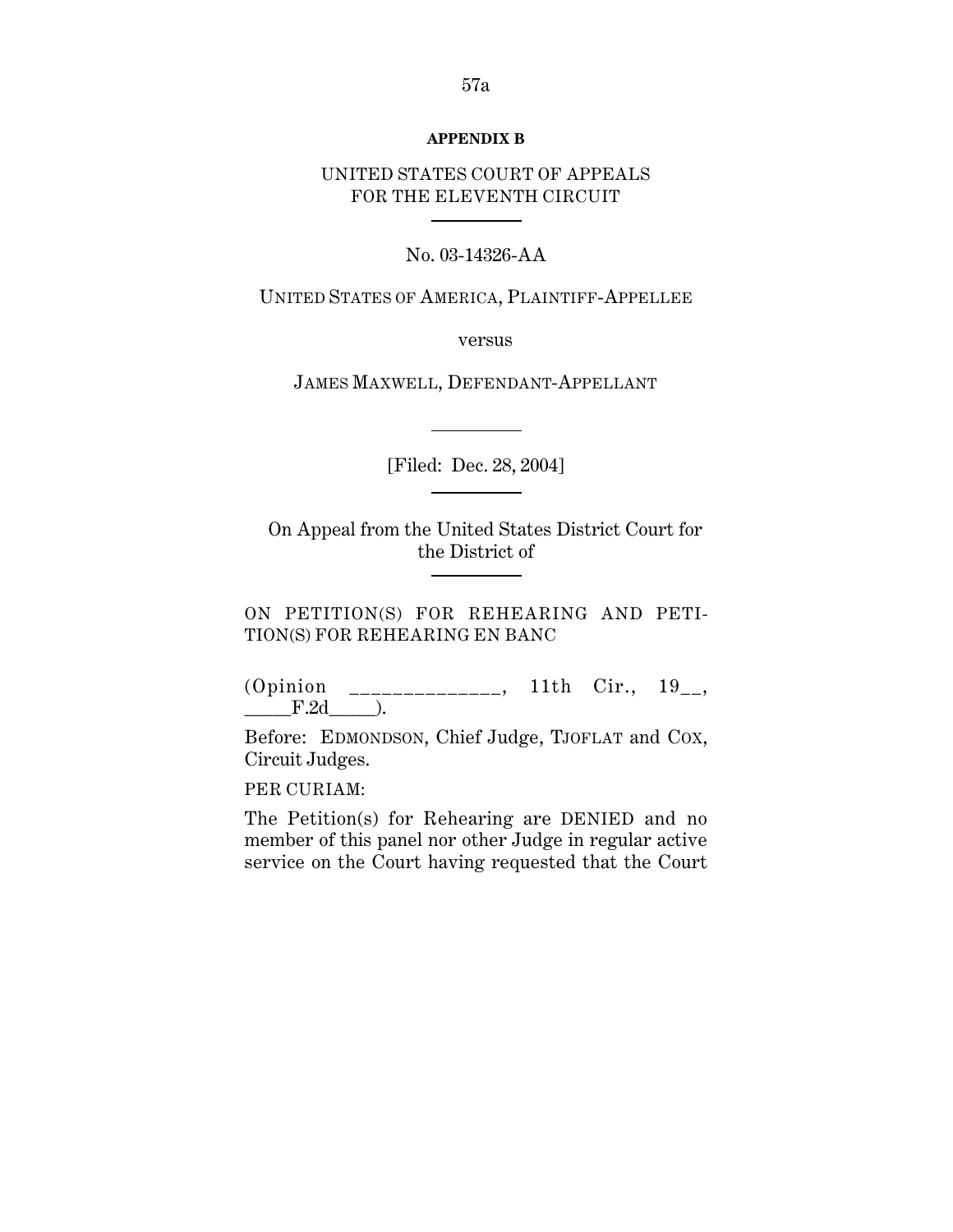**APPENDIX B**

UNITED STATES COURT OF APPEALS
FOR THE ELEVENTH CIRCUIT

No. 03-14326-AA

UNITED STATES OF AMERICA, PLAINTIFF-APPELLEE

versus

JAMES MAXWELL, DEFENDANT-APPELLANT

[Filed: Dec. 28, 2004]

On Appeal from the United States District Court for the District of

ON PETITION(S) FOR REHEARING AND PETITION(S) FOR REHEARING EN BANC

(Opinion ______________, 11th Cir., 19__, _____F.2d_____).

Before: EDMONDSON, Chief Judge, TJOFLAT and COX, Circuit Judges.

PER CURIAM:

The Petition(s) for Rehearing are DENIED and no member of this panel nor other Judge in regular active service on the Court having requested that the Court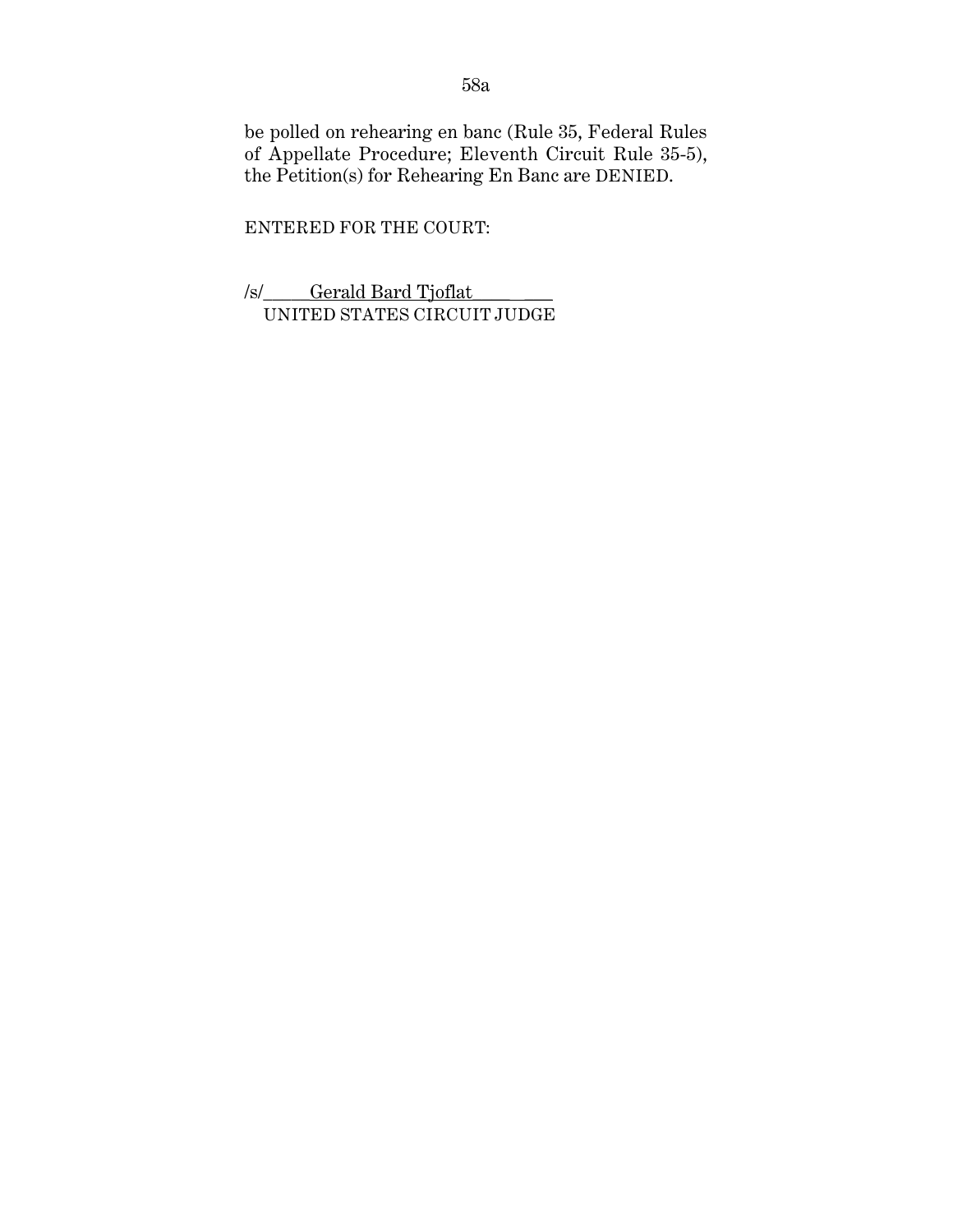be polled on rehearing en banc (Rule 35, Federal Rules of Appellate Procedure; Eleventh Circuit Rule 35-5), the Petition(s) for Rehearing En Banc are DENIED.

ENTERED FOR THE COURT:

/s/ Gerald Bard Tjoflat
UNITED STATES CIRCUIT JUDGE